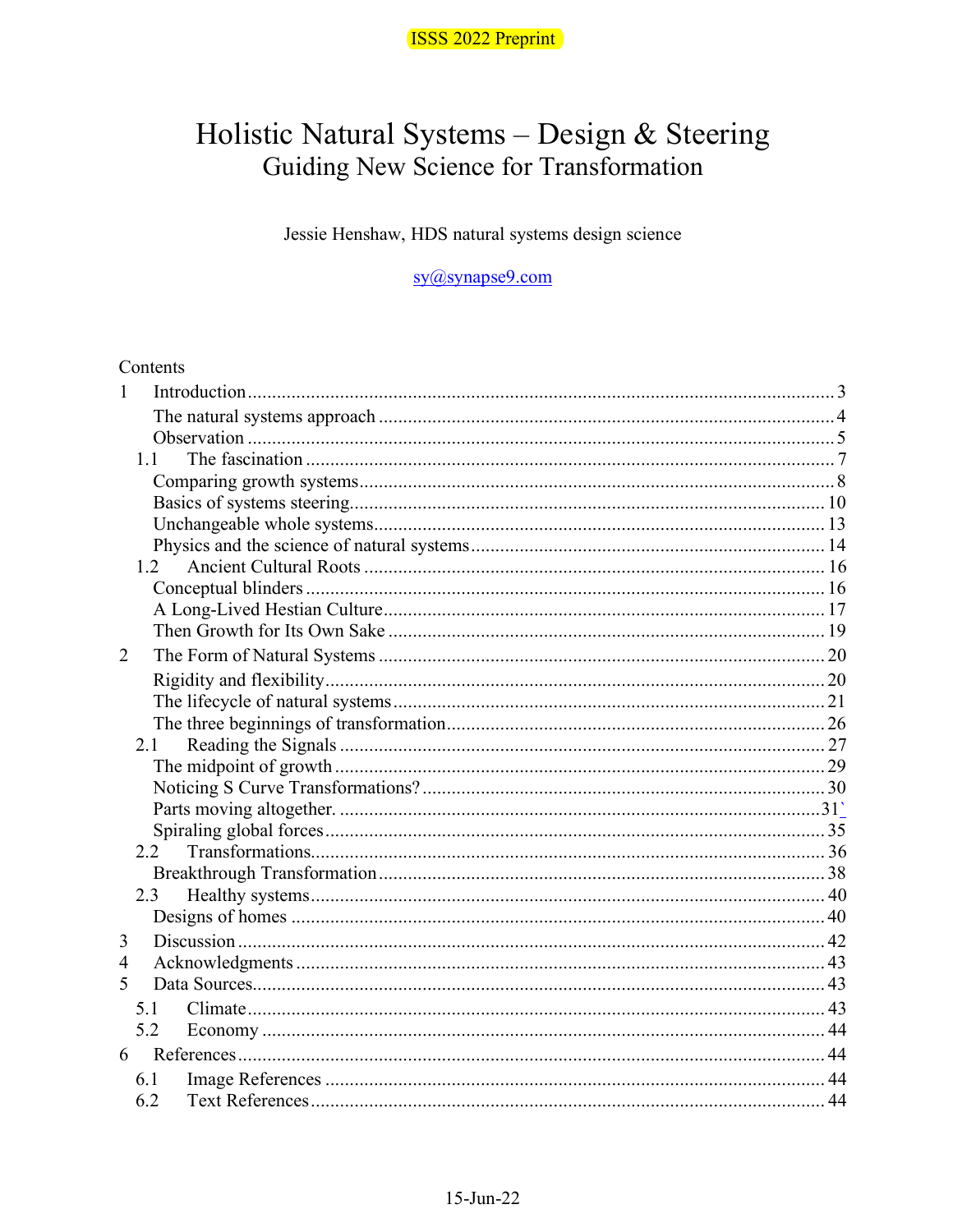ISSS 2022 Preprint

# Holistic Natural Systems – Design & Steering

## Guiding New Science for Transformation

Jessie Henshaw, HDS natural systems design science

sy@synapse9.com

Contents

- 1 Introduction ... 3
  - The natural systems approach ... 4
  - Observation ... 5
  - 1.1 The fascination ... 7
    - Comparing growth systems ... 8
    - Basics of systems steering ... 10
    - Unchangeable whole systems ... 13
    - Physics and the science of natural systems ... 14
  - 1.2 Ancient Cultural Roots ... 16
    - Conceptual blinders ... 16
    - A Long-Lived Hestian Culture ... 17
    - Then Growth for Its Own Sake ... 19
- 2 The Form of Natural Systems ... 20
  - Rigidity and flexibility ... 20
  - The lifecycle of natural systems ... 21
  - The three beginnings of transformation ... 26
  - 2.1 Reading the Signals ... 27
    - The midpoint of growth ... 29
    - Noticing S Curve Transformations? ... 30
    - Parts moving altogether. ... 31`
    - Spiraling global forces ... 35
  - 2.2 Transformations ... 36
    - Breakthrough Transformation ... 38
  - 2.3 Healthy systems ... 40
    - Designs of homes ... 40
- 3 Discussion ... 42
- 4 Acknowledgments ... 43
- 5 Data Sources ... 43
  - 5.1 Climate ... 43
  - 5.2 Economy ... 44
- 6 References ... 44
  - 6.1 Image References ... 44
  - 6.2 Text References ... 44

15-Jun-22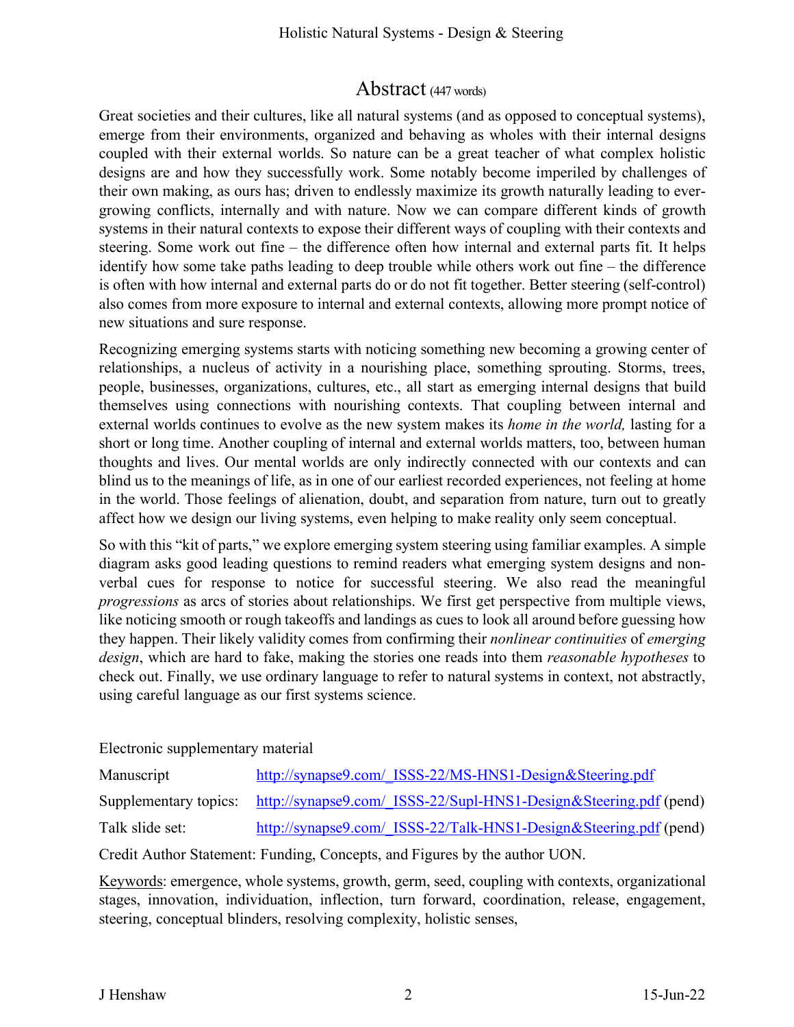# Abstract (447 words)

Great societies and their cultures, like all natural systems (and as opposed to conceptual systems), emerge from their environments, organized and behaving as wholes with their internal designs coupled with their external worlds. So nature can be a great teacher of what complex holistic designs are and how they successfully work. Some notably become imperiled by challenges of their own making, as ours has; driven to endlessly maximize its growth naturally leading to ever-growing conflicts, internally and with nature. Now we can compare different kinds of growth systems in their natural contexts to expose their different ways of coupling with their contexts and steering. Some work out fine – the difference often how internal and external parts fit. It helps identify how some take paths leading to deep trouble while others work out fine – the difference is often with how internal and external parts do or do not fit together. Better steering (self-control) also comes from more exposure to internal and external contexts, allowing more prompt notice of new situations and sure response.

Recognizing emerging systems starts with noticing something new becoming a growing center of relationships, a nucleus of activity in a nourishing place, something sprouting. Storms, trees, people, businesses, organizations, cultures, etc., all start as emerging internal designs that build themselves using connections with nourishing contexts. That coupling between internal and external worlds continues to evolve as the new system makes its *home in the world,* lasting for a short or long time. Another coupling of internal and external worlds matters, too, between human thoughts and lives. Our mental worlds are only indirectly connected with our contexts and can blind us to the meanings of life, as in one of our earliest recorded experiences, not feeling at home in the world. Those feelings of alienation, doubt, and separation from nature, turn out to greatly affect how we design our living systems, even helping to make reality only seem conceptual.

So with this "kit of parts," we explore emerging system steering using familiar examples. A simple diagram asks good leading questions to remind readers what emerging system designs and non-verbal cues for response to notice for successful steering. We also read the meaningful *progressions* as arcs of stories about relationships. We first get perspective from multiple views, like noticing smooth or rough takeoffs and landings as cues to look all around before guessing how they happen. Their likely validity comes from confirming their *nonlinear continuities* of *emerging design*, which are hard to fake, making the stories one reads into them *reasonable hypotheses* to check out. Finally, we use ordinary language to refer to natural systems in context, not abstractly, using careful language as our first systems science.

Electronic supplementary material

| | |
|---|---|
| Manuscript | http://synapse9.com/_ISSS-22/MS-HNS1-Design&Steering.pdf |
| Supplementary topics: | http://synapse9.com/_ISSS-22/Supl-HNS1-Design&Steering.pdf (pend) |
| Talk slide set: | http://synapse9.com/_ISSS-22/Talk-HNS1-Design&Steering.pdf (pend) |

Credit Author Statement: Funding, Concepts, and Figures by the author UON.

Keywords: emergence, whole systems, growth, germ, seed, coupling with contexts, organizational stages, innovation, individuation, inflection, turn forward, coordination, release, engagement, steering, conceptual blinders, resolving complexity, holistic senses,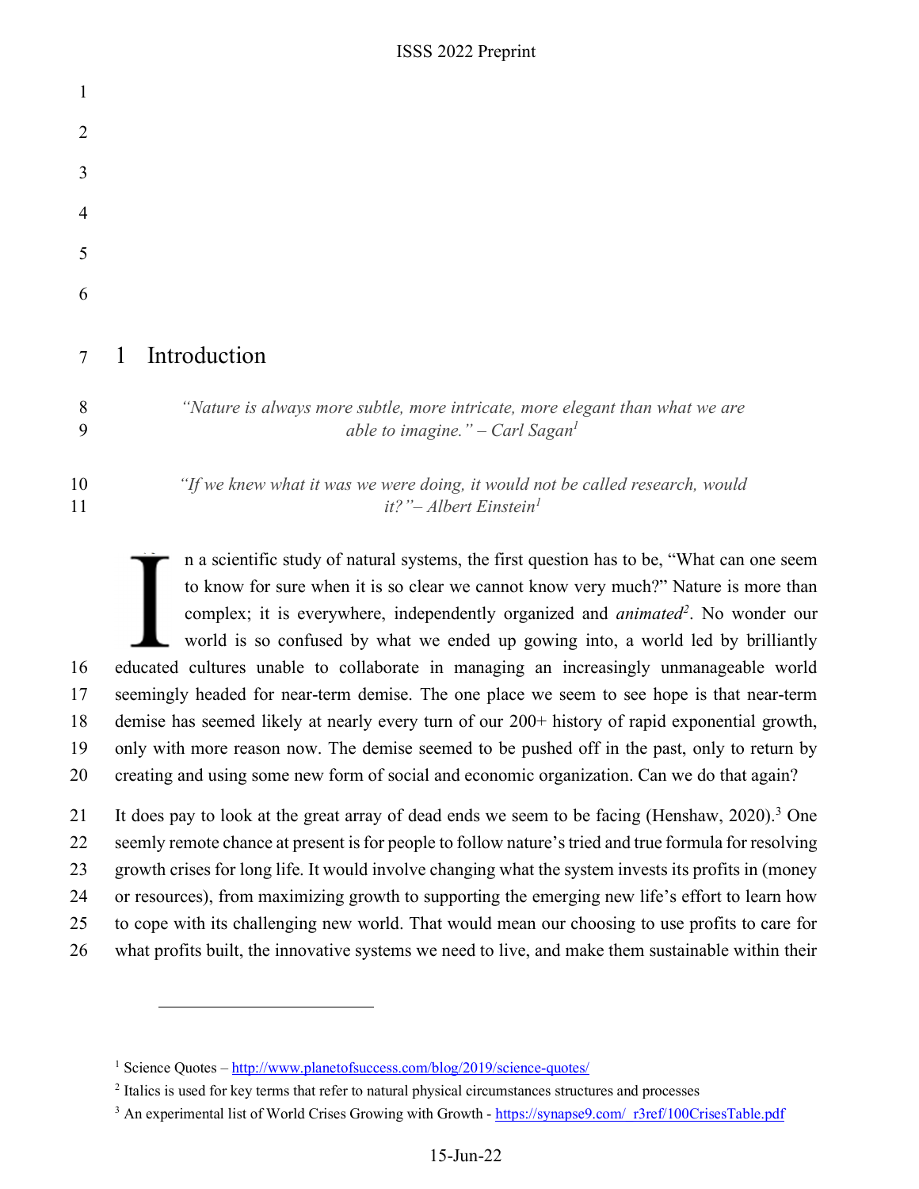# 1 Introduction

> *"Nature is always more subtle, more intricate, more elegant than what we are able to imagine." – Carl Sagan*[1]

> *"If we knew what it was we were doing, it would not be called research, would it?"– Albert Einstein*[1]

In a scientific study of natural systems, the first question has to be, "What can one seem to know for sure when it is so clear we cannot know very much?" Nature is more than complex; it is everywhere, independently organized and *animated*[2]. No wonder our world is so confused by what we ended up gowing into, a world led by brilliantly educated cultures unable to collaborate in managing an increasingly unmanageable world seemingly headed for near-term demise. The one place we seem to see hope is that near-term demise has seemed likely at nearly every turn of our 200+ history of rapid exponential growth, only with more reason now. The demise seemed to be pushed off in the past, only to return by creating and using some new form of social and economic organization. Can we do that again?

It does pay to look at the great array of dead ends we seem to be facing (Henshaw, 2020).[3] One seemly remote chance at present is for people to follow nature's tried and true formula for resolving growth crises for long life. It would involve changing what the system invests its profits in (money or resources), from maximizing growth to supporting the emerging new life's effort to learn how to cope with its challenging new world. That would mean our choosing to use profits to care for what profits built, the innovative systems we need to live, and make them sustainable within their

---

[1] Science Quotes – http://www.planetofsuccess.com/blog/2019/science-quotes/

[2] Italics is used for key terms that refer to natural physical circumstances structures and processes

[3] An experimental list of World Crises Growing with Growth - https://synapse9.com/_r3ref/100CrisesTable.pdf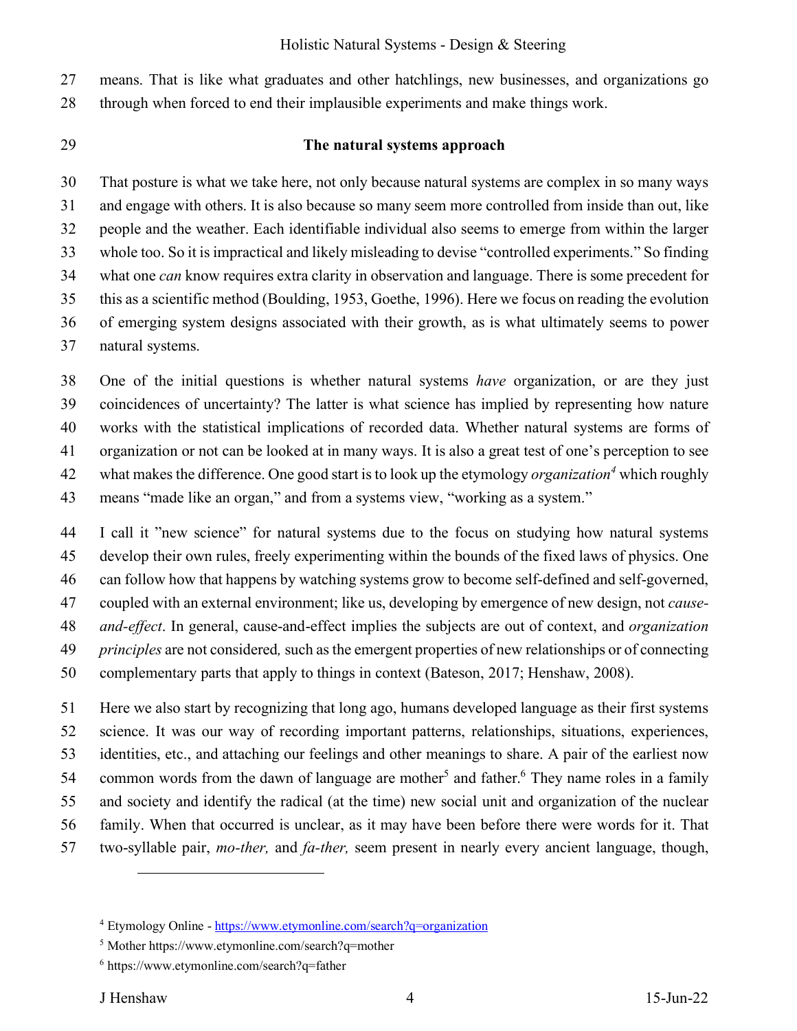means. That is like what graduates and other hatchlings, new businesses, and organizations go through when forced to end their implausible experiments and make things work.

## The natural systems approach

That posture is what we take here, not only because natural systems are complex in so many ways and engage with others. It is also because so many seem more controlled from inside than out, like people and the weather. Each identifiable individual also seems to emerge from within the larger whole too. So it is impractical and likely misleading to devise "controlled experiments." So finding what one *can* know requires extra clarity in observation and language. There is some precedent for this as a scientific method (Boulding, 1953, Goethe, 1996). Here we focus on reading the evolution of emerging system designs associated with their growth, as is what ultimately seems to power natural systems.

One of the initial questions is whether natural systems *have* organization, or are they just coincidences of uncertainty? The latter is what science has implied by representing how nature works with the statistical implications of recorded data. Whether natural systems are forms of organization or not can be looked at in many ways. It is also a great test of one's perception to see what makes the difference. One good start is to look up the etymology *organization*[4] which roughly means "made like an organ," and from a systems view, "working as a system."

I call it "new science" for natural systems due to the focus on studying how natural systems develop their own rules, freely experimenting within the bounds of the fixed laws of physics. One can follow how that happens by watching systems grow to become self-defined and self-governed, coupled with an external environment; like us, developing by emergence of new design, not *cause-and-effect*. In general, cause-and-effect implies the subjects are out of context, and *organization principles* are not considered, such as the emergent properties of new relationships or of connecting complementary parts that apply to things in context (Bateson, 2017; Henshaw, 2008).

Here we also start by recognizing that long ago, humans developed language as their first systems science. It was our way of recording important patterns, relationships, situations, experiences, identities, etc., and attaching our feelings and other meanings to share. A pair of the earliest now common words from the dawn of language are mother[5] and father.[6] They name roles in a family and society and identify the radical (at the time) new social unit and organization of the nuclear family. When that occurred is unclear, as it may have been before there were words for it. That two-syllable pair, *mo-ther,* and *fa-ther,* seem present in nearly every ancient language, though,

---

[4] Etymology Online - https://www.etymonline.com/search?q=organization

[5] Mother https://www.etymonline.com/search?q=mother

[6] https://www.etymonline.com/search?q=father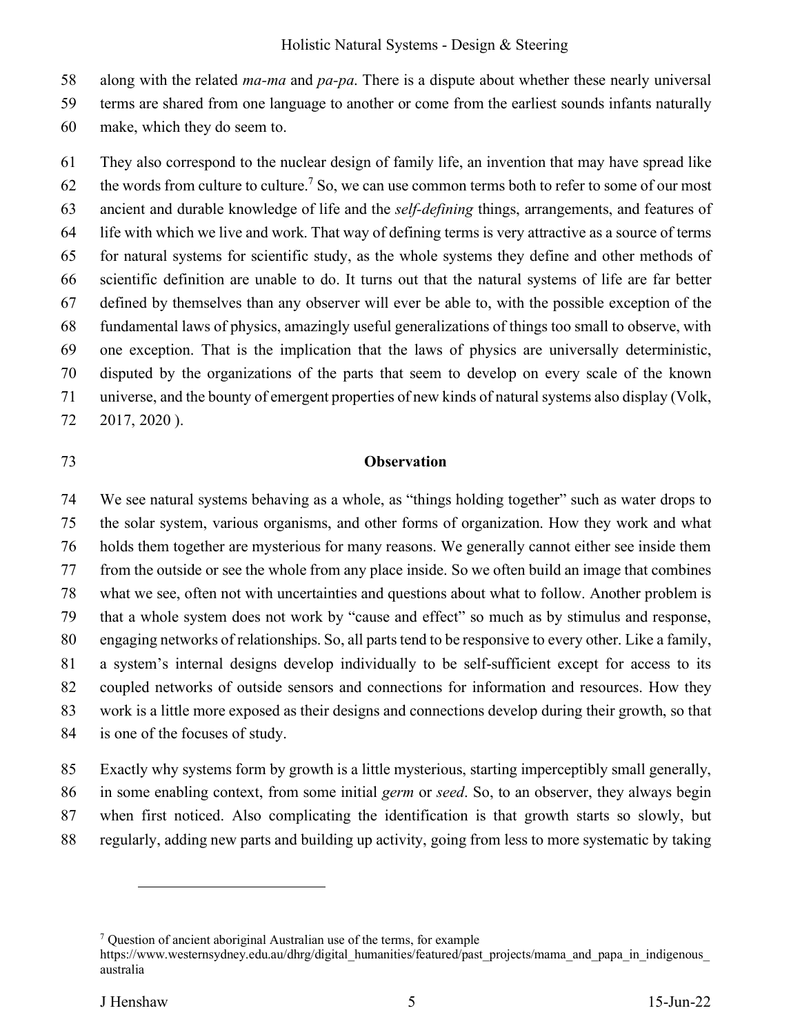along with the related *ma-ma* and *pa-pa*. There is a dispute about whether these nearly universal terms are shared from one language to another or come from the earliest sounds infants naturally make, which they do seem to.

They also correspond to the nuclear design of family life, an invention that may have spread like the words from culture to culture.[7] So, we can use common terms both to refer to some of our most ancient and durable knowledge of life and the *self-defining* things, arrangements, and features of life with which we live and work. That way of defining terms is very attractive as a source of terms for natural systems for scientific study, as the whole systems they define and other methods of scientific definition are unable to do. It turns out that the natural systems of life are far better defined by themselves than any observer will ever be able to, with the possible exception of the fundamental laws of physics, amazingly useful generalizations of things too small to observe, with one exception. That is the implication that the laws of physics are universally deterministic, disputed by the organizations of the parts that seem to develop on every scale of the known universe, and the bounty of emergent properties of new kinds of natural systems also display (Volk, 2017, 2020 ).

## Observation

We see natural systems behaving as a whole, as "things holding together" such as water drops to the solar system, various organisms, and other forms of organization. How they work and what holds them together are mysterious for many reasons. We generally cannot either see inside them from the outside or see the whole from any place inside. So we often build an image that combines what we see, often not with uncertainties and questions about what to follow. Another problem is that a whole system does not work by "cause and effect" so much as by stimulus and response, engaging networks of relationships. So, all parts tend to be responsive to every other. Like a family, a system's internal designs develop individually to be self-sufficient except for access to its coupled networks of outside sensors and connections for information and resources. How they work is a little more exposed as their designs and connections develop during their growth, so that is one of the focuses of study.

Exactly why systems form by growth is a little mysterious, starting imperceptibly small generally, in some enabling context, from some initial *germ* or *seed*. So, to an observer, they always begin when first noticed. Also complicating the identification is that growth starts so slowly, but regularly, adding new parts and building up activity, going from less to more systematic by taking

---

[7] Question of ancient aboriginal Australian use of the terms, for example https://www.westernsydney.edu.au/dhrg/digital_humanities/featured/past_projects/mama_and_papa_in_indigenous_australia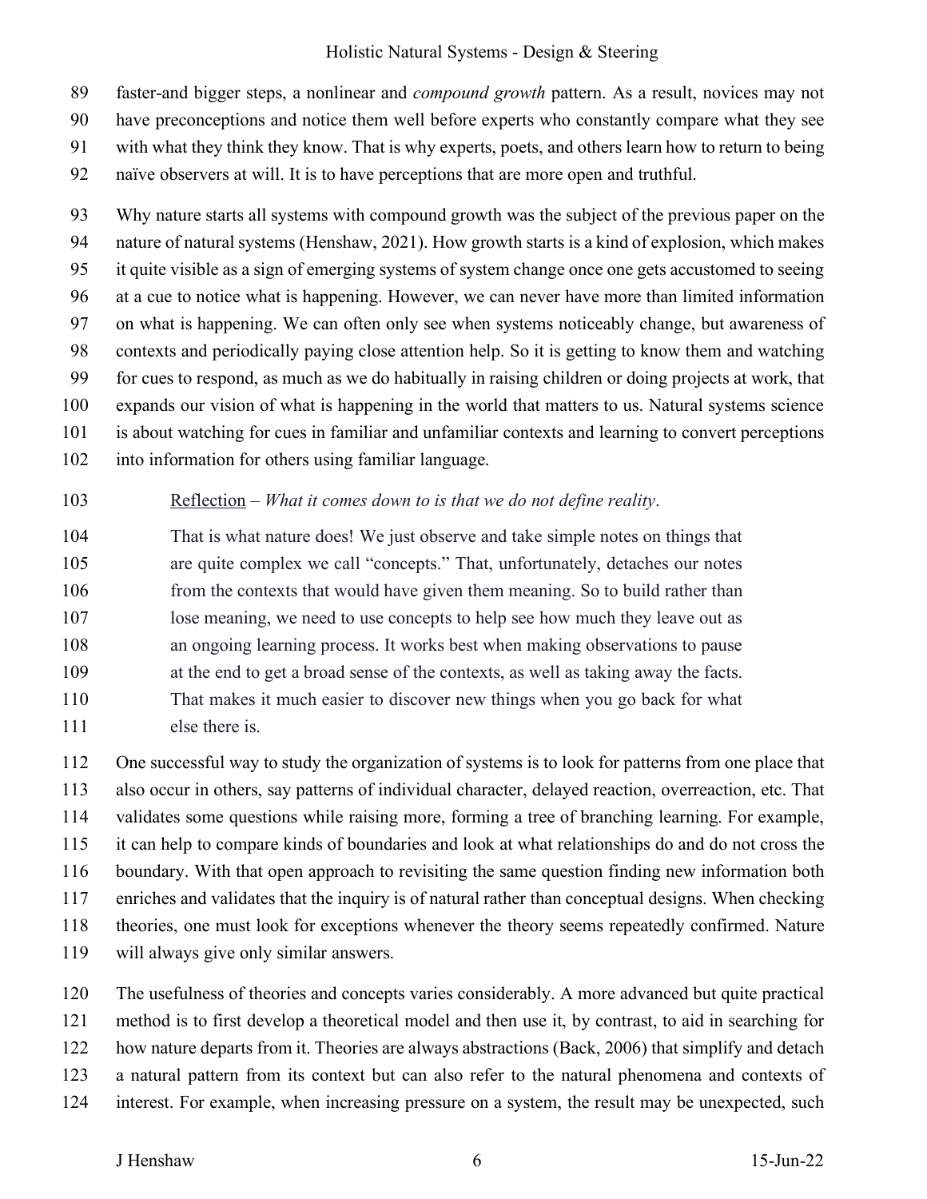faster-and bigger steps, a nonlinear and *compound growth* pattern. As a result, novices may not have preconceptions and notice them well before experts who constantly compare what they see with what they think they know. That is why experts, poets, and others learn how to return to being naïve observers at will. It is to have perceptions that are more open and truthful.

Why nature starts all systems with compound growth was the subject of the previous paper on the nature of natural systems (Henshaw, 2021). How growth starts is a kind of explosion, which makes it quite visible as a sign of emerging systems of system change once one gets accustomed to seeing at a cue to notice what is happening. However, we can never have more than limited information on what is happening. We can often only see when systems noticeably change, but awareness of contexts and periodically paying close attention help. So it is getting to know them and watching for cues to respond, as much as we do habitually in raising children or doing projects at work, that expands our vision of what is happening in the world that matters to us. Natural systems science is about watching for cues in familiar and unfamiliar contexts and learning to convert perceptions into information for others using familiar language.

> Reflection – *What it comes down to is that we do not define reality*.
>
> That is what nature does! We just observe and take simple notes on things that are quite complex we call "concepts." That, unfortunately, detaches our notes from the contexts that would have given them meaning. So to build rather than lose meaning, we need to use concepts to help see how much they leave out as an ongoing learning process. It works best when making observations to pause at the end to get a broad sense of the contexts, as well as taking away the facts. That makes it much easier to discover new things when you go back for what else there is.

One successful way to study the organization of systems is to look for patterns from one place that also occur in others, say patterns of individual character, delayed reaction, overreaction, etc. That validates some questions while raising more, forming a tree of branching learning. For example, it can help to compare kinds of boundaries and look at what relationships do and do not cross the boundary. With that open approach to revisiting the same question finding new information both enriches and validates that the inquiry is of natural rather than conceptual designs. When checking theories, one must look for exceptions whenever the theory seems repeatedly confirmed. Nature will always give only similar answers.

The usefulness of theories and concepts varies considerably. A more advanced but quite practical method is to first develop a theoretical model and then use it, by contrast, to aid in searching for how nature departs from it. Theories are always abstractions (Back, 2006) that simplify and detach a natural pattern from its context but can also refer to the natural phenomena and contexts of interest. For example, when increasing pressure on a system, the result may be unexpected, such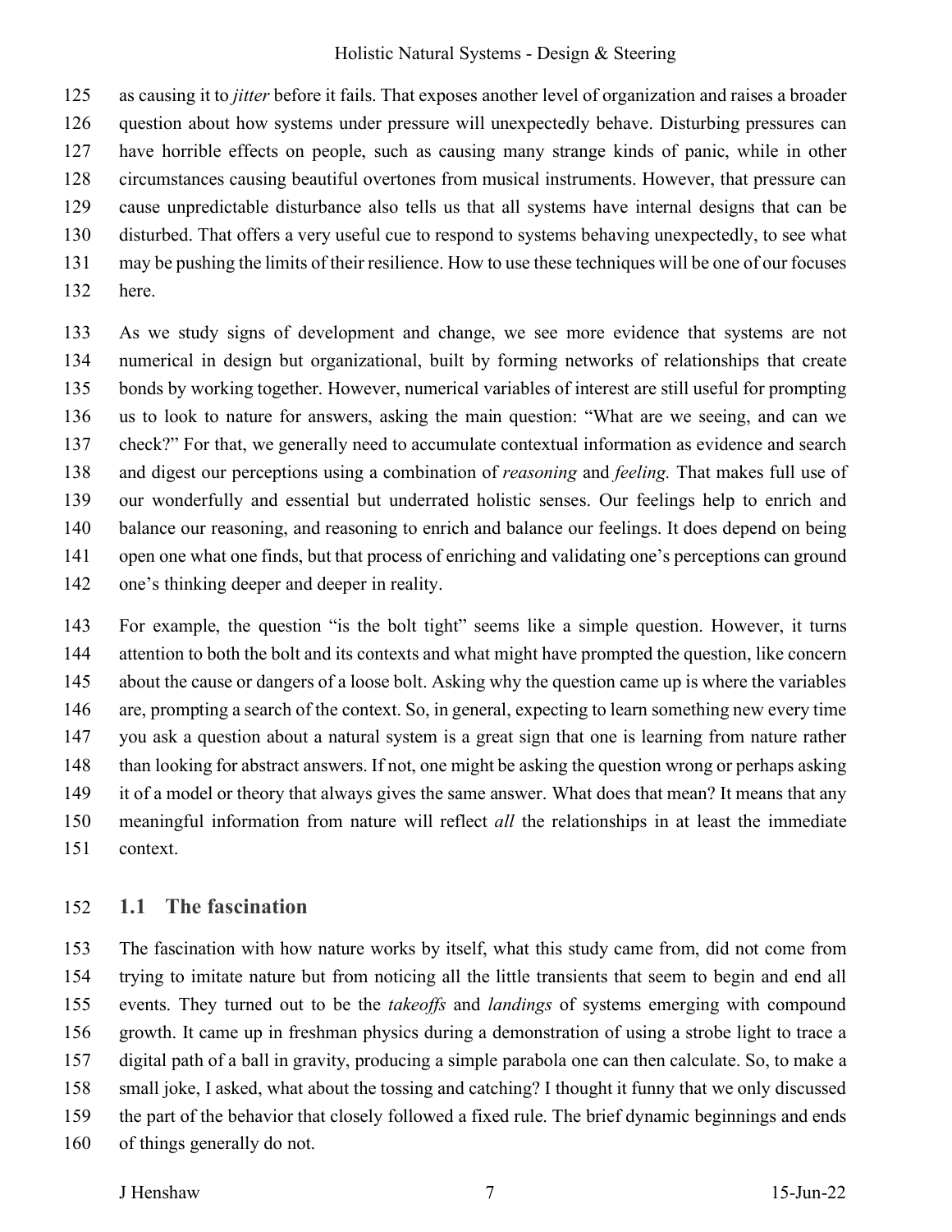as causing it to *jitter* before it fails. That exposes another level of organization and raises a broader question about how systems under pressure will unexpectedly behave. Disturbing pressures can have horrible effects on people, such as causing many strange kinds of panic, while in other circumstances causing beautiful overtones from musical instruments. However, that pressure can cause unpredictable disturbance also tells us that all systems have internal designs that can be disturbed. That offers a very useful cue to respond to systems behaving unexpectedly, to see what may be pushing the limits of their resilience. How to use these techniques will be one of our focuses here.

As we study signs of development and change, we see more evidence that systems are not numerical in design but organizational, built by forming networks of relationships that create bonds by working together. However, numerical variables of interest are still useful for prompting us to look to nature for answers, asking the main question: "What are we seeing, and can we check?" For that, we generally need to accumulate contextual information as evidence and search and digest our perceptions using a combination of *reasoning* and *feeling.* That makes full use of our wonderfully and essential but underrated holistic senses. Our feelings help to enrich and balance our reasoning, and reasoning to enrich and balance our feelings. It does depend on being open one what one finds, but that process of enriching and validating one's perceptions can ground one's thinking deeper and deeper in reality.

For example, the question "is the bolt tight" seems like a simple question. However, it turns attention to both the bolt and its contexts and what might have prompted the question, like concern about the cause or dangers of a loose bolt. Asking why the question came up is where the variables are, prompting a search of the context. So, in general, expecting to learn something new every time you ask a question about a natural system is a great sign that one is learning from nature rather than looking for abstract answers. If not, one might be asking the question wrong or perhaps asking it of a model or theory that always gives the same answer. What does that mean? It means that any meaningful information from nature will reflect *all* the relationships in at least the immediate context.

## 1.1 The fascination

The fascination with how nature works by itself, what this study came from, did not come from trying to imitate nature but from noticing all the little transients that seem to begin and end all events. They turned out to be the *takeoffs* and *landings* of systems emerging with compound growth. It came up in freshman physics during a demonstration of using a strobe light to trace a digital path of a ball in gravity, producing a simple parabola one can then calculate. So, to make a small joke, I asked, what about the tossing and catching? I thought it funny that we only discussed the part of the behavior that closely followed a fixed rule. The brief dynamic beginnings and ends of things generally do not.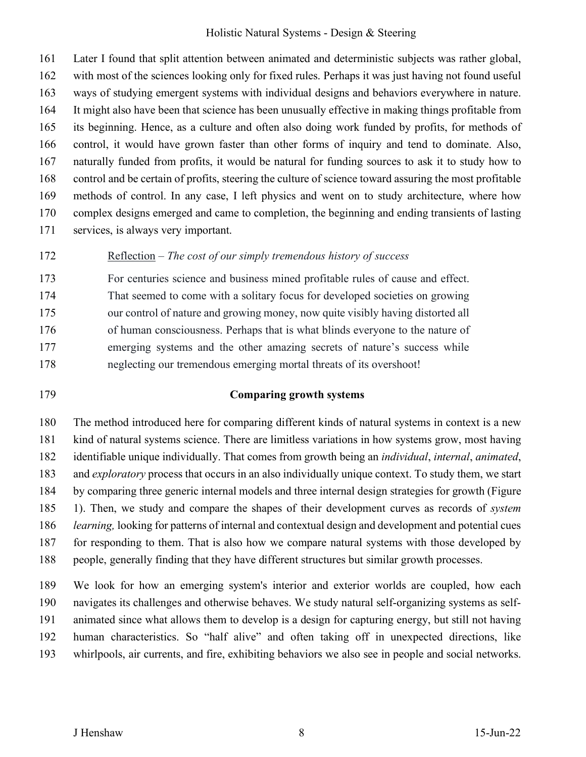Later I found that split attention between animated and deterministic subjects was rather global, with most of the sciences looking only for fixed rules. Perhaps it was just having not found useful ways of studying emergent systems with individual designs and behaviors everywhere in nature. It might also have been that science has been unusually effective in making things profitable from its beginning. Hence, as a culture and often also doing work funded by profits, for methods of control, it would have grown faster than other forms of inquiry and tend to dominate. Also, naturally funded from profits, it would be natural for funding sources to ask it to study how to control and be certain of profits, steering the culture of science toward assuring the most profitable methods of control. In any case, I left physics and went on to study architecture, where how complex designs emerged and came to completion, the beginning and ending transients of lasting services, is always very important.

> Reflection – *The cost of our simply tremendous history of success*
>
> For centuries science and business mined profitable rules of cause and effect. That seemed to come with a solitary focus for developed societies on growing our control of nature and growing money, now quite visibly having distorted all of human consciousness. Perhaps that is what blinds everyone to the nature of emerging systems and the other amazing secrets of nature's success while neglecting our tremendous emerging mortal threats of its overshoot!

## Comparing growth systems

The method introduced here for comparing different kinds of natural systems in context is a new kind of natural systems science. There are limitless variations in how systems grow, most having identifiable unique individually. That comes from growth being an *individual*, *internal*, *animated*, and *exploratory* process that occurs in an also individually unique context. To study them, we start by comparing three generic internal models and three internal design strategies for growth (Figure 1). Then, we study and compare the shapes of their development curves as records of *system learning,* looking for patterns of internal and contextual design and development and potential cues for responding to them. That is also how we compare natural systems with those developed by people, generally finding that they have different structures but similar growth processes.

We look for how an emerging system's interior and exterior worlds are coupled, how each navigates its challenges and otherwise behaves. We study natural self-organizing systems as self-animated since what allows them to develop is a design for capturing energy, but still not having human characteristics. So "half alive" and often taking off in unexpected directions, like whirlpools, air currents, and fire, exhibiting behaviors we also see in people and social networks.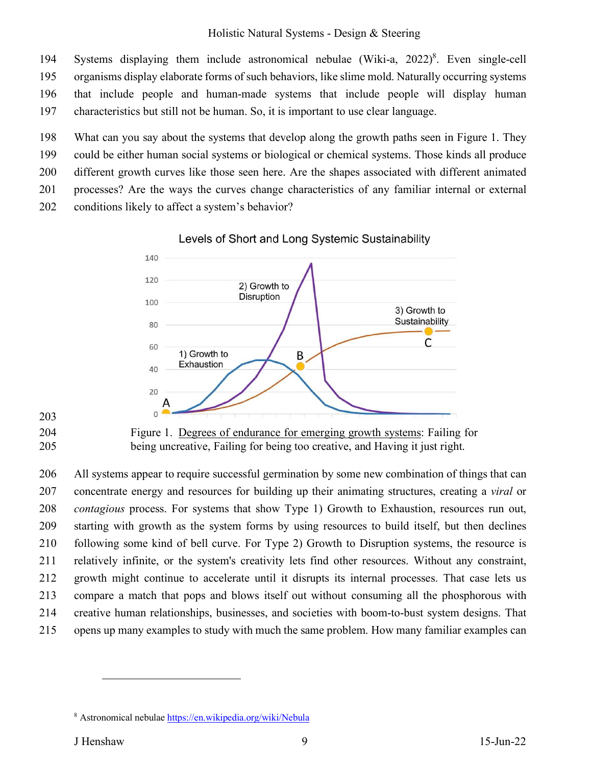Systems displaying them include astronomical nebulae (Wiki-a, 2022)[8]. Even single-cell organisms display elaborate forms of such behaviors, like slime mold. Naturally occurring systems that include people and human-made systems that include people will display human characteristics but still not be human. So, it is important to use clear language.

What can you say about the systems that develop along the growth paths seen in Figure 1. They could be either human social systems or biological or chemical systems. Those kinds all produce different growth curves like those seen here. Are the shapes associated with different animated processes? Are the ways the curves change characteristics of any familiar internal or external conditions likely to affect a system's behavior?

Figure 1. Degrees of endurance for emerging growth systems: Failing for being uncreative, Failing for being too creative, and Having it just right.

All systems appear to require successful germination by some new combination of things that can concentrate energy and resources for building up their animating structures, creating a *viral* or *contagious* process. For systems that show Type 1) Growth to Exhaustion, resources run out, starting with growth as the system forms by using resources to build itself, but then declines following some kind of bell curve. For Type 2) Growth to Disruption systems, the resource is relatively infinite, or the system's creativity lets find other resources. Without any constraint, growth might continue to accelerate until it disrupts its internal processes. That case lets us compare a match that pops and blows itself out without consuming all the phosphorous with creative human relationships, businesses, and societies with boom-to-bust system designs. That opens up many examples to study with much the same problem. How many familiar examples can

[8] Astronomical nebulae https://en.wikipedia.org/wiki/Nebula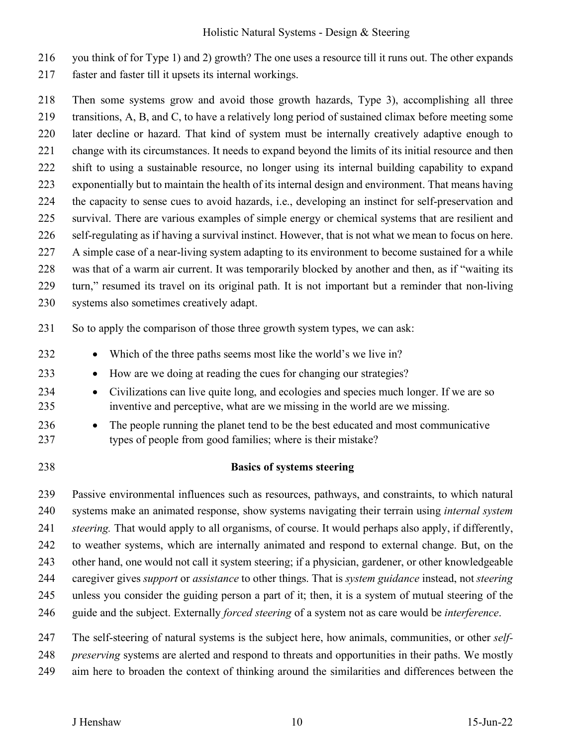you think of for Type 1) and 2) growth? The one uses a resource till it runs out. The other expands faster and faster till it upsets its internal workings.

Then some systems grow and avoid those growth hazards, Type 3), accomplishing all three transitions, A, B, and C, to have a relatively long period of sustained climax before meeting some later decline or hazard. That kind of system must be internally creatively adaptive enough to change with its circumstances. It needs to expand beyond the limits of its initial resource and then shift to using a sustainable resource, no longer using its internal building capability to expand exponentially but to maintain the health of its internal design and environment. That means having the capacity to sense cues to avoid hazards, i.e., developing an instinct for self-preservation and survival. There are various examples of simple energy or chemical systems that are resilient and self-regulating as if having a survival instinct. However, that is not what we mean to focus on here. A simple case of a near-living system adapting to its environment to become sustained for a while was that of a warm air current. It was temporarily blocked by another and then, as if "waiting its turn," resumed its travel on its original path. It is not important but a reminder that non-living systems also sometimes creatively adapt.

So to apply the comparison of those three growth system types, we can ask:

- Which of the three paths seems most like the world's we live in?
- How are we doing at reading the cues for changing our strategies?
- Civilizations can live quite long, and ecologies and species much longer. If we are so inventive and perceptive, what are we missing in the world are we missing.
- The people running the planet tend to be the best educated and most communicative types of people from good families; where is their mistake?

## Basics of systems steering

Passive environmental influences such as resources, pathways, and constraints, to which natural systems make an animated response, show systems navigating their terrain using *internal system steering.* That would apply to all organisms, of course. It would perhaps also apply, if differently, to weather systems, which are internally animated and respond to external change. But, on the other hand, one would not call it system steering; if a physician, gardener, or other knowledgeable caregiver gives *support* or *assistance* to other things. That is *system guidance* instead, not *steering* unless you consider the guiding person a part of it; then, it is a system of mutual steering of the guide and the subject. Externally *forced steering* of a system not as care would be *interference*.

The self-steering of natural systems is the subject here, how animals, communities, or other *self-preserving* systems are alerted and respond to threats and opportunities in their paths. We mostly aim here to broaden the context of thinking around the similarities and differences between the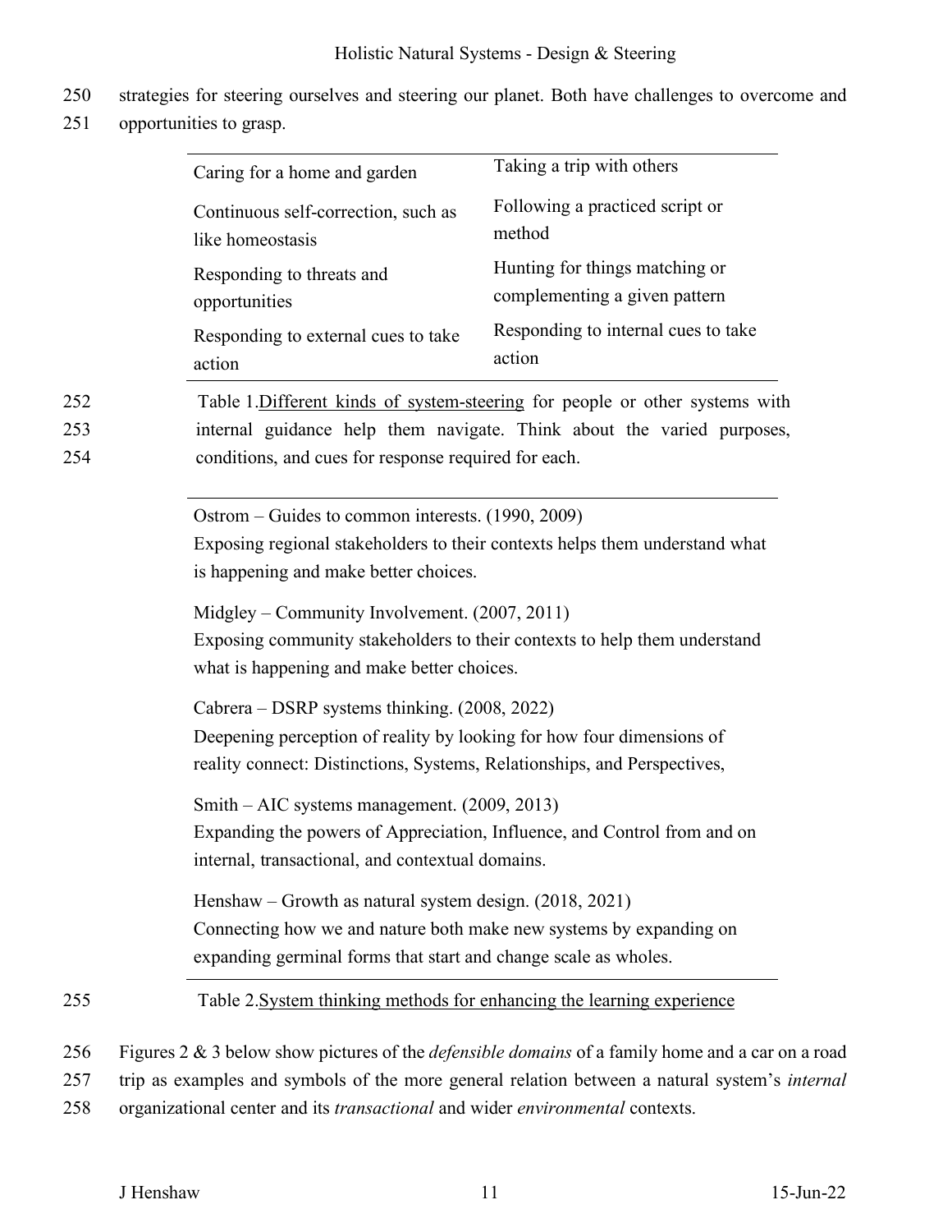strategies for steering ourselves and steering our planet. Both have challenges to overcome and opportunities to grasp.

| | |
|---|---|
| Caring for a home and garden | Taking a trip with others |
| Continuous self-correction, such as like homeostasis | Following a practiced script or method |
| Responding to threats and opportunities | Hunting for things matching or complementing a given pattern |
| Responding to external cues to take action | Responding to internal cues to take action |

Table 1.Different kinds of system-steering for people or other systems with internal guidance help them navigate. Think about the varied purposes, conditions, and cues for response required for each.

| |
|---|
| Ostrom – Guides to common interests. (1990, 2009)<br>Exposing regional stakeholders to their contexts helps them understand what is happening and make better choices. |
| Midgley – Community Involvement. (2007, 2011)<br>Exposing community stakeholders to their contexts to help them understand what is happening and make better choices. |
| Cabrera – DSRP systems thinking. (2008, 2022)<br>Deepening perception of reality by looking for how four dimensions of reality connect: Distinctions, Systems, Relationships, and Perspectives, |
| Smith – AIC systems management. (2009, 2013)<br>Expanding the powers of Appreciation, Influence, and Control from and on internal, transactional, and contextual domains. |
| Henshaw – Growth as natural system design. (2018, 2021)<br>Connecting how we and nature both make new systems by expanding on expanding germinal forms that start and change scale as wholes. |

Table 2.System thinking methods for enhancing the learning experience

Figures 2 & 3 below show pictures of the *defensible domains* of a family home and a car on a road trip as examples and symbols of the more general relation between a natural system's *internal* organizational center and its *transactional* and wider *environmental* contexts.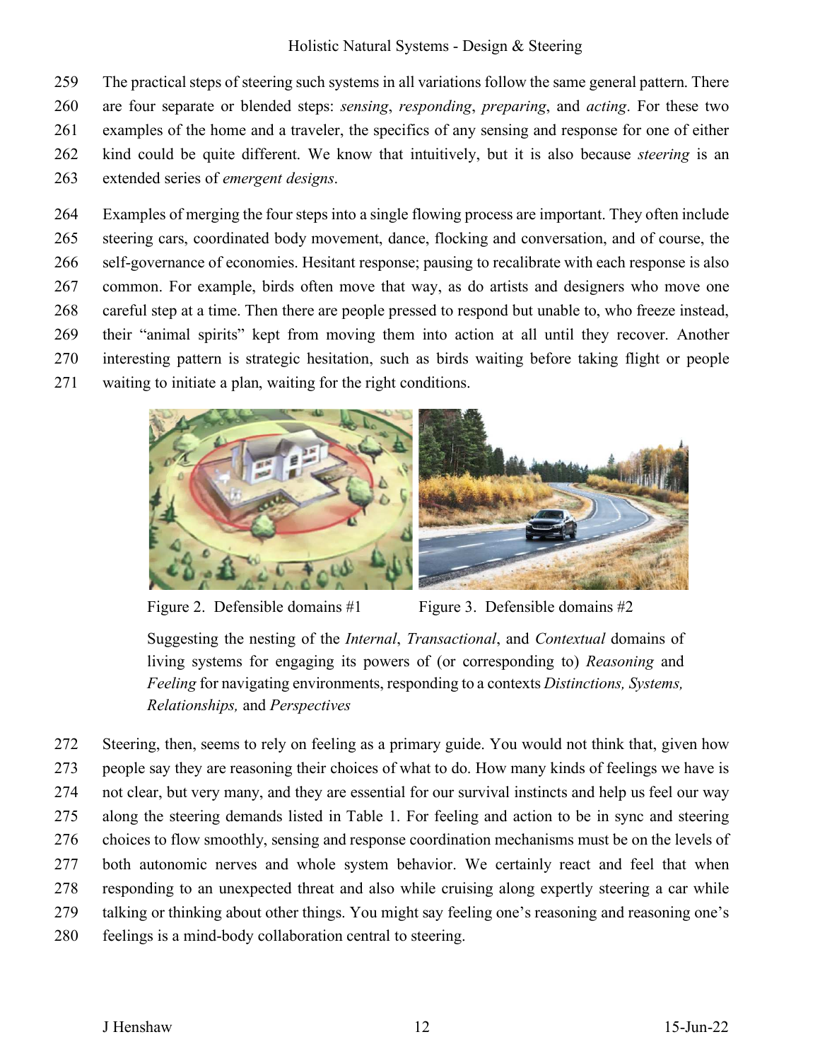The practical steps of steering such systems in all variations follow the same general pattern. There are four separate or blended steps: *sensing*, *responding*, *preparing*, and *acting*. For these two examples of the home and a traveler, the specifics of any sensing and response for one of either kind could be quite different. We know that intuitively, but it is also because *steering* is an extended series of *emergent designs*.

Examples of merging the four steps into a single flowing process are important. They often include steering cars, coordinated body movement, dance, flocking and conversation, and of course, the self-governance of economies. Hesitant response; pausing to recalibrate with each response is also common. For example, birds often move that way, as do artists and designers who move one careful step at a time. Then there are people pressed to respond but unable to, who freeze instead, their "animal spirits" kept from moving them into action at all until they recover. Another interesting pattern is strategic hesitation, such as birds waiting before taking flight or people waiting to initiate a plan, waiting for the right conditions.

Figure 2. Defensible domains #1

Figure 3. Defensible domains #2

Suggesting the nesting of the *Internal*, *Transactional*, and *Contextual* domains of living systems for engaging its powers of (or corresponding to) *Reasoning* and *Feeling* for navigating environments, responding to a contexts *Distinctions, Systems, Relationships,* and *Perspectives*

Steering, then, seems to rely on feeling as a primary guide. You would not think that, given how people say they are reasoning their choices of what to do. How many kinds of feelings we have is not clear, but very many, and they are essential for our survival instincts and help us feel our way along the steering demands listed in Table 1. For feeling and action to be in sync and steering choices to flow smoothly, sensing and response coordination mechanisms must be on the levels of both autonomic nerves and whole system behavior. We certainly react and feel that when responding to an unexpected threat and also while cruising along expertly steering a car while talking or thinking about other things. You might say feeling one's reasoning and reasoning one's feelings is a mind-body collaboration central to steering.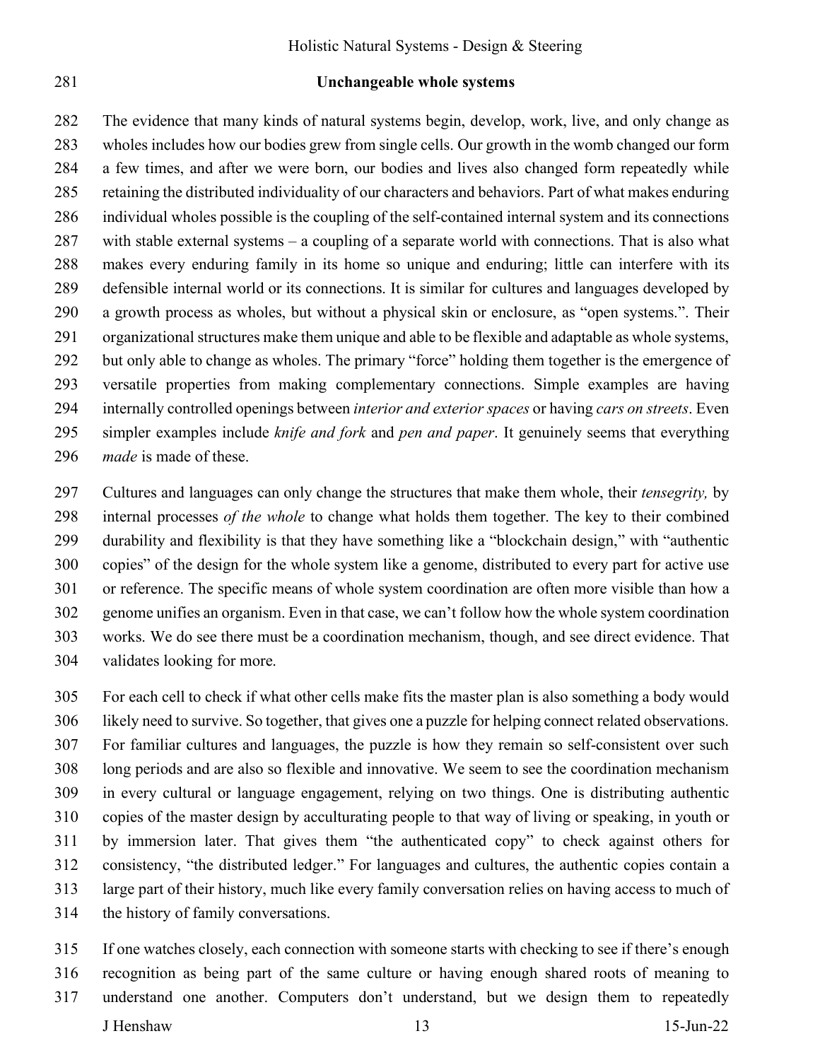## Unchangeable whole systems

The evidence that many kinds of natural systems begin, develop, work, live, and only change as wholes includes how our bodies grew from single cells. Our growth in the womb changed our form a few times, and after we were born, our bodies and lives also changed form repeatedly while retaining the distributed individuality of our characters and behaviors. Part of what makes enduring individual wholes possible is the coupling of the self-contained internal system and its connections with stable external systems – a coupling of a separate world with connections. That is also what makes every enduring family in its home so unique and enduring; little can interfere with its defensible internal world or its connections. It is similar for cultures and languages developed by a growth process as wholes, but without a physical skin or enclosure, as "open systems.". Their organizational structures make them unique and able to be flexible and adaptable as whole systems, but only able to change as wholes. The primary "force" holding them together is the emergence of versatile properties from making complementary connections. Simple examples are having internally controlled openings between *interior and exterior spaces* or having *cars on streets*. Even simpler examples include *knife and fork* and *pen and paper*. It genuinely seems that everything *made* is made of these.

Cultures and languages can only change the structures that make them whole, their *tensegrity,* by internal processes *of the whole* to change what holds them together. The key to their combined durability and flexibility is that they have something like a "blockchain design," with "authentic copies" of the design for the whole system like a genome, distributed to every part for active use or reference. The specific means of whole system coordination are often more visible than how a genome unifies an organism. Even in that case, we can't follow how the whole system coordination works. We do see there must be a coordination mechanism, though, and see direct evidence. That validates looking for more.

For each cell to check if what other cells make fits the master plan is also something a body would likely need to survive. So together, that gives one a puzzle for helping connect related observations. For familiar cultures and languages, the puzzle is how they remain so self-consistent over such long periods and are also so flexible and innovative. We seem to see the coordination mechanism in every cultural or language engagement, relying on two things. One is distributing authentic copies of the master design by acculturating people to that way of living or speaking, in youth or by immersion later. That gives them "the authenticated copy" to check against others for consistency, "the distributed ledger." For languages and cultures, the authentic copies contain a large part of their history, much like every family conversation relies on having access to much of the history of family conversations.

If one watches closely, each connection with someone starts with checking to see if there's enough recognition as being part of the same culture or having enough shared roots of meaning to understand one another. Computers don't understand, but we design them to repeatedly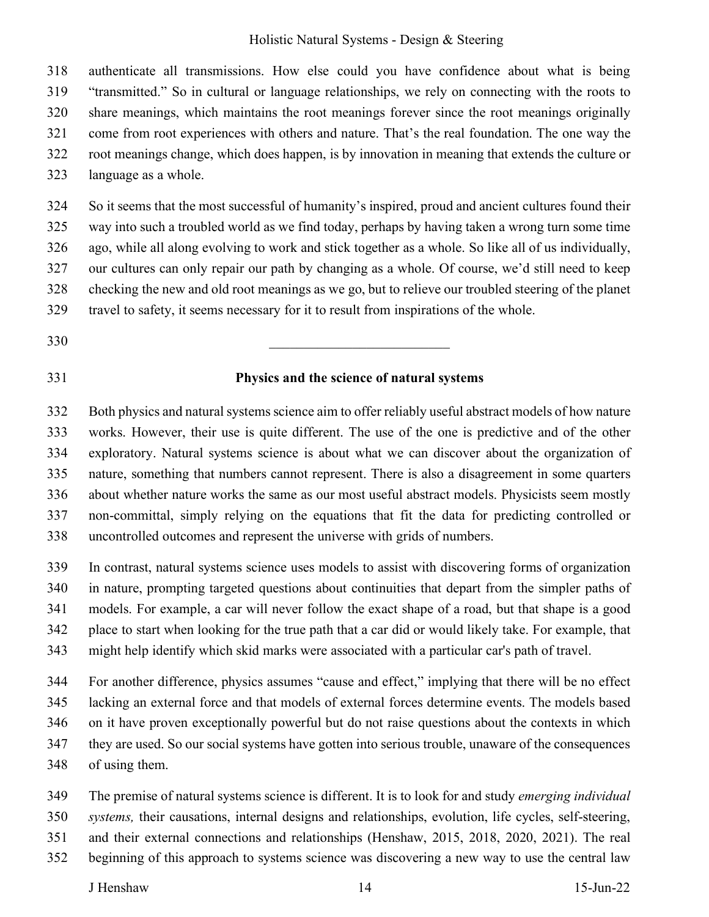authenticate all transmissions. How else could you have confidence about what is being "transmitted." So in cultural or language relationships, we rely on connecting with the roots to share meanings, which maintains the root meanings forever since the root meanings originally come from root experiences with others and nature. That's the real foundation. The one way the root meanings change, which does happen, is by innovation in meaning that extends the culture or language as a whole.

So it seems that the most successful of humanity's inspired, proud and ancient cultures found their way into such a troubled world as we find today, perhaps by having taken a wrong turn some time ago, while all along evolving to work and stick together as a whole. So like all of us individually, our cultures can only repair our path by changing as a whole. Of course, we'd still need to keep checking the new and old root meanings as we go, but to relieve our troubled steering of the planet travel to safety, it seems necessary for it to result from inspirations of the whole.

---

## Physics and the science of natural systems

Both physics and natural systems science aim to offer reliably useful abstract models of how nature works. However, their use is quite different. The use of the one is predictive and of the other exploratory. Natural systems science is about what we can discover about the organization of nature, something that numbers cannot represent. There is also a disagreement in some quarters about whether nature works the same as our most useful abstract models. Physicists seem mostly non-committal, simply relying on the equations that fit the data for predicting controlled or uncontrolled outcomes and represent the universe with grids of numbers.

In contrast, natural systems science uses models to assist with discovering forms of organization in nature, prompting targeted questions about continuities that depart from the simpler paths of models. For example, a car will never follow the exact shape of a road, but that shape is a good place to start when looking for the true path that a car did or would likely take. For example, that might help identify which skid marks were associated with a particular car's path of travel.

For another difference, physics assumes "cause and effect," implying that there will be no effect lacking an external force and that models of external forces determine events. The models based on it have proven exceptionally powerful but do not raise questions about the contexts in which they are used. So our social systems have gotten into serious trouble, unaware of the consequences of using them.

The premise of natural systems science is different. It is to look for and study *emerging individual systems,* their causations, internal designs and relationships, evolution, life cycles, self-steering, and their external connections and relationships (Henshaw, 2015, 2018, 2020, 2021). The real beginning of this approach to systems science was discovering a new way to use the central law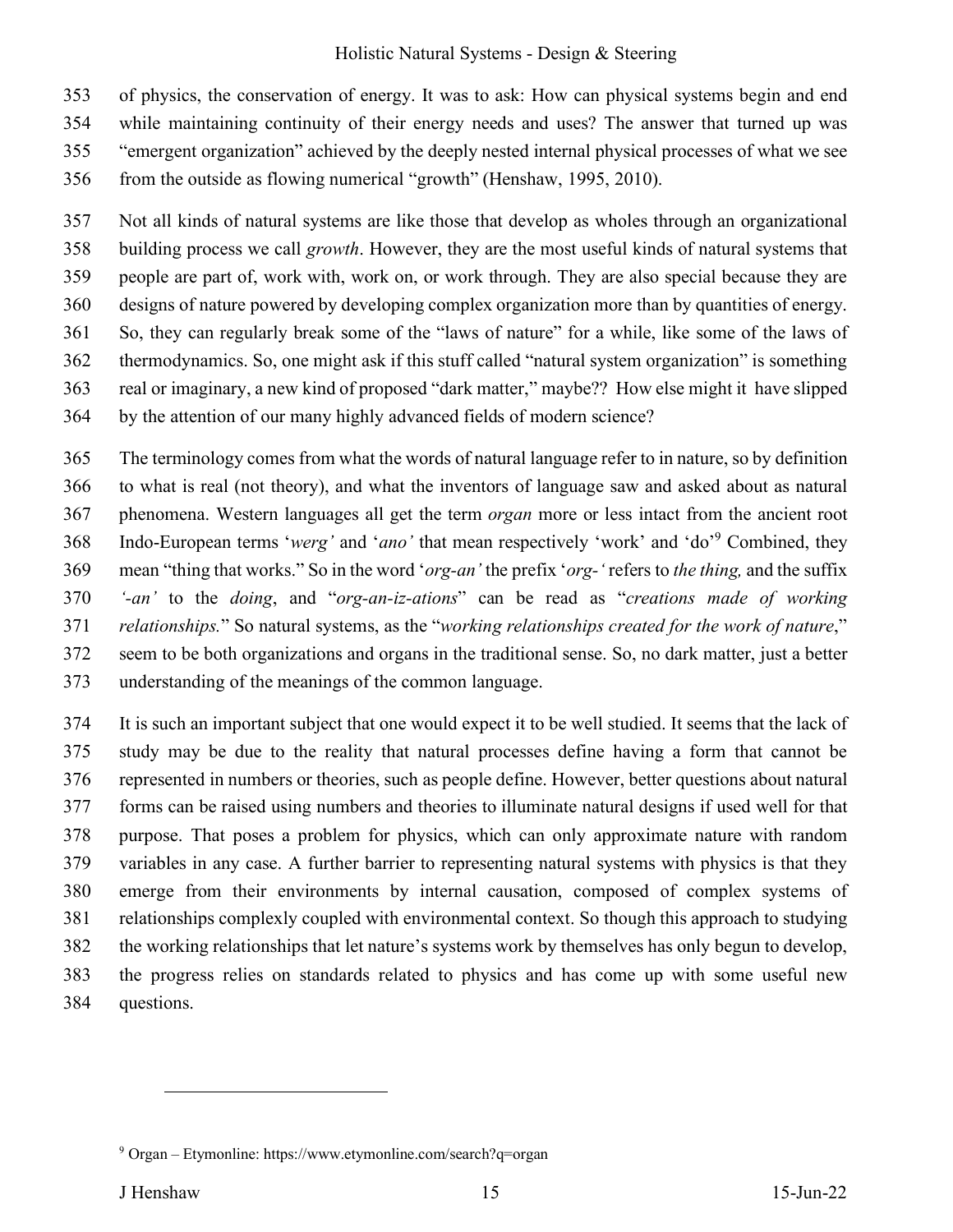of physics, the conservation of energy. It was to ask: How can physical systems begin and end while maintaining continuity of their energy needs and uses? The answer that turned up was "emergent organization" achieved by the deeply nested internal physical processes of what we see from the outside as flowing numerical "growth" (Henshaw, 1995, 2010).

Not all kinds of natural systems are like those that develop as wholes through an organizational building process we call *growth*. However, they are the most useful kinds of natural systems that people are part of, work with, work on, or work through. They are also special because they are designs of nature powered by developing complex organization more than by quantities of energy. So, they can regularly break some of the "laws of nature" for a while, like some of the laws of thermodynamics. So, one might ask if this stuff called "natural system organization" is something real or imaginary, a new kind of proposed "dark matter," maybe?? How else might it have slipped by the attention of our many highly advanced fields of modern science?

The terminology comes from what the words of natural language refer to in nature, so by definition to what is real (not theory), and what the inventors of language saw and asked about as natural phenomena. Western languages all get the term *organ* more or less intact from the ancient root Indo-European terms '*werg'* and '*ano'* that mean respectively 'work' and 'do'[9] Combined, they mean "thing that works." So in the word '*org-an'* the prefix '*org-'* refers to *the thing,* and the suffix *'-an'* to the *doing*, and "*org-an-iz-ations*" can be read as "*creations made of working relationships.*" So natural systems, as the "*working relationships created for the work of nature*," seem to be both organizations and organs in the traditional sense. So, no dark matter, just a better understanding of the meanings of the common language.

It is such an important subject that one would expect it to be well studied. It seems that the lack of study may be due to the reality that natural processes define having a form that cannot be represented in numbers or theories, such as people define. However, better questions about natural forms can be raised using numbers and theories to illuminate natural designs if used well for that purpose. That poses a problem for physics, which can only approximate nature with random variables in any case. A further barrier to representing natural systems with physics is that they emerge from their environments by internal causation, composed of complex systems of relationships complexly coupled with environmental context. So though this approach to studying the working relationships that let nature's systems work by themselves has only begun to develop, the progress relies on standards related to physics and has come up with some useful new questions.

[9] Organ – Etymonline: https://www.etymonline.com/search?q=organ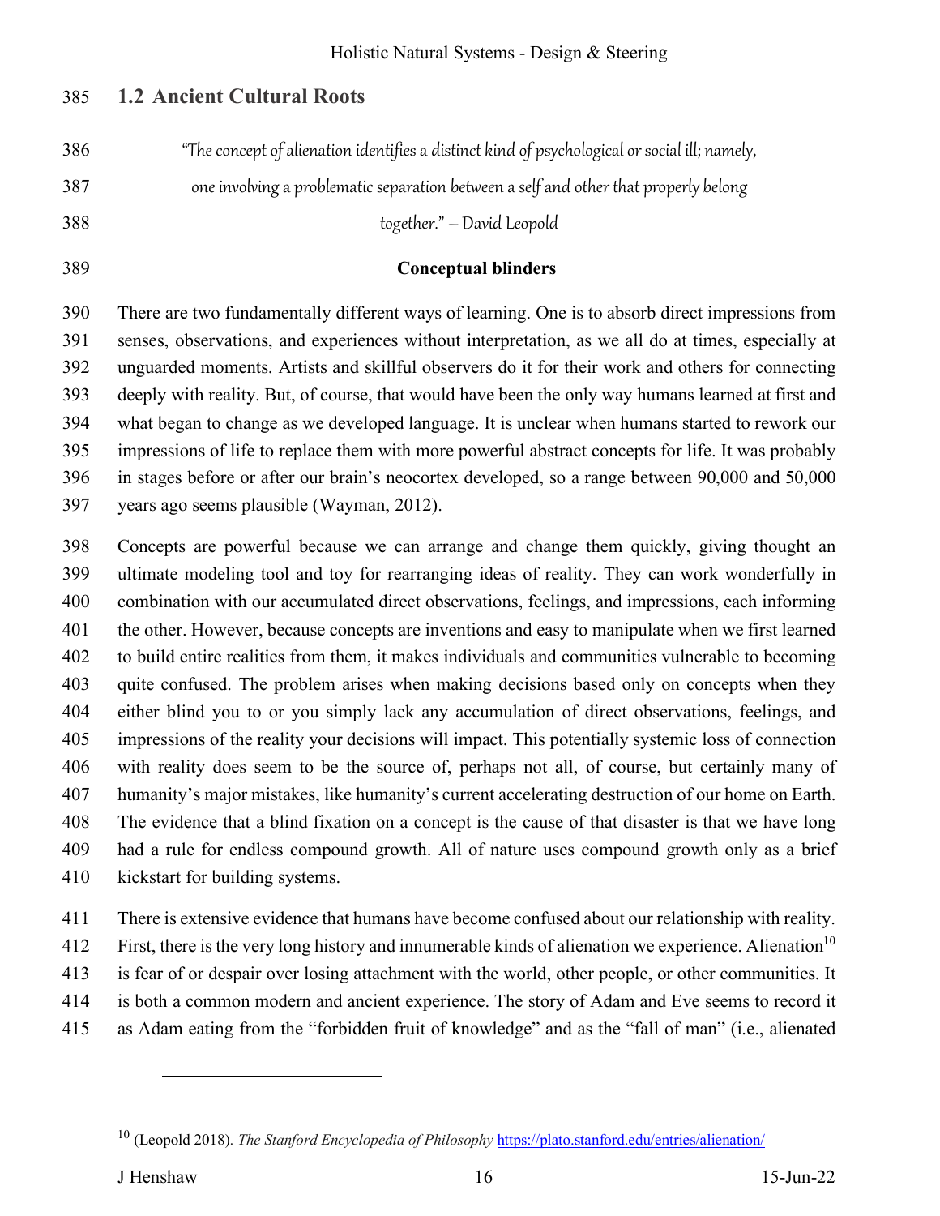## 1.2 Ancient Cultural Roots

> *"The concept of alienation identifies a distinct kind of psychological or social ill; namely, one involving a problematic separation between a self and other that properly belong together." – David Leopold*

**Conceptual blinders**

There are two fundamentally different ways of learning. One is to absorb direct impressions from senses, observations, and experiences without interpretation, as we all do at times, especially at unguarded moments. Artists and skillful observers do it for their work and others for connecting deeply with reality. But, of course, that would have been the only way humans learned at first and what began to change as we developed language. It is unclear when humans started to rework our impressions of life to replace them with more powerful abstract concepts for life. It was probably in stages before or after our brain's neocortex developed, so a range between 90,000 and 50,000 years ago seems plausible (Wayman, 2012).

Concepts are powerful because we can arrange and change them quickly, giving thought an ultimate modeling tool and toy for rearranging ideas of reality. They can work wonderfully in combination with our accumulated direct observations, feelings, and impressions, each informing the other. However, because concepts are inventions and easy to manipulate when we first learned to build entire realities from them, it makes individuals and communities vulnerable to becoming quite confused. The problem arises when making decisions based only on concepts when they either blind you to or you simply lack any accumulation of direct observations, feelings, and impressions of the reality your decisions will impact. This potentially systemic loss of connection with reality does seem to be the source of, perhaps not all, of course, but certainly many of humanity's major mistakes, like humanity's current accelerating destruction of our home on Earth. The evidence that a blind fixation on a concept is the cause of that disaster is that we have long had a rule for endless compound growth. All of nature uses compound growth only as a brief kickstart for building systems.

There is extensive evidence that humans have become confused about our relationship with reality. First, there is the very long history and innumerable kinds of alienation we experience. Alienation[10] is fear of or despair over losing attachment with the world, other people, or other communities. It is both a common modern and ancient experience. The story of Adam and Eve seems to record it as Adam eating from the "forbidden fruit of knowledge" and as the "fall of man" (i.e., alienated

---

[10] (Leopold 2018). *The Stanford Encyclopedia of Philosophy* https://plato.stanford.edu/entries/alienation/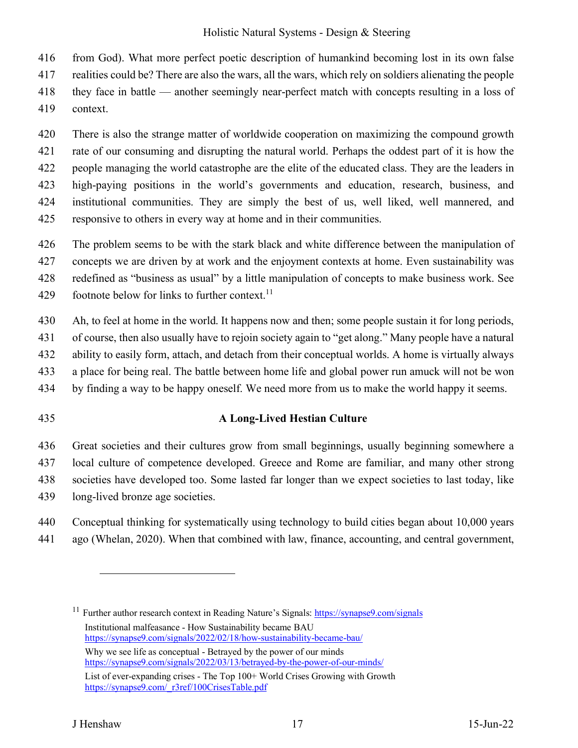from God). What more perfect poetic description of humankind becoming lost in its own false realities could be? There are also the wars, all the wars, which rely on soldiers alienating the people they face in battle — another seemingly near-perfect match with concepts resulting in a loss of context.

There is also the strange matter of worldwide cooperation on maximizing the compound growth rate of our consuming and disrupting the natural world. Perhaps the oddest part of it is how the people managing the world catastrophe are the elite of the educated class. They are the leaders in high-paying positions in the world's governments and education, research, business, and institutional communities. They are simply the best of us, well liked, well mannered, and responsive to others in every way at home and in their communities.

The problem seems to be with the stark black and white difference between the manipulation of concepts we are driven by at work and the enjoyment contexts at home. Even sustainability was redefined as "business as usual" by a little manipulation of concepts to make business work. See footnote below for links to further context.[11]

Ah, to feel at home in the world. It happens now and then; some people sustain it for long periods, of course, then also usually have to rejoin society again to "get along." Many people have a natural ability to easily form, attach, and detach from their conceptual worlds. A home is virtually always a place for being real. The battle between home life and global power run amuck will not be won by finding a way to be happy oneself. We need more from us to make the world happy it seems.

## A Long-Lived Hestian Culture

Great societies and their cultures grow from small beginnings, usually beginning somewhere a local culture of competence developed. Greece and Rome are familiar, and many other strong societies have developed too. Some lasted far longer than we expect societies to last today, like long-lived bronze age societies.

Conceptual thinking for systematically using technology to build cities began about 10,000 years ago (Whelan, 2020). When that combined with law, finance, accounting, and central government,

---

[11] Further author research context in Reading Nature's Signals: https://synapse9.com/signals

Institutional malfeasance - How Sustainability became BAU
https://synapse9.com/signals/2022/02/18/how-sustainability-became-bau/

Why we see life as conceptual - Betrayed by the power of our minds
https://synapse9.com/signals/2022/03/13/betrayed-by-the-power-of-our-minds/

List of ever-expanding crises - The Top 100+ World Crises Growing with Growth
https://synapse9.com/_r3ref/100CrisesTable.pdf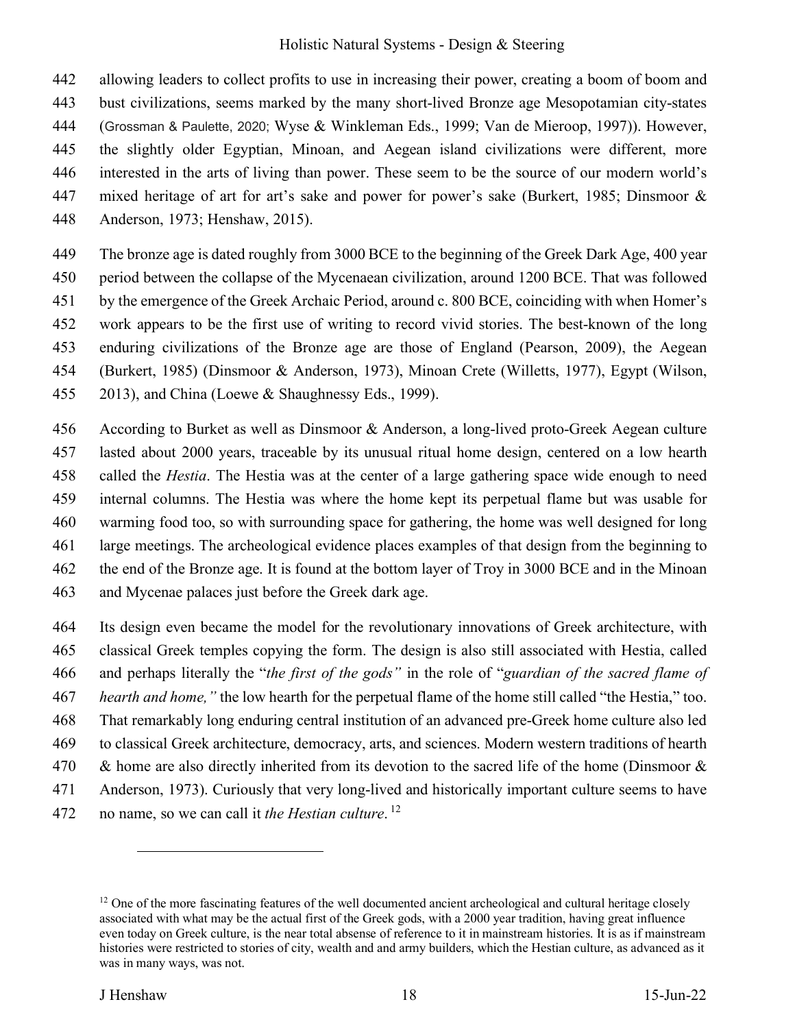allowing leaders to collect profits to use in increasing their power, creating a boom of boom and bust civilizations, seems marked by the many short-lived Bronze age Mesopotamian city-states (Grossman & Paulette, 2020; Wyse & Winkleman Eds., 1999; Van de Mieroop, 1997)). However, the slightly older Egyptian, Minoan, and Aegean island civilizations were different, more interested in the arts of living than power. These seem to be the source of our modern world's mixed heritage of art for art's sake and power for power's sake (Burkert, 1985; Dinsmoor & Anderson, 1973; Henshaw, 2015).

The bronze age is dated roughly from 3000 BCE to the beginning of the Greek Dark Age, 400 year period between the collapse of the Mycenaean civilization, around 1200 BCE. That was followed by the emergence of the Greek Archaic Period, around c. 800 BCE, coinciding with when Homer's work appears to be the first use of writing to record vivid stories. The best-known of the long enduring civilizations of the Bronze age are those of England (Pearson, 2009), the Aegean (Burkert, 1985) (Dinsmoor & Anderson, 1973), Minoan Crete (Willetts, 1977), Egypt (Wilson, 2013), and China (Loewe & Shaughnessy Eds., 1999).

According to Burket as well as Dinsmoor & Anderson, a long-lived proto-Greek Aegean culture lasted about 2000 years, traceable by its unusual ritual home design, centered on a low hearth called the *Hestia*. The Hestia was at the center of a large gathering space wide enough to need internal columns. The Hestia was where the home kept its perpetual flame but was usable for warming food too, so with surrounding space for gathering, the home was well designed for long large meetings. The archeological evidence places examples of that design from the beginning to the end of the Bronze age. It is found at the bottom layer of Troy in 3000 BCE and in the Minoan and Mycenae palaces just before the Greek dark age.

Its design even became the model for the revolutionary innovations of Greek architecture, with classical Greek temples copying the form. The design is also still associated with Hestia, called and perhaps literally the "*the first of the gods"* in the role of "*guardian of the sacred flame of hearth and home,"* the low hearth for the perpetual flame of the home still called "the Hestia," too. That remarkably long enduring central institution of an advanced pre-Greek home culture also led to classical Greek architecture, democracy, arts, and sciences. Modern western traditions of hearth & home are also directly inherited from its devotion to the sacred life of the home (Dinsmoor & Anderson, 1973). Curiously that very long-lived and historically important culture seems to have no name, so we can call it *the Hestian culture*. [12]

---

[12] One of the more fascinating features of the well documented ancient archeological and cultural heritage closely associated with what may be the actual first of the Greek gods, with a 2000 year tradition, having great influence even today on Greek culture, is the near total absense of reference to it in mainstream histories. It is as if mainstream histories were restricted to stories of city, wealth and and army builders, which the Hestian culture, as advanced as it was in many ways, was not.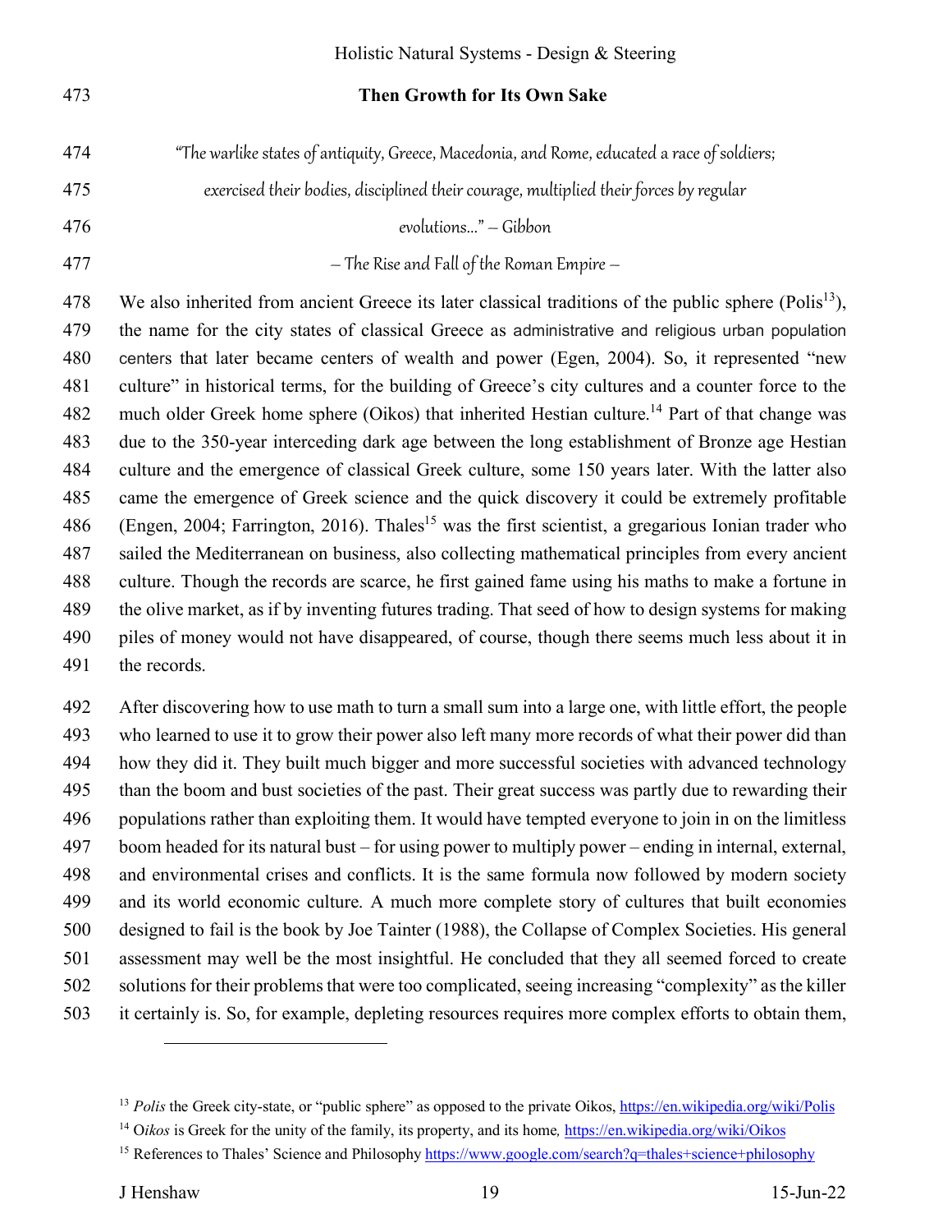## Then Growth for Its Own Sake

*"The warlike states of antiquity, Greece, Macedonia, and Rome, educated a race of soldiers; exercised their bodies, disciplined their courage, multiplied their forces by regular evolutions..." – Gibbon*

*– The Rise and Fall of the Roman Empire –*

We also inherited from ancient Greece its later classical traditions of the public sphere (Polis[13]), the name for the city states of classical Greece as administrative and religious urban population centers that later became centers of wealth and power (Egen, 2004). So, it represented "new culture" in historical terms, for the building of Greece's city cultures and a counter force to the much older Greek home sphere (Oikos) that inherited Hestian culture.[14] Part of that change was due to the 350-year interceding dark age between the long establishment of Bronze age Hestian culture and the emergence of classical Greek culture, some 150 years later. With the latter also came the emergence of Greek science and the quick discovery it could be extremely profitable (Engen, 2004; Farrington, 2016). Thales[15] was the first scientist, a gregarious Ionian trader who sailed the Mediterranean on business, also collecting mathematical principles from every ancient culture. Though the records are scarce, he first gained fame using his maths to make a fortune in the olive market, as if by inventing futures trading. That seed of how to design systems for making piles of money would not have disappeared, of course, though there seems much less about it in the records.

After discovering how to use math to turn a small sum into a large one, with little effort, the people who learned to use it to grow their power also left many more records of what their power did than how they did it. They built much bigger and more successful societies with advanced technology than the boom and bust societies of the past. Their great success was partly due to rewarding their populations rather than exploiting them. It would have tempted everyone to join in on the limitless boom headed for its natural bust – for using power to multiply power – ending in internal, external, and environmental crises and conflicts. It is the same formula now followed by modern society and its world economic culture. A much more complete story of cultures that built economies designed to fail is the book by Joe Tainter (1988), the Collapse of Complex Societies. His general assessment may well be the most insightful. He concluded that they all seemed forced to create solutions for their problems that were too complicated, seeing increasing "complexity" as the killer it certainly is. So, for example, depleting resources requires more complex efforts to obtain them,

---

[13] *Polis* the Greek city-state, or "public sphere" as opposed to the private Oikos, https://en.wikipedia.org/wiki/Polis

[14] O*ikos* is Greek for the unity of the family, its property, and its home, https://en.wikipedia.org/wiki/Oikos

[15] References to Thales' Science and Philosophy https://www.google.com/search?q=thales+science+philosophy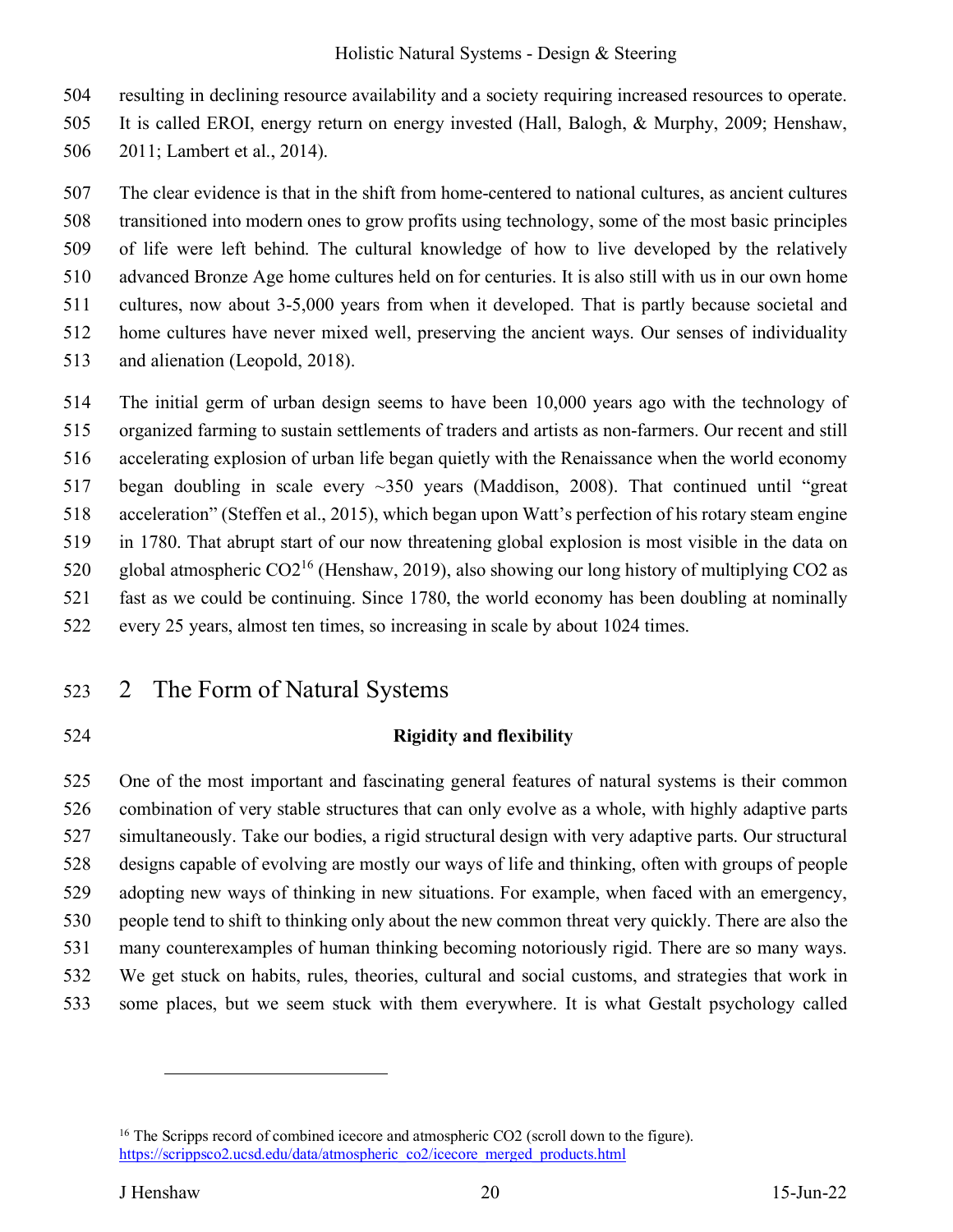resulting in declining resource availability and a society requiring increased resources to operate. It is called EROI, energy return on energy invested (Hall, Balogh, & Murphy, 2009; Henshaw, 2011; Lambert et al., 2014).

The clear evidence is that in the shift from home-centered to national cultures, as ancient cultures transitioned into modern ones to grow profits using technology, some of the most basic principles of life were left behind. The cultural knowledge of how to live developed by the relatively advanced Bronze Age home cultures held on for centuries. It is also still with us in our own home cultures, now about 3-5,000 years from when it developed. That is partly because societal and home cultures have never mixed well, preserving the ancient ways. Our senses of individuality and alienation (Leopold, 2018).

The initial germ of urban design seems to have been 10,000 years ago with the technology of organized farming to sustain settlements of traders and artists as non-farmers. Our recent and still accelerating explosion of urban life began quietly with the Renaissance when the world economy began doubling in scale every ~350 years (Maddison, 2008). That continued until "great acceleration" (Steffen et al., 2015), which began upon Watt's perfection of his rotary steam engine in 1780. That abrupt start of our now threatening global explosion is most visible in the data on global atmospheric CO2[16] (Henshaw, 2019), also showing our long history of multiplying CO2 as fast as we could be continuing. Since 1780, the world economy has been doubling at nominally every 25 years, almost ten times, so increasing in scale by about 1024 times.

# 2 The Form of Natural Systems

### Rigidity and flexibility

One of the most important and fascinating general features of natural systems is their common combination of very stable structures that can only evolve as a whole, with highly adaptive parts simultaneously. Take our bodies, a rigid structural design with very adaptive parts. Our structural designs capable of evolving are mostly our ways of life and thinking, often with groups of people adopting new ways of thinking in new situations. For example, when faced with an emergency, people tend to shift to thinking only about the new common threat very quickly. There are also the many counterexamples of human thinking becoming notoriously rigid. There are so many ways. We get stuck on habits, rules, theories, cultural and social customs, and strategies that work in some places, but we seem stuck with them everywhere. It is what Gestalt psychology called

[16] The Scripps record of combined icecore and atmospheric CO2 (scroll down to the figure). https://scrippsco2.ucsd.edu/data/atmospheric_co2/icecore_merged_products.html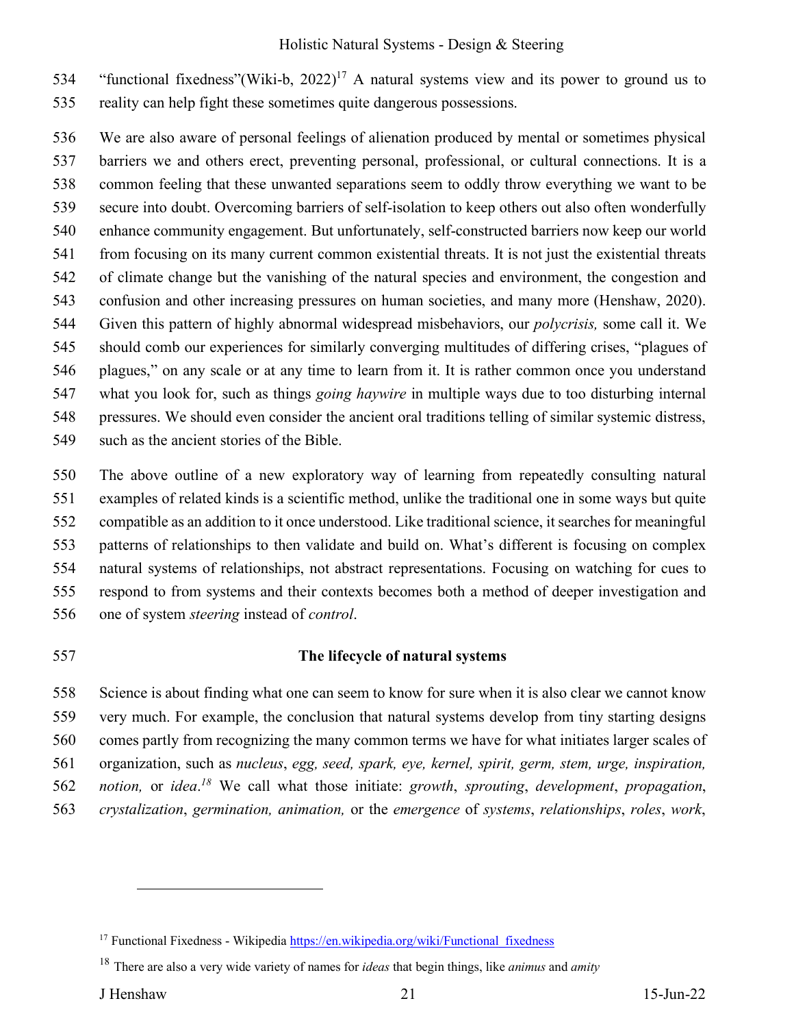"functional fixedness"(Wiki-b, 2022)[17] A natural systems view and its power to ground us to reality can help fight these sometimes quite dangerous possessions.

We are also aware of personal feelings of alienation produced by mental or sometimes physical barriers we and others erect, preventing personal, professional, or cultural connections. It is a common feeling that these unwanted separations seem to oddly throw everything we want to be secure into doubt. Overcoming barriers of self-isolation to keep others out also often wonderfully enhance community engagement. But unfortunately, self-constructed barriers now keep our world from focusing on its many current common existential threats. It is not just the existential threats of climate change but the vanishing of the natural species and environment, the congestion and confusion and other increasing pressures on human societies, and many more (Henshaw, 2020). Given this pattern of highly abnormal widespread misbehaviors, our *polycrisis,* some call it. We should comb our experiences for similarly converging multitudes of differing crises, "plagues of plagues," on any scale or at any time to learn from it. It is rather common once you understand what you look for, such as things *going haywire* in multiple ways due to too disturbing internal pressures. We should even consider the ancient oral traditions telling of similar systemic distress, such as the ancient stories of the Bible.

The above outline of a new exploratory way of learning from repeatedly consulting natural examples of related kinds is a scientific method, unlike the traditional one in some ways but quite compatible as an addition to it once understood. Like traditional science, it searches for meaningful patterns of relationships to then validate and build on. What's different is focusing on complex natural systems of relationships, not abstract representations. Focusing on watching for cues to respond to from systems and their contexts becomes both a method of deeper investigation and one of system *steering* instead of *control*.

## The lifecycle of natural systems

Science is about finding what one can seem to know for sure when it is also clear we cannot know very much. For example, the conclusion that natural systems develop from tiny starting designs comes partly from recognizing the many common terms we have for what initiates larger scales of organization, such as *nucleus*, *egg, seed, spark, eye, kernel, spirit, germ, stem, urge, inspiration, notion,* or *idea*.[18] We call what those initiate: *growth*, *sprouting*, *development*, *propagation*, *crystalization*, *germination, animation,* or the *emergence* of *systems*, *relationships*, *roles*, *work*,

---

[17] Functional Fixedness - Wikipedia https://en.wikipedia.org/wiki/Functional_fixedness

[18] There are also a very wide variety of names for *ideas* that begin things, like *animus* and *amity*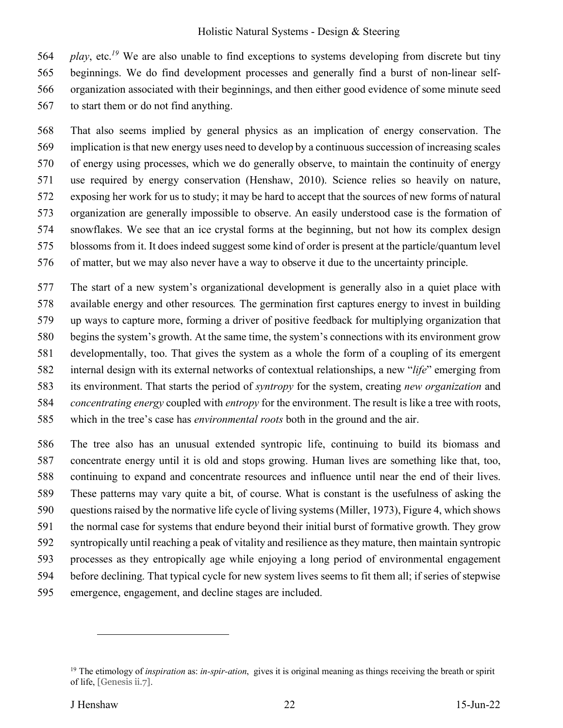*play*, etc.[19] We are also unable to find exceptions to systems developing from discrete but tiny beginnings. We do find development processes and generally find a burst of non-linear self-organization associated with their beginnings, and then either good evidence of some minute seed to start them or do not find anything.

That also seems implied by general physics as an implication of energy conservation. The implication is that new energy uses need to develop by a continuous succession of increasing scales of energy using processes, which we do generally observe, to maintain the continuity of energy use required by energy conservation (Henshaw, 2010). Science relies so heavily on nature, exposing her work for us to study; it may be hard to accept that the sources of new forms of natural organization are generally impossible to observe. An easily understood case is the formation of snowflakes. We see that an ice crystal forms at the beginning, but not how its complex design blossoms from it. It does indeed suggest some kind of order is present at the particle/quantum level of matter, but we may also never have a way to observe it due to the uncertainty principle.

The start of a new system's organizational development is generally also in a quiet place with available energy and other resources*.* The germination first captures energy to invest in building up ways to capture more, forming a driver of positive feedback for multiplying organization that begins the system's growth. At the same time, the system's connections with its environment grow developmentally, too. That gives the system as a whole the form of a coupling of its emergent internal design with its external networks of contextual relationships, a new "*life*" emerging from its environment. That starts the period of *syntropy* for the system, creating *new organization* and *concentrating energy* coupled with *entropy* for the environment. The result is like a tree with roots, which in the tree's case has *environmental roots* both in the ground and the air.

The tree also has an unusual extended syntropic life, continuing to build its biomass and concentrate energy until it is old and stops growing. Human lives are something like that, too, continuing to expand and concentrate resources and influence until near the end of their lives. These patterns may vary quite a bit, of course. What is constant is the usefulness of asking the questions raised by the normative life cycle of living systems (Miller, 1973), Figure 4, which shows the normal case for systems that endure beyond their initial burst of formative growth. They grow syntropically until reaching a peak of vitality and resilience as they mature, then maintain syntropic processes as they entropically age while enjoying a long period of environmental engagement before declining. That typical cycle for new system lives seems to fit them all; if series of stepwise emergence, engagement, and decline stages are included.

---

[19] The etimology of *inspiration* as: *in-spir-ation*, gives it is original meaning as things receiving the breath or spirit of life, [Genesis ii.7].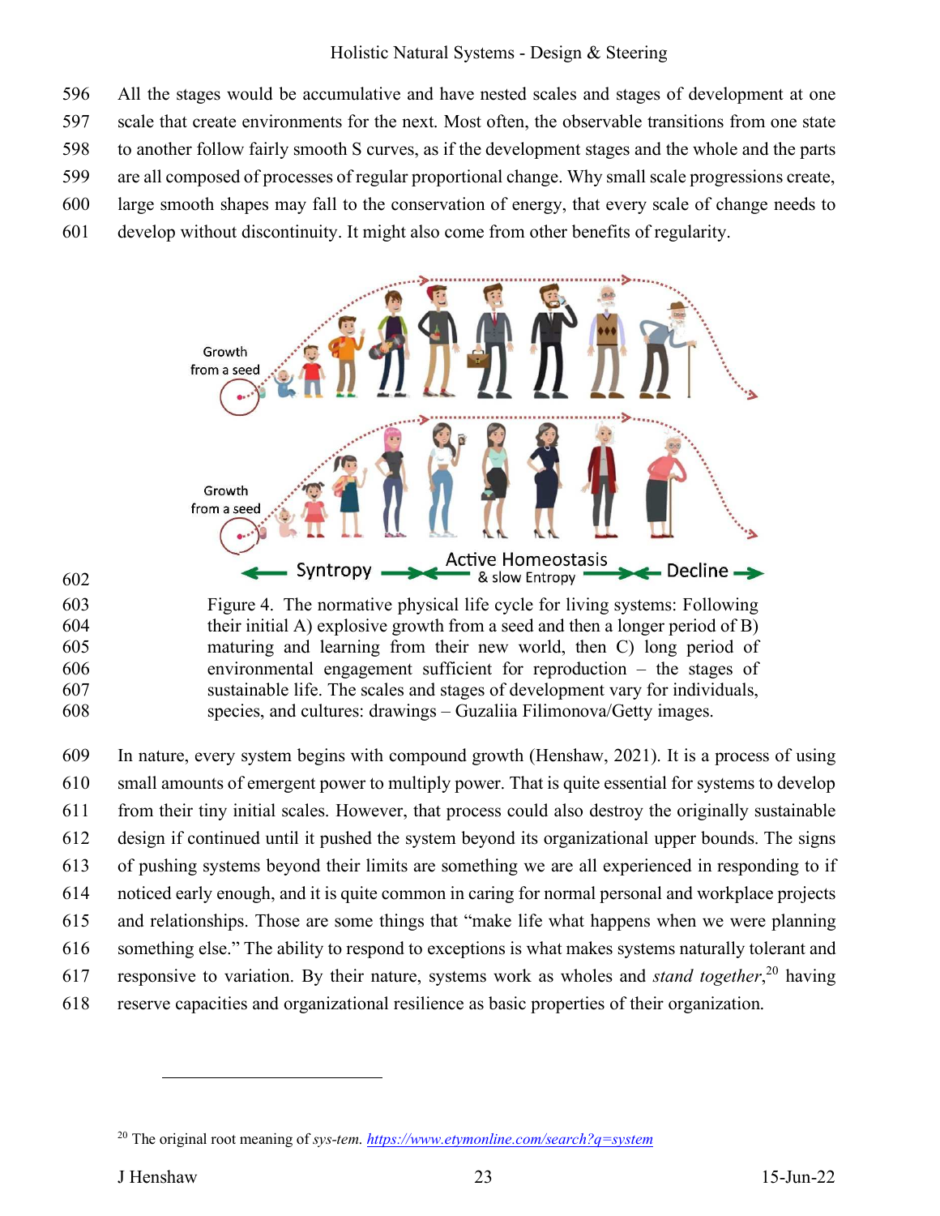All the stages would be accumulative and have nested scales and stages of development at one scale that create environments for the next. Most often, the observable transitions from one state to another follow fairly smooth S curves, as if the development stages and the whole and the parts are all composed of processes of regular proportional change. Why small scale progressions create, large smooth shapes may fall to the conservation of energy, that every scale of change needs to develop without discontinuity. It might also come from other benefits of regularity.

Figure 4. The normative physical life cycle for living systems: Following their initial A) explosive growth from a seed and then a longer period of B) maturing and learning from their new world, then C) long period of environmental engagement sufficient for reproduction – the stages of sustainable life. The scales and stages of development vary for individuals, species, and cultures: drawings – Guzaliia Filimonova/Getty images.

In nature, every system begins with compound growth (Henshaw, 2021). It is a process of using small amounts of emergent power to multiply power. That is quite essential for systems to develop from their tiny initial scales. However, that process could also destroy the originally sustainable design if continued until it pushed the system beyond its organizational upper bounds. The signs of pushing systems beyond their limits are something we are all experienced in responding to if noticed early enough, and it is quite common in caring for normal personal and workplace projects and relationships. Those are some things that "make life what happens when we were planning something else." The ability to respond to exceptions is what makes systems naturally tolerant and responsive to variation. By their nature, systems work as wholes and *stand together*,[20] having reserve capacities and organizational resilience as basic properties of their organization.

[20] The original root meaning of *sys-tem*. https://www.etymonline.com/search?q=system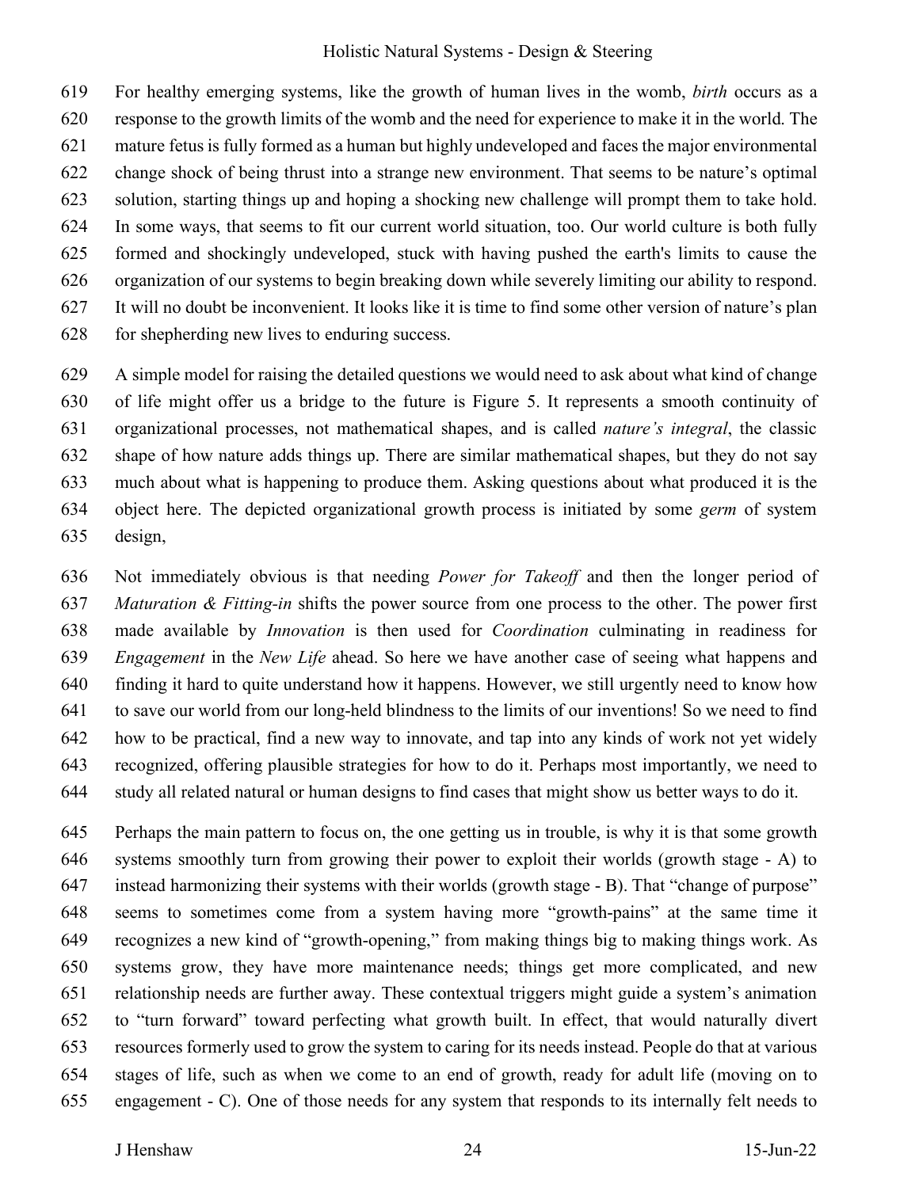For healthy emerging systems, like the growth of human lives in the womb, *birth* occurs as a response to the growth limits of the womb and the need for experience to make it in the world. The mature fetus is fully formed as a human but highly undeveloped and faces the major environmental change shock of being thrust into a strange new environment. That seems to be nature's optimal solution, starting things up and hoping a shocking new challenge will prompt them to take hold. In some ways, that seems to fit our current world situation, too. Our world culture is both fully formed and shockingly undeveloped, stuck with having pushed the earth's limits to cause the organization of our systems to begin breaking down while severely limiting our ability to respond. It will no doubt be inconvenient. It looks like it is time to find some other version of nature's plan for shepherding new lives to enduring success.

A simple model for raising the detailed questions we would need to ask about what kind of change of life might offer us a bridge to the future is Figure 5. It represents a smooth continuity of organizational processes, not mathematical shapes, and is called *nature's integral*, the classic shape of how nature adds things up. There are similar mathematical shapes, but they do not say much about what is happening to produce them. Asking questions about what produced it is the object here. The depicted organizational growth process is initiated by some *germ* of system design,

Not immediately obvious is that needing *Power for Takeoff* and then the longer period of *Maturation & Fitting-in* shifts the power source from one process to the other. The power first made available by *Innovation* is then used for *Coordination* culminating in readiness for *Engagement* in the *New Life* ahead. So here we have another case of seeing what happens and finding it hard to quite understand how it happens. However, we still urgently need to know how to save our world from our long-held blindness to the limits of our inventions! So we need to find how to be practical, find a new way to innovate, and tap into any kinds of work not yet widely recognized, offering plausible strategies for how to do it. Perhaps most importantly, we need to study all related natural or human designs to find cases that might show us better ways to do it.

Perhaps the main pattern to focus on, the one getting us in trouble, is why it is that some growth systems smoothly turn from growing their power to exploit their worlds (growth stage - A) to instead harmonizing their systems with their worlds (growth stage - B). That "change of purpose" seems to sometimes come from a system having more "growth-pains" at the same time it recognizes a new kind of "growth-opening," from making things big to making things work. As systems grow, they have more maintenance needs; things get more complicated, and new relationship needs are further away. These contextual triggers might guide a system's animation to "turn forward" toward perfecting what growth built. In effect, that would naturally divert resources formerly used to grow the system to caring for its needs instead. People do that at various stages of life, such as when we come to an end of growth, ready for adult life (moving on to engagement - C). One of those needs for any system that responds to its internally felt needs to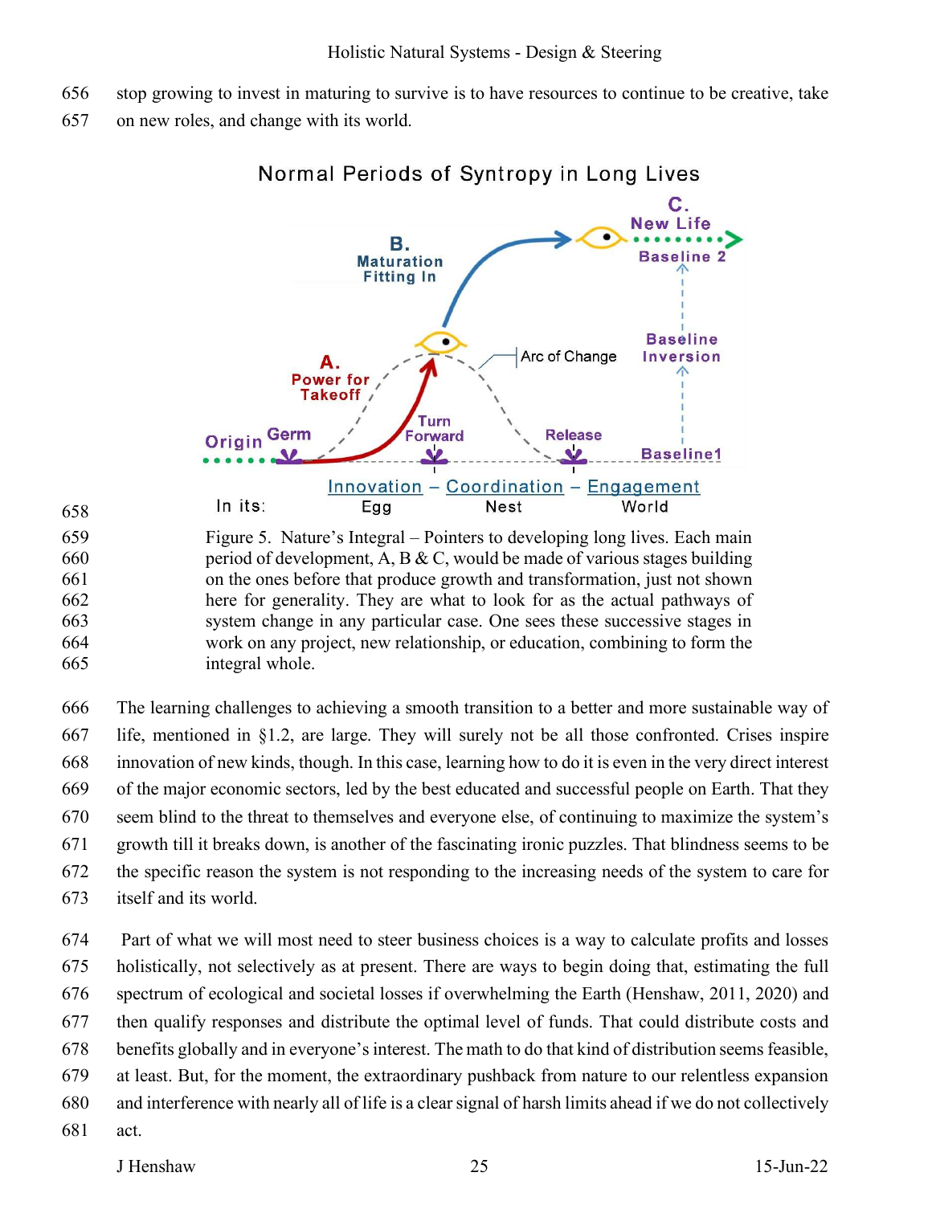stop growing to invest in maturing to survive is to have resources to continue to be creative, take on new roles, and change with its world.

Figure 5. Nature's Integral – Pointers to developing long lives. Each main period of development, A, B & C, would be made of various stages building on the ones before that produce growth and transformation, just not shown here for generality. They are what to look for as the actual pathways of system change in any particular case. One sees these successive stages in work on any project, new relationship, or education, combining to form the integral whole.

The learning challenges to achieving a smooth transition to a better and more sustainable way of life, mentioned in §1.2, are large. They will surely not be all those confronted. Crises inspire innovation of new kinds, though. In this case, learning how to do it is even in the very direct interest of the major economic sectors, led by the best educated and successful people on Earth. That they seem blind to the threat to themselves and everyone else, of continuing to maximize the system's growth till it breaks down, is another of the fascinating ironic puzzles. That blindness seems to be the specific reason the system is not responding to the increasing needs of the system to care for itself and its world.

Part of what we will most need to steer business choices is a way to calculate profits and losses holistically, not selectively as at present. There are ways to begin doing that, estimating the full spectrum of ecological and societal losses if overwhelming the Earth (Henshaw, 2011, 2020) and then qualify responses and distribute the optimal level of funds. That could distribute costs and benefits globally and in everyone's interest. The math to do that kind of distribution seems feasible, at least. But, for the moment, the extraordinary pushback from nature to our relentless expansion and interference with nearly all of life is a clear signal of harsh limits ahead if we do not collectively act.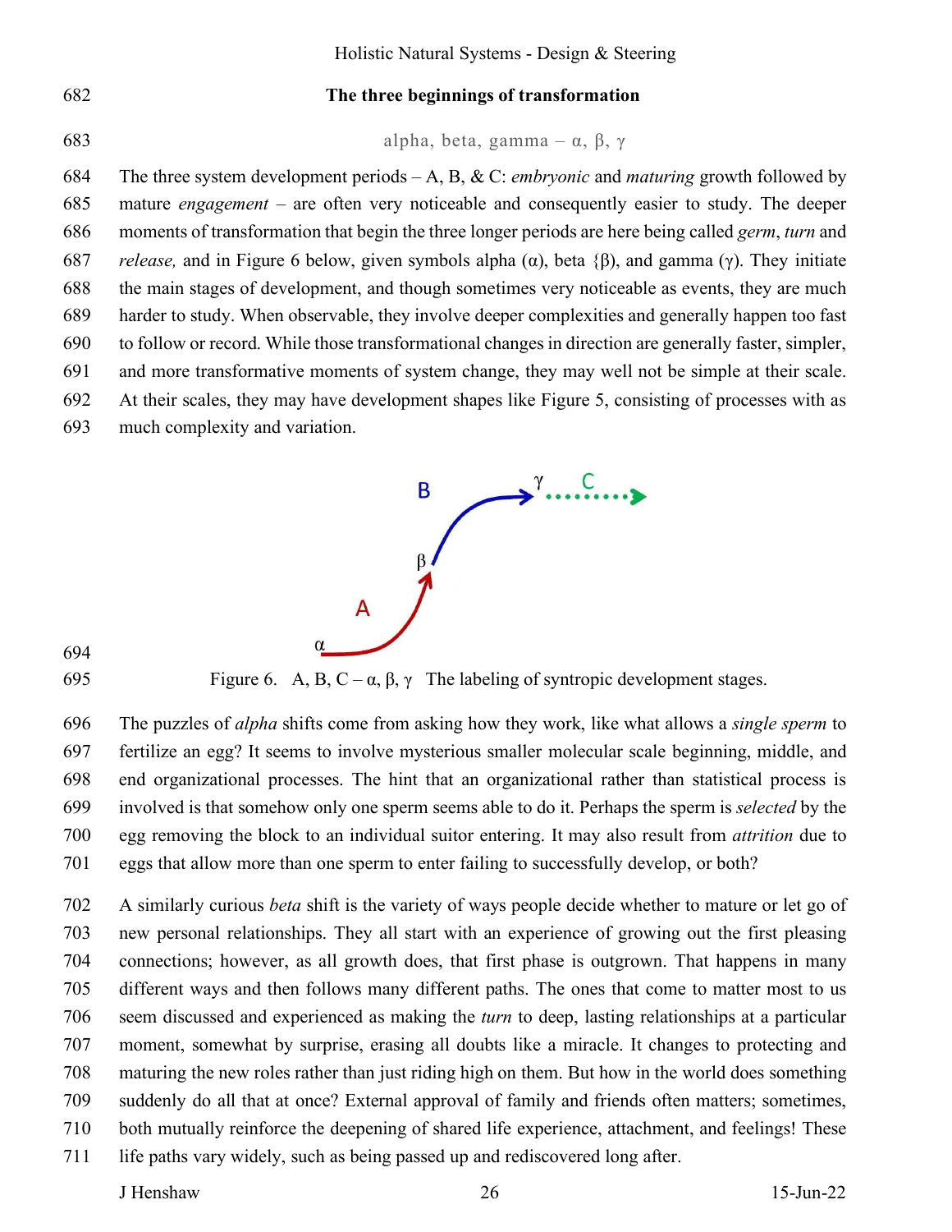## The three beginnings of transformation

alpha, beta, gamma – α, β, γ

The three system development periods – A, B, & C: *embryonic* and *maturing* growth followed by mature *engagement* – are often very noticeable and consequently easier to study. The deeper moments of transformation that begin the three longer periods are here being called *germ*, *turn* and *release,* and in Figure 6 below, given symbols alpha (α), beta {β), and gamma (γ). They initiate the main stages of development, and though sometimes very noticeable as events, they are much harder to study. When observable, they involve deeper complexities and generally happen too fast to follow or record. While those transformational changes in direction are generally faster, simpler, and more transformative moments of system change, they may well not be simple at their scale. At their scales, they may have development shapes like Figure 5, consisting of processes with as much complexity and variation.

Figure 6. A, B, C – α, β, γ The labeling of syntropic development stages.

The puzzles of *alpha* shifts come from asking how they work, like what allows a *single sperm* to fertilize an egg? It seems to involve mysterious smaller molecular scale beginning, middle, and end organizational processes. The hint that an organizational rather than statistical process is involved is that somehow only one sperm seems able to do it. Perhaps the sperm is *selected* by the egg removing the block to an individual suitor entering. It may also result from *attrition* due to eggs that allow more than one sperm to enter failing to successfully develop, or both?

A similarly curious *beta* shift is the variety of ways people decide whether to mature or let go of new personal relationships. They all start with an experience of growing out the first pleasing connections; however, as all growth does, that first phase is outgrown. That happens in many different ways and then follows many different paths. The ones that come to matter most to us seem discussed and experienced as making the *turn* to deep, lasting relationships at a particular moment, somewhat by surprise, erasing all doubts like a miracle. It changes to protecting and maturing the new roles rather than just riding high on them. But how in the world does something suddenly do all that at once? External approval of family and friends often matters; sometimes, both mutually reinforce the deepening of shared life experience, attachment, and feelings! These life paths vary widely, such as being passed up and rediscovered long after.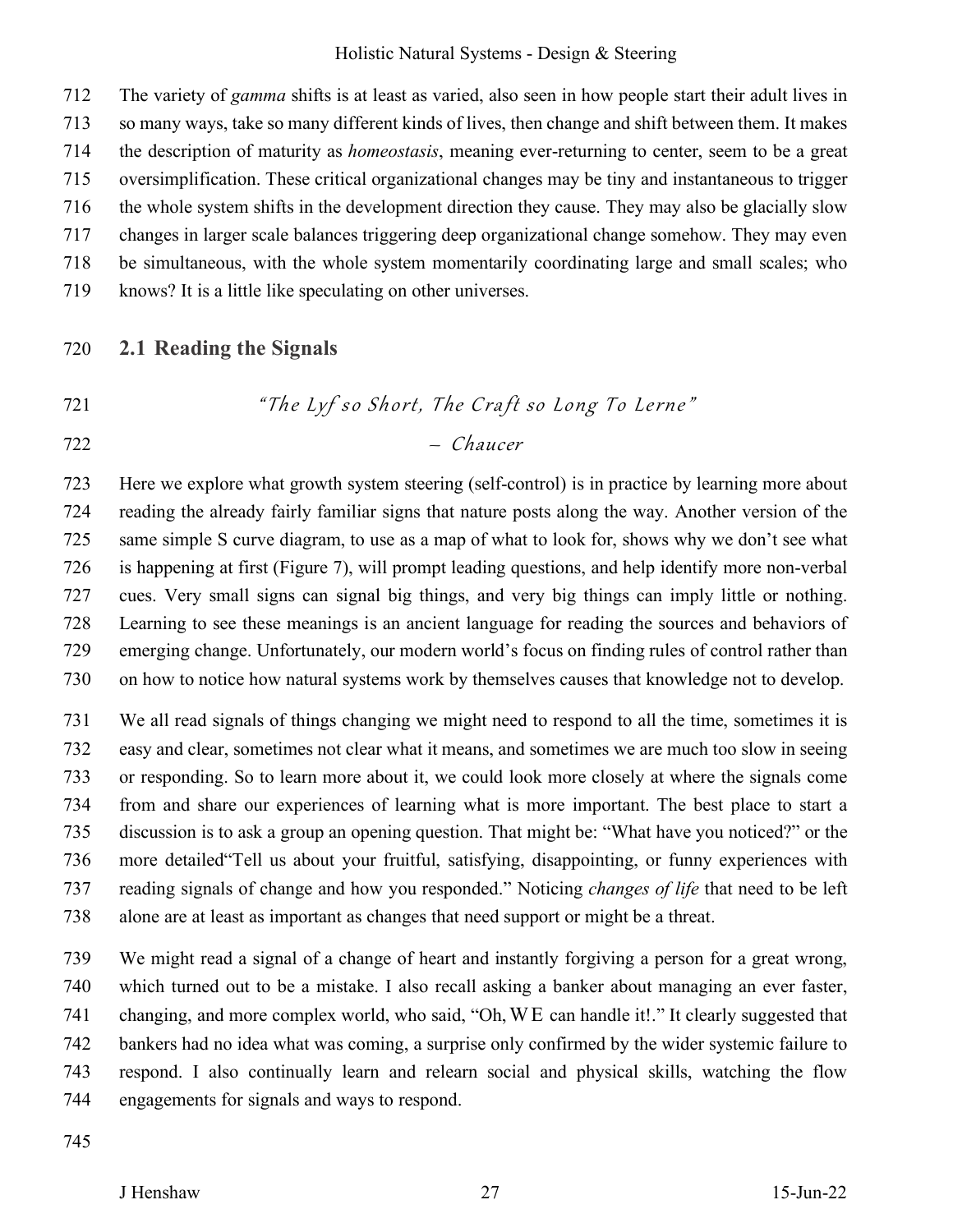The variety of *gamma* shifts is at least as varied, also seen in how people start their adult lives in so many ways, take so many different kinds of lives, then change and shift between them. It makes the description of maturity as *homeostasis*, meaning ever-returning to center, seem to be a great oversimplification. These critical organizational changes may be tiny and instantaneous to trigger the whole system shifts in the development direction they cause. They may also be glacially slow changes in larger scale balances triggering deep organizational change somehow. They may even be simultaneous, with the whole system momentarily coordinating large and small scales; who knows? It is a little like speculating on other universes.

## 2.1 Reading the Signals

*"The Lyf so Short, The Craft so Long To Lerne"*

*– Chaucer*

Here we explore what growth system steering (self-control) is in practice by learning more about reading the already fairly familiar signs that nature posts along the way. Another version of the same simple S curve diagram, to use as a map of what to look for, shows why we don't see what is happening at first (Figure 7), will prompt leading questions, and help identify more non-verbal cues. Very small signs can signal big things, and very big things can imply little or nothing. Learning to see these meanings is an ancient language for reading the sources and behaviors of emerging change. Unfortunately, our modern world's focus on finding rules of control rather than on how to notice how natural systems work by themselves causes that knowledge not to develop.

We all read signals of things changing we might need to respond to all the time, sometimes it is easy and clear, sometimes not clear what it means, and sometimes we are much too slow in seeing or responding. So to learn more about it, we could look more closely at where the signals come from and share our experiences of learning what is more important. The best place to start a discussion is to ask a group an opening question. That might be: "What have you noticed?" or the more detailed"Tell us about your fruitful, satisfying, disappointing, or funny experiences with reading signals of change and how you responded." Noticing *changes of life* that need to be left alone are at least as important as changes that need support or might be a threat.

We might read a signal of a change of heart and instantly forgiving a person for a great wrong, which turned out to be a mistake. I also recall asking a banker about managing an ever faster, changing, and more complex world, who said, "Oh, WE can handle it!." It clearly suggested that bankers had no idea what was coming, a surprise only confirmed by the wider systemic failure to respond. I also continually learn and relearn social and physical skills, watching the flow engagements for signals and ways to respond.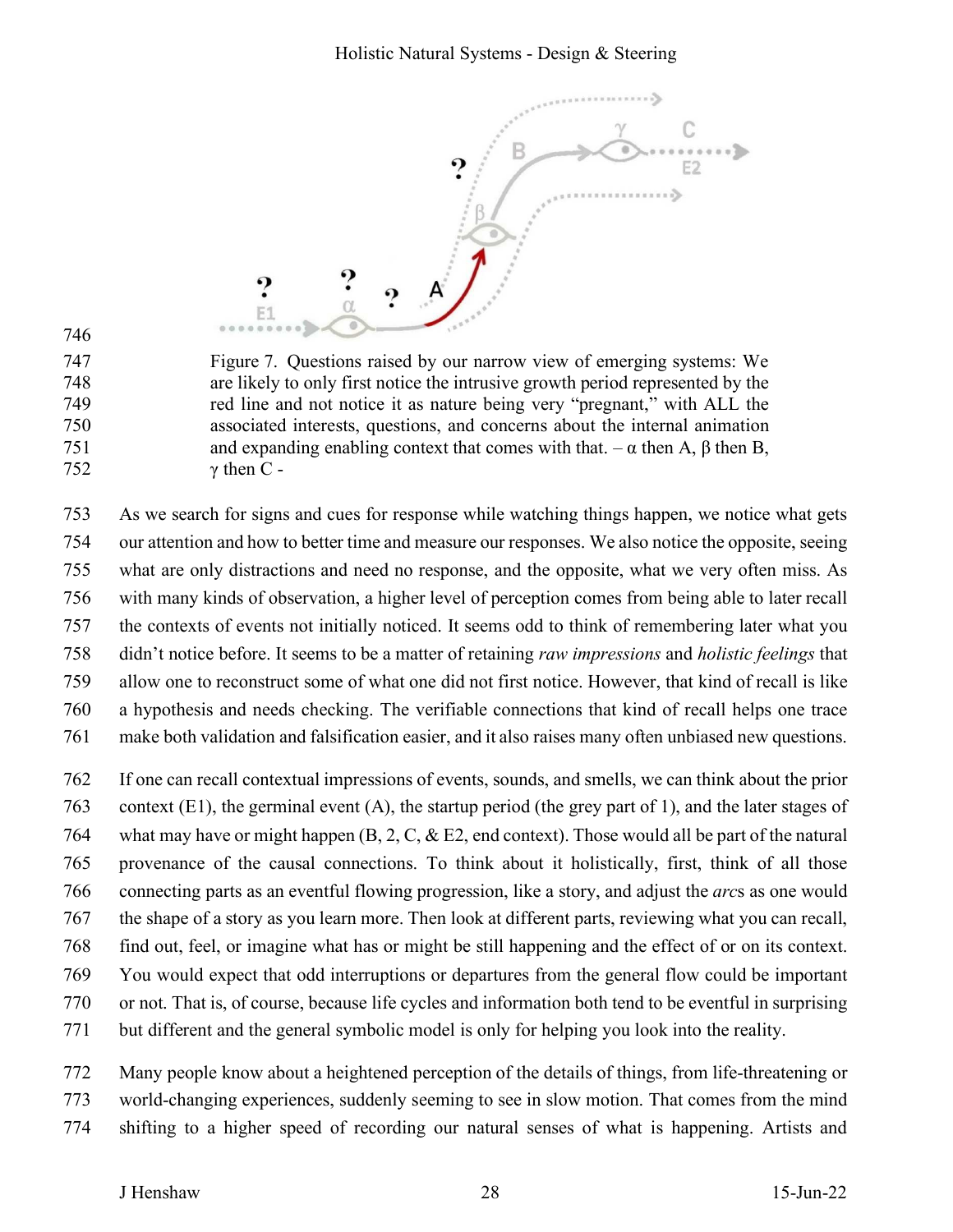Figure 7. Questions raised by our narrow view of emerging systems: We are likely to only first notice the intrusive growth period represented by the red line and not notice it as nature being very "pregnant," with ALL the associated interests, questions, and concerns about the internal animation and expanding enabling context that comes with that. – α then A, β then B, γ then C -

As we search for signs and cues for response while watching things happen, we notice what gets our attention and how to better time and measure our responses. We also notice the opposite, seeing what are only distractions and need no response, and the opposite, what we very often miss. As with many kinds of observation, a higher level of perception comes from being able to later recall the contexts of events not initially noticed. It seems odd to think of remembering later what you didn't notice before. It seems to be a matter of retaining *raw impressions* and *holistic feelings* that allow one to reconstruct some of what one did not first notice. However, that kind of recall is like a hypothesis and needs checking. The verifiable connections that kind of recall helps one trace make both validation and falsification easier, and it also raises many often unbiased new questions.

If one can recall contextual impressions of events, sounds, and smells, we can think about the prior context (E1), the germinal event (A), the startup period (the grey part of 1), and the later stages of what may have or might happen (B, 2, C, & E2, end context). Those would all be part of the natural provenance of the causal connections. To think about it holistically, first, think of all those connecting parts as an eventful flowing progression, like a story, and adjust the *arc*s as one would the shape of a story as you learn more. Then look at different parts, reviewing what you can recall, find out, feel, or imagine what has or might be still happening and the effect of or on its context. You would expect that odd interruptions or departures from the general flow could be important or not. That is, of course, because life cycles and information both tend to be eventful in surprising but different and the general symbolic model is only for helping you look into the reality.

Many people know about a heightened perception of the details of things, from life-threatening or world-changing experiences, suddenly seeming to see in slow motion. That comes from the mind shifting to a higher speed of recording our natural senses of what is happening. Artists and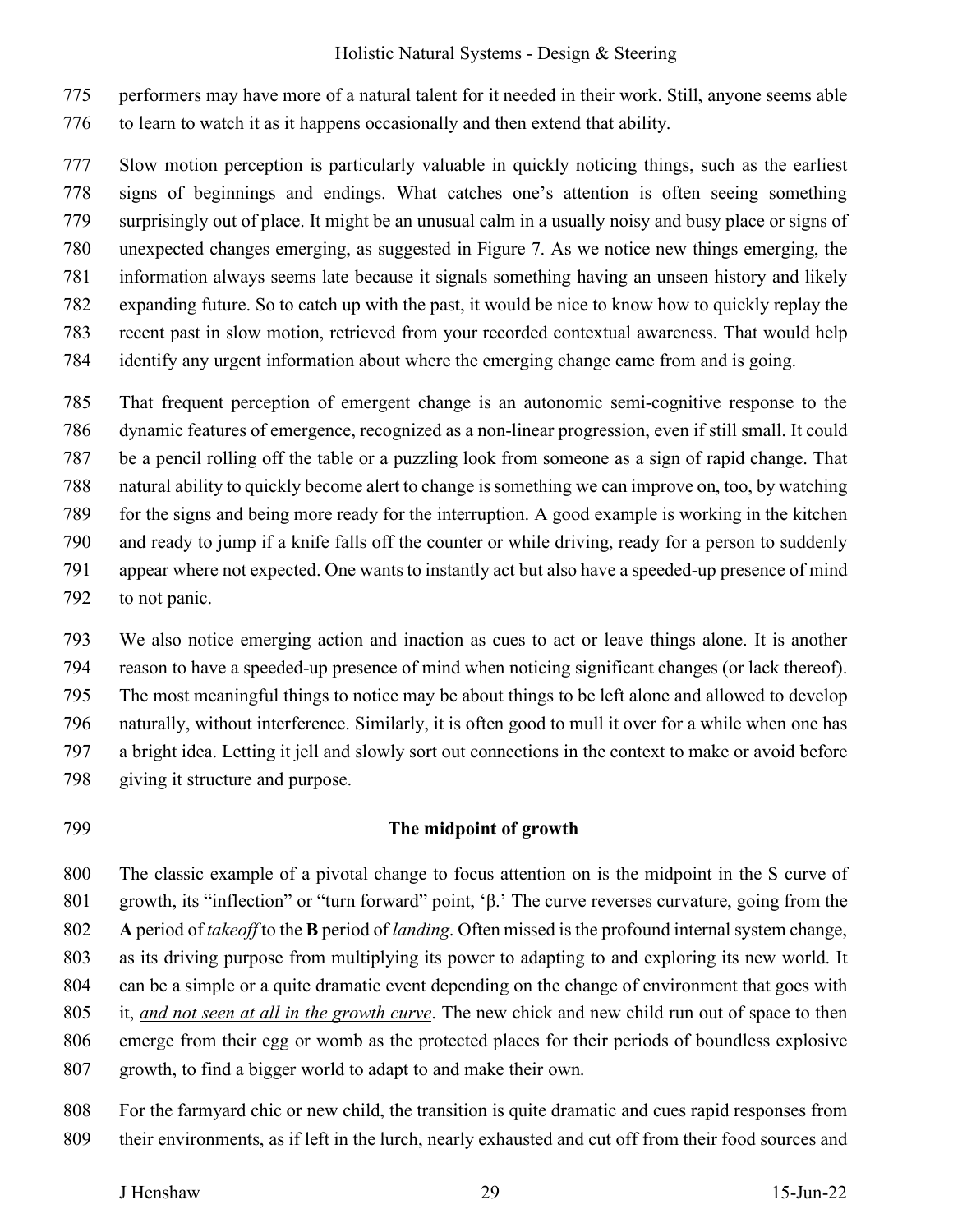performers may have more of a natural talent for it needed in their work. Still, anyone seems able to learn to watch it as it happens occasionally and then extend that ability.

Slow motion perception is particularly valuable in quickly noticing things, such as the earliest signs of beginnings and endings. What catches one's attention is often seeing something surprisingly out of place. It might be an unusual calm in a usually noisy and busy place or signs of unexpected changes emerging, as suggested in Figure 7. As we notice new things emerging, the information always seems late because it signals something having an unseen history and likely expanding future. So to catch up with the past, it would be nice to know how to quickly replay the recent past in slow motion, retrieved from your recorded contextual awareness. That would help identify any urgent information about where the emerging change came from and is going.

That frequent perception of emergent change is an autonomic semi-cognitive response to the dynamic features of emergence, recognized as a non-linear progression, even if still small. It could be a pencil rolling off the table or a puzzling look from someone as a sign of rapid change. That natural ability to quickly become alert to change is something we can improve on, too, by watching for the signs and being more ready for the interruption. A good example is working in the kitchen and ready to jump if a knife falls off the counter or while driving, ready for a person to suddenly appear where not expected. One wants to instantly act but also have a speeded-up presence of mind to not panic.

We also notice emerging action and inaction as cues to act or leave things alone. It is another reason to have a speeded-up presence of mind when noticing significant changes (or lack thereof). The most meaningful things to notice may be about things to be left alone and allowed to develop naturally, without interference. Similarly, it is often good to mull it over for a while when one has a bright idea. Letting it jell and slowly sort out connections in the context to make or avoid before giving it structure and purpose.

## The midpoint of growth

The classic example of a pivotal change to focus attention on is the midpoint in the S curve of growth, its "inflection" or "turn forward" point, 'β.' The curve reverses curvature, going from the **A** period of *takeoff* to the **B** period of *landing*. Often missed is the profound internal system change, as its driving purpose from multiplying its power to adapting to and exploring its new world. It can be a simple or a quite dramatic event depending on the change of environment that goes with it, ***and not seen at all in the growth curve***. The new chick and new child run out of space to then emerge from their egg or womb as the protected places for their periods of boundless explosive growth, to find a bigger world to adapt to and make their own.

For the farmyard chic or new child, the transition is quite dramatic and cues rapid responses from their environments, as if left in the lurch, nearly exhausted and cut off from their food sources and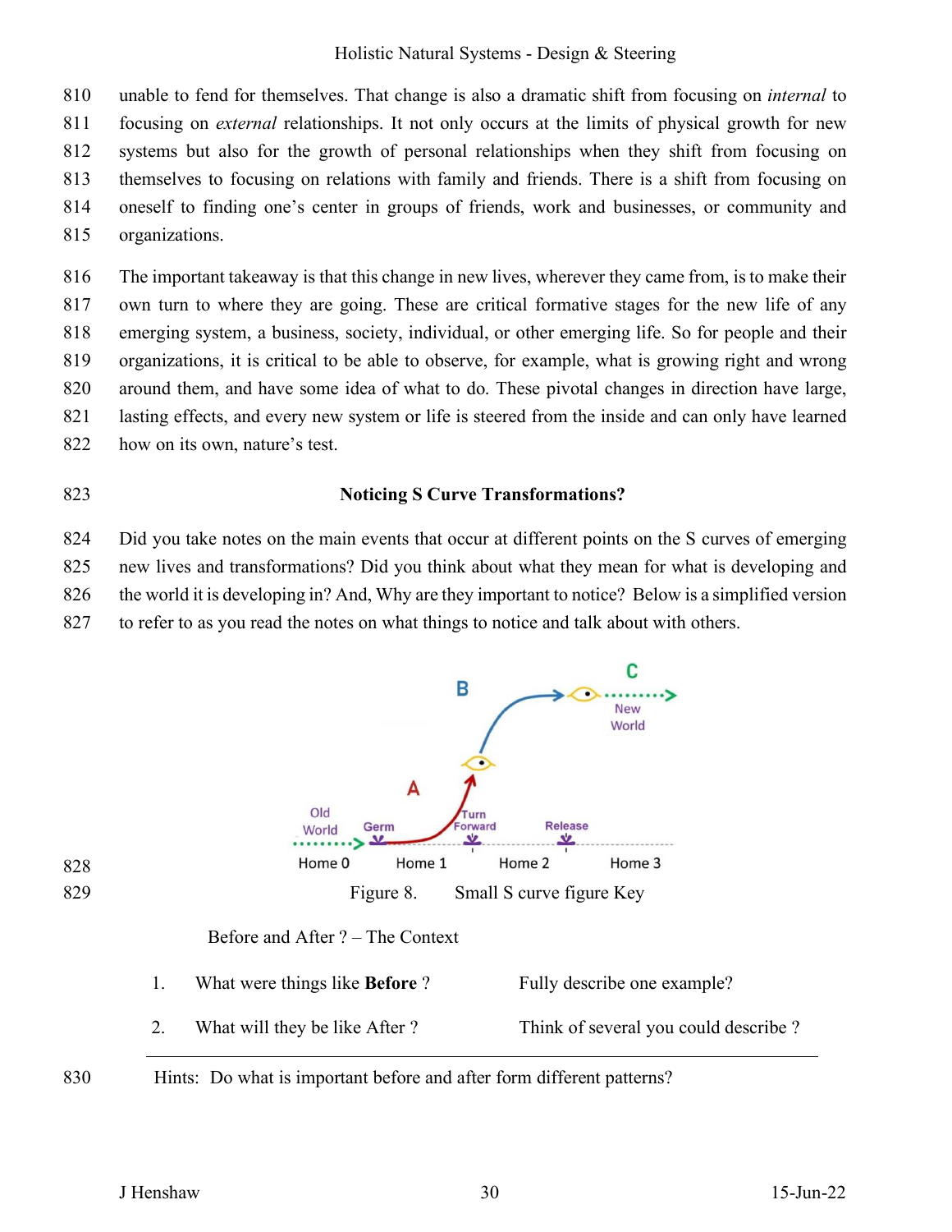unable to fend for themselves. That change is also a dramatic shift from focusing on *internal* to focusing on *external* relationships. It not only occurs at the limits of physical growth for new systems but also for the growth of personal relationships when they shift from focusing on themselves to focusing on relations with family and friends. There is a shift from focusing on oneself to finding one's center in groups of friends, work and businesses, or community and organizations.

The important takeaway is that this change in new lives, wherever they came from, is to make their own turn to where they are going. These are critical formative stages for the new life of any emerging system, a business, society, individual, or other emerging life. So for people and their organizations, it is critical to be able to observe, for example, what is growing right and wrong around them, and have some idea of what to do. These pivotal changes in direction have large, lasting effects, and every new system or life is steered from the inside and can only have learned how on its own, nature's test.

### Noticing S Curve Transformations?

Did you take notes on the main events that occur at different points on the S curves of emerging new lives and transformations? Did you think about what they mean for what is developing and the world it is developing in? And, Why are they important to notice? Below is a simplified version to refer to as you read the notes on what things to notice and talk about with others.

Figure 8. Small S curve figure Key

Before and After ? – The Context

| | | |
|---|---|---|
| 1. | What were things like **Before** ? | Fully describe one example? |
| 2. | What will they be like After ? | Think of several you could describe ? |

Hints: Do what is important before and after form different patterns?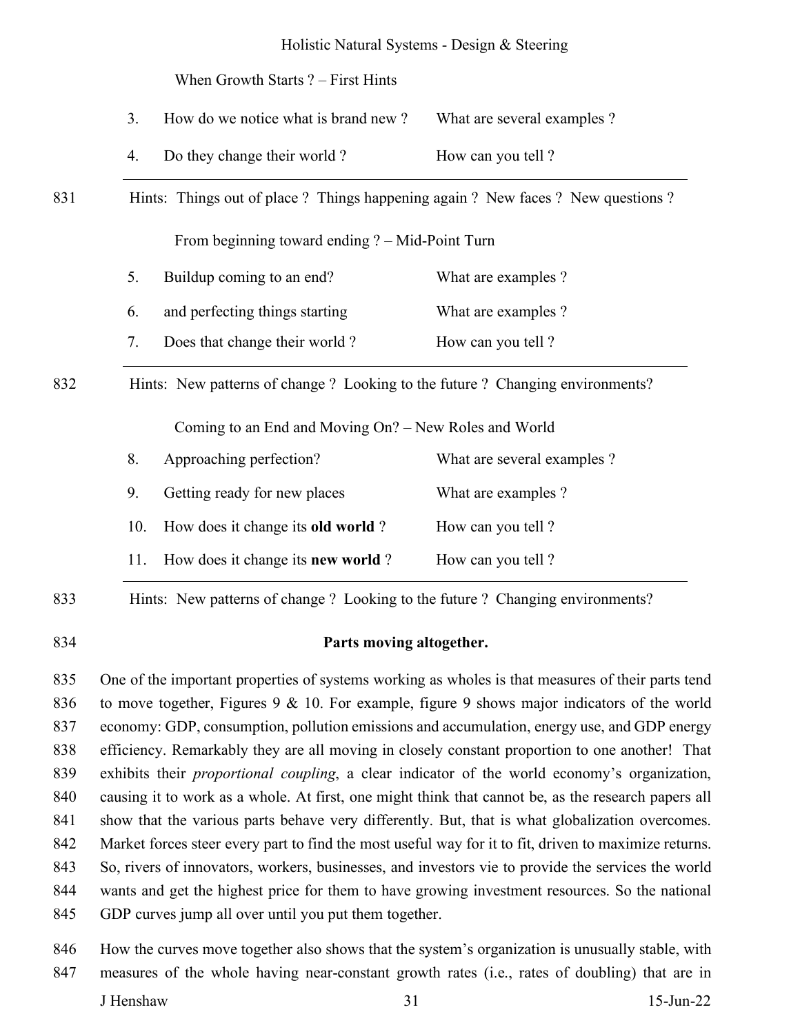When Growth Starts ? – First Hints

| | | |
|---|---|---|
| 3. | How do we notice what is brand new ? | What are several examples ? |
| 4. | Do they change their world ? | How can you tell ? |

831 Hints: Things out of place ? Things happening again ? New faces ? New questions ?

From beginning toward ending ? – Mid-Point Turn

| | | |
|---|---|---|
| 5. | Buildup coming to an end? | What are examples ? |
| 6. | and perfecting things starting | What are examples ? |
| 7. | Does that change their world ? | How can you tell ? |

832 Hints: New patterns of change ? Looking to the future ? Changing environments?

Coming to an End and Moving On? – New Roles and World

| | | |
|---|---|---|
| 8. | Approaching perfection? | What are several examples ? |
| 9. | Getting ready for new places | What are examples ? |
| 10. | How does it change its **old world** ? | How can you tell ? |
| 11. | How does it change its **new world** ? | How can you tell ? |

833 Hints: New patterns of change ? Looking to the future ? Changing environments?

834 **Parts moving altogether.**

835 One of the important properties of systems working as wholes is that measures of their parts tend
836 to move together, Figures 9 & 10. For example, figure 9 shows major indicators of the world
837 economy: GDP, consumption, pollution emissions and accumulation, energy use, and GDP energy
838 efficiency. Remarkably they are all moving in closely constant proportion to one another! That
839 exhibits their *proportional coupling*, a clear indicator of the world economy's organization,
840 causing it to work as a whole. At first, one might think that cannot be, as the research papers all
841 show that the various parts behave very differently. But, that is what globalization overcomes.
842 Market forces steer every part to find the most useful way for it to fit, driven to maximize returns.
843 So, rivers of innovators, workers, businesses, and investors vie to provide the services the world
844 wants and get the highest price for them to have growing investment resources. So the national
845 GDP curves jump all over until you put them together.

846 How the curves move together also shows that the system's organization is unusually stable, with
847 measures of the whole having near-constant growth rates (i.e., rates of doubling) that are in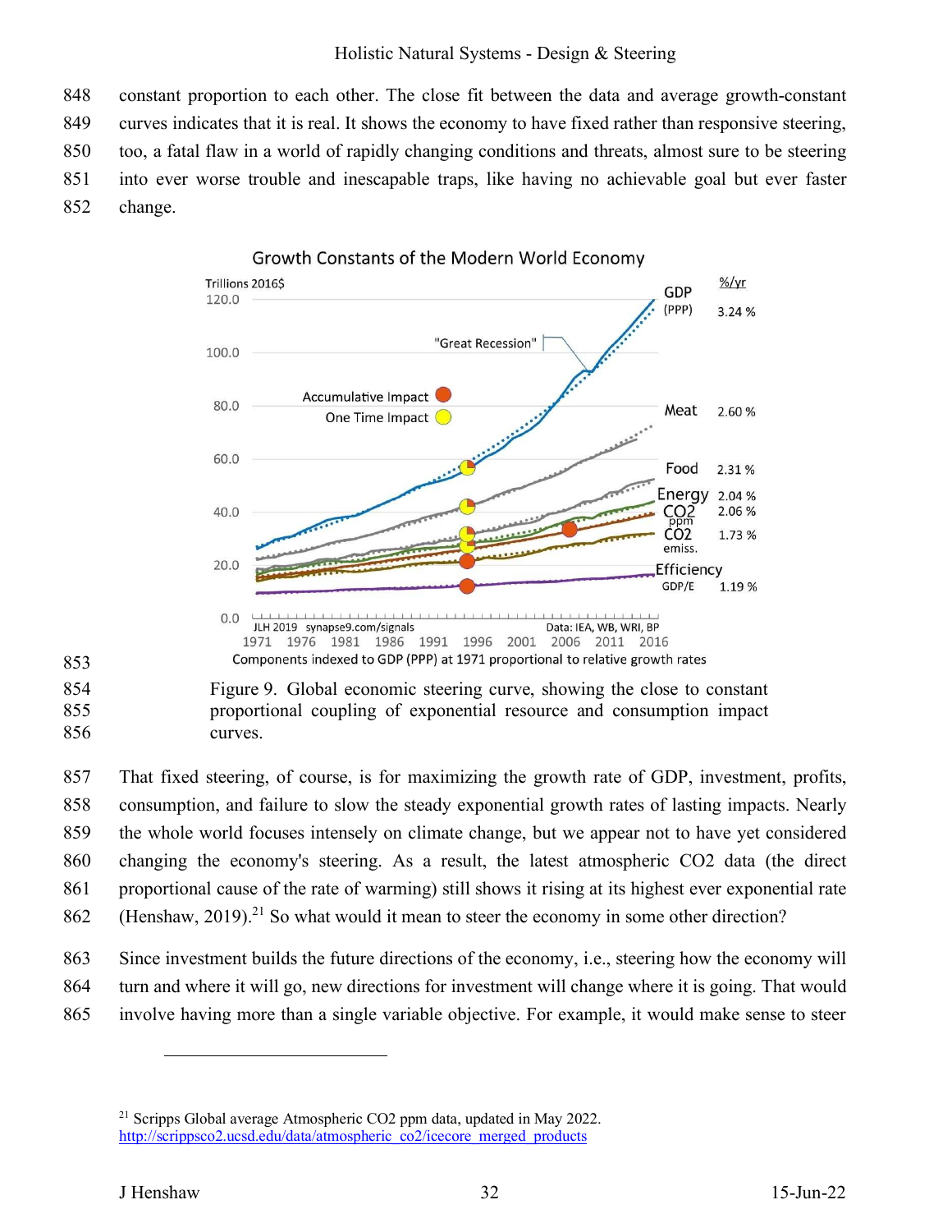constant proportion to each other. The close fit between the data and average growth-constant curves indicates that it is real. It shows the economy to have fixed rather than responsive steering, too, a fatal flaw in a world of rapidly changing conditions and threats, almost sure to be steering into ever worse trouble and inescapable traps, like having no achievable goal but ever faster change.

Figure 9. Global economic steering curve, showing the close to constant proportional coupling of exponential resource and consumption impact curves.

That fixed steering, of course, is for maximizing the growth rate of GDP, investment, profits, consumption, and failure to slow the steady exponential growth rates of lasting impacts. Nearly the whole world focuses intensely on climate change, but we appear not to have yet considered changing the economy's steering. As a result, the latest atmospheric $CO_2$ data (the direct proportional cause of the rate of warming) still shows it rising at its highest ever exponential rate (Henshaw, 2019).[21] So what would it mean to steer the economy in some other direction?

Since investment builds the future directions of the economy, i.e., steering how the economy will turn and where it will go, new directions for investment will change where it is going. That would involve having more than a single variable objective. For example, it would make sense to steer

[21] Scripps Global average Atmospheric CO2 ppm data, updated in May 2022. http://scrippsco2.ucsd.edu/data/atmospheric_co2/icecore_merged_products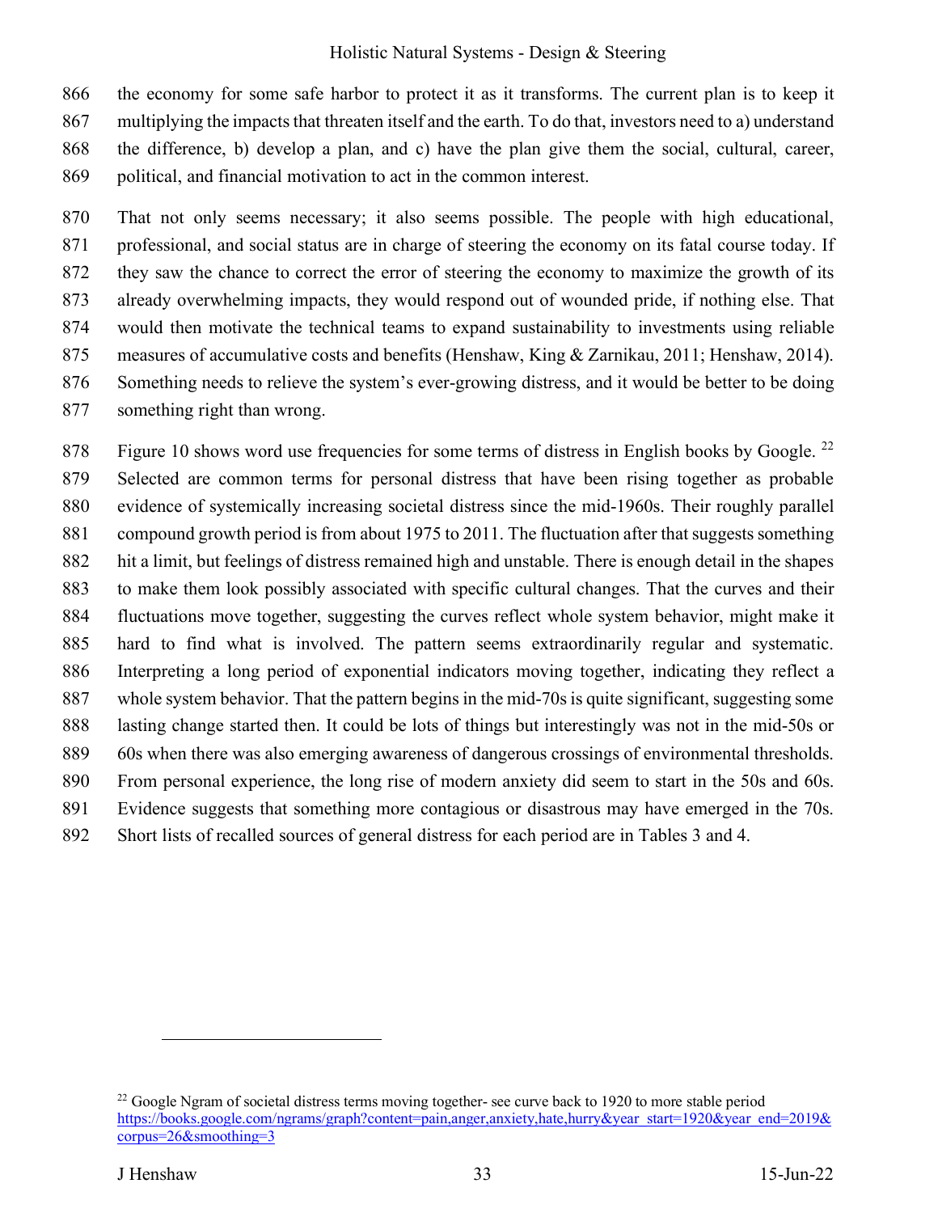the economy for some safe harbor to protect it as it transforms. The current plan is to keep it multiplying the impacts that threaten itself and the earth. To do that, investors need to a) understand the difference, b) develop a plan, and c) have the plan give them the social, cultural, career, political, and financial motivation to act in the common interest.

That not only seems necessary; it also seems possible. The people with high educational, professional, and social status are in charge of steering the economy on its fatal course today. If they saw the chance to correct the error of steering the economy to maximize the growth of its already overwhelming impacts, they would respond out of wounded pride, if nothing else. That would then motivate the technical teams to expand sustainability to investments using reliable measures of accumulative costs and benefits (Henshaw, King & Zarnikau, 2011; Henshaw, 2014). Something needs to relieve the system's ever-growing distress, and it would be better to be doing something right than wrong.

Figure 10 shows word use frequencies for some terms of distress in English books by Google. [22] Selected are common terms for personal distress that have been rising together as probable evidence of systemically increasing societal distress since the mid-1960s. Their roughly parallel compound growth period is from about 1975 to 2011. The fluctuation after that suggests something hit a limit, but feelings of distress remained high and unstable. There is enough detail in the shapes to make them look possibly associated with specific cultural changes. That the curves and their fluctuations move together, suggesting the curves reflect whole system behavior, might make it hard to find what is involved. The pattern seems extraordinarily regular and systematic. Interpreting a long period of exponential indicators moving together, indicating they reflect a whole system behavior. That the pattern begins in the mid-70s is quite significant, suggesting some lasting change started then. It could be lots of things but interestingly was not in the mid-50s or 60s when there was also emerging awareness of dangerous crossings of environmental thresholds. From personal experience, the long rise of modern anxiety did seem to start in the 50s and 60s. Evidence suggests that something more contagious or disastrous may have emerged in the 70s. Short lists of recalled sources of general distress for each period are in Tables 3 and 4.

[22] Google Ngram of societal distress terms moving together- see curve back to 1920 to more stable period https://books.google.com/ngrams/graph?content=pain,anger,anxiety,hate,hurry&year_start=1920&year_end=2019&corpus=26&smoothing=3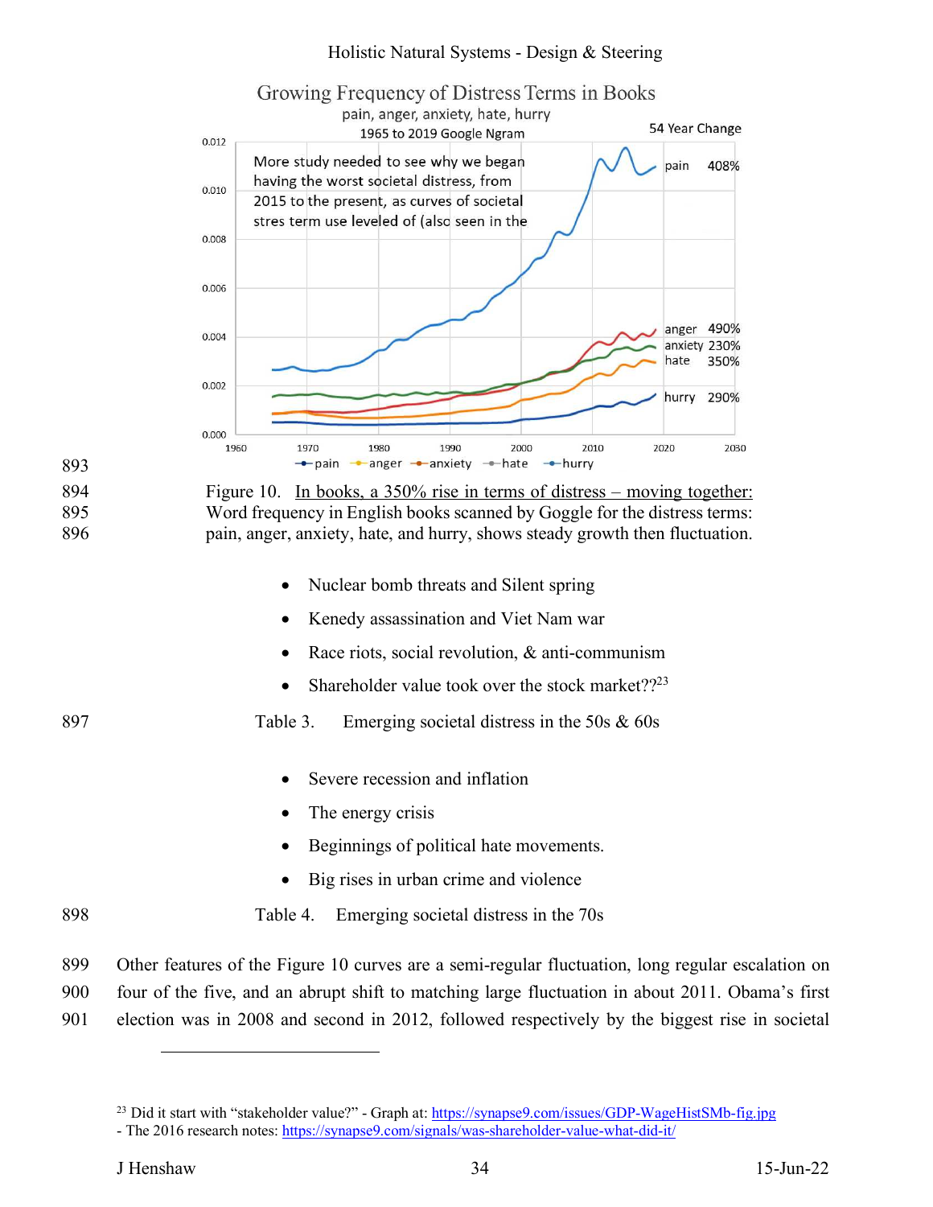Figure 10. In books, a 350% rise in terms of distress – moving together: Word frequency in English books scanned by Goggle for the distress terms: pain, anger, anxiety, hate, and hurry, shows steady growth then fluctuation.

- Nuclear bomb threats and Silent spring
- Kenedy assassination and Viet Nam war
- Race riots, social revolution, & anti-communism
- Shareholder value took over the stock market??[23]

Table 3. Emerging societal distress in the 50s & 60s

- Severe recession and inflation
- The energy crisis
- Beginnings of political hate movements.
- Big rises in urban crime and violence

Table 4. Emerging societal distress in the 70s

Other features of the Figure 10 curves are a semi-regular fluctuation, long regular escalation on four of the five, and an abrupt shift to matching large fluctuation in about 2011. Obama's first election was in 2008 and second in 2012, followed respectively by the biggest rise in societal

[23] Did it start with "stakeholder value?" - Graph at: https://synapse9.com/issues/GDP-WageHistSMb-fig.jpg
- The 2016 research notes: https://synapse9.com/signals/was-shareholder-value-what-did-it/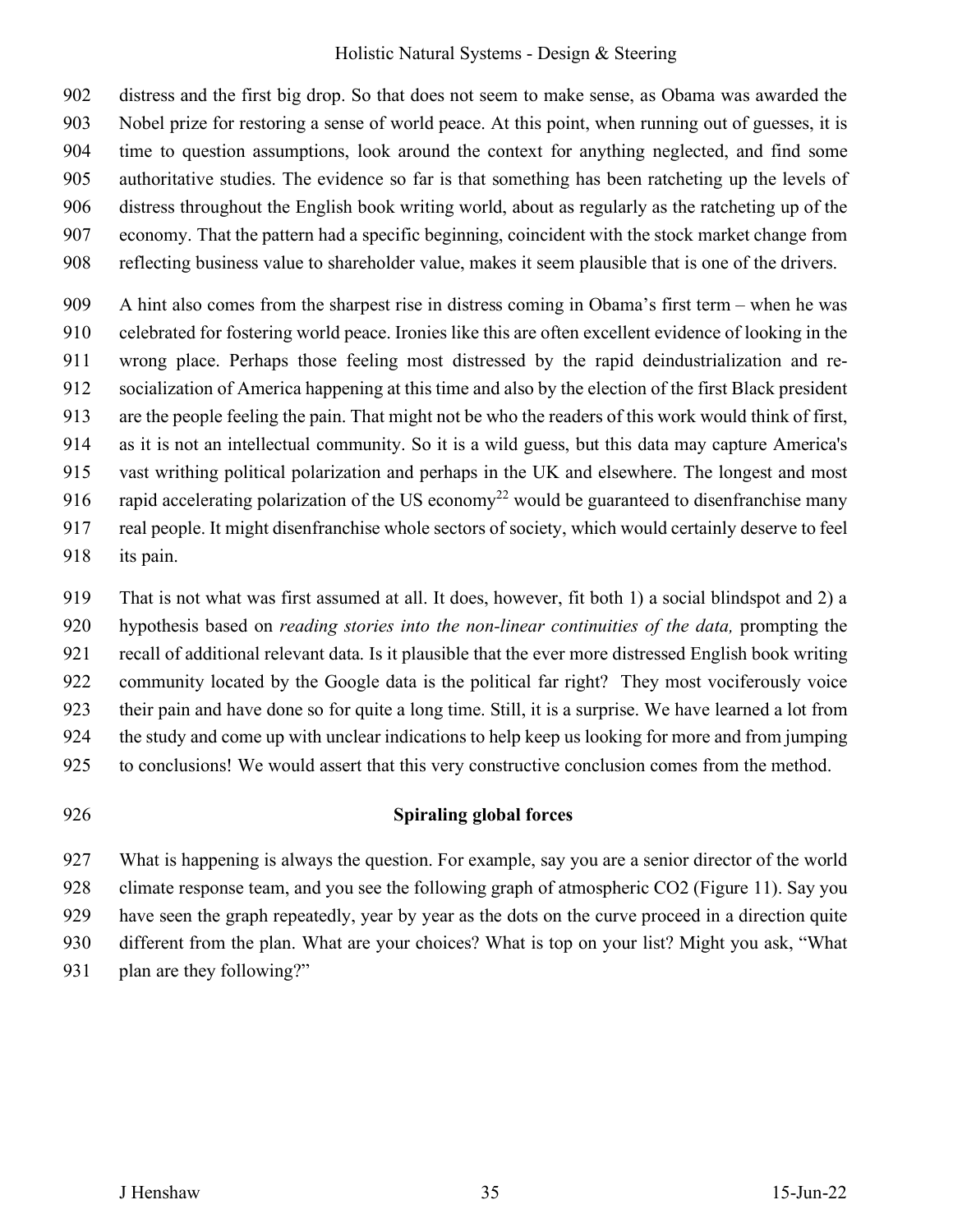distress and the first big drop. So that does not seem to make sense, as Obama was awarded the Nobel prize for restoring a sense of world peace. At this point, when running out of guesses, it is time to question assumptions, look around the context for anything neglected, and find some authoritative studies. The evidence so far is that something has been ratcheting up the levels of distress throughout the English book writing world, about as regularly as the ratcheting up of the economy. That the pattern had a specific beginning, coincident with the stock market change from reflecting business value to shareholder value, makes it seem plausible that is one of the drivers.

A hint also comes from the sharpest rise in distress coming in Obama's first term – when he was celebrated for fostering world peace. Ironies like this are often excellent evidence of looking in the wrong place. Perhaps those feeling most distressed by the rapid deindustrialization and re-socialization of America happening at this time and also by the election of the first Black president are the people feeling the pain. That might not be who the readers of this work would think of first, as it is not an intellectual community. So it is a wild guess, but this data may capture America's vast writhing political polarization and perhaps in the UK and elsewhere. The longest and most rapid accelerating polarization of the US economy[22] would be guaranteed to disenfranchise many real people. It might disenfranchise whole sectors of society, which would certainly deserve to feel its pain.

That is not what was first assumed at all. It does, however, fit both 1) a social blindspot and 2) a hypothesis based on *reading stories into the non-linear continuities of the data,* prompting the recall of additional relevant data. Is it plausible that the ever more distressed English book writing community located by the Google data is the political far right? They most vociferously voice their pain and have done so for quite a long time. Still, it is a surprise. We have learned a lot from the study and come up with unclear indications to help keep us looking for more and from jumping to conclusions! We would assert that this very constructive conclusion comes from the method.

## Spiraling global forces

What is happening is always the question. For example, say you are a senior director of the world climate response team, and you see the following graph of atmospheric $CO_2$ (Figure 11). Say you have seen the graph repeatedly, year by year as the dots on the curve proceed in a direction quite different from the plan. What are your choices? What is top on your list? Might you ask, "What plan are they following?"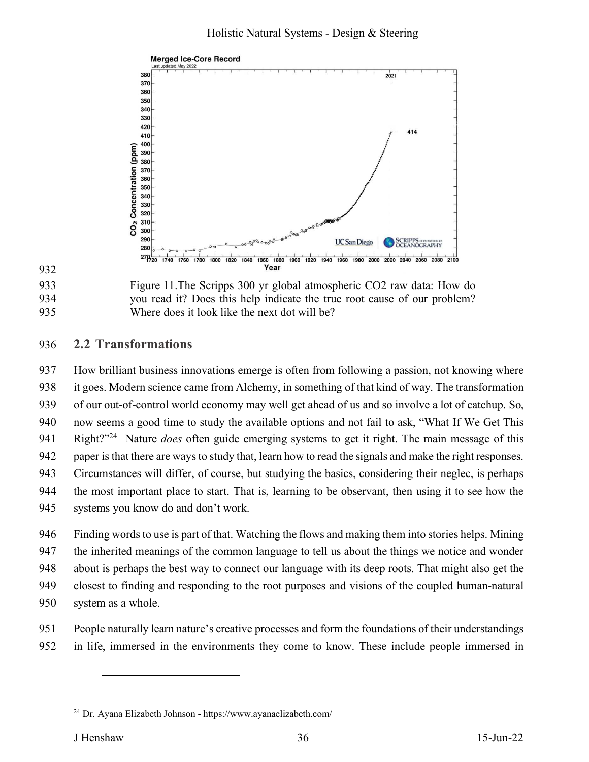Figure 11.The Scripps 300 yr global atmospheric CO2 raw data: How do you read it? Does this help indicate the true root cause of our problem? Where does it look like the next dot will be?

## 2.2 Transformations

How brilliant business innovations emerge is often from following a passion, not knowing where it goes. Modern science came from Alchemy, in something of that kind of way. The transformation of our out-of-control world economy may well get ahead of us and so involve a lot of catchup. So, now seems a good time to study the available options and not fail to ask, "What If We Get This Right?"[24] Nature *does* often guide emerging systems to get it right. The main message of this paper is that there are ways to study that, learn how to read the signals and make the right responses. Circumstances will differ, of course, but studying the basics, considering their neglec, is perhaps the most important place to start. That is, learning to be observant, then using it to see how the systems you know do and don't work.

Finding words to use is part of that. Watching the flows and making them into stories helps. Mining the inherited meanings of the common language to tell us about the things we notice and wonder about is perhaps the best way to connect our language with its deep roots. That might also get the closest to finding and responding to the root purposes and visions of the coupled human-natural system as a whole.

People naturally learn nature's creative processes and form the foundations of their understandings in life, immersed in the environments they come to know. These include people immersed in

[24] Dr. Ayana Elizabeth Johnson - https://www.ayanaelizabeth.com/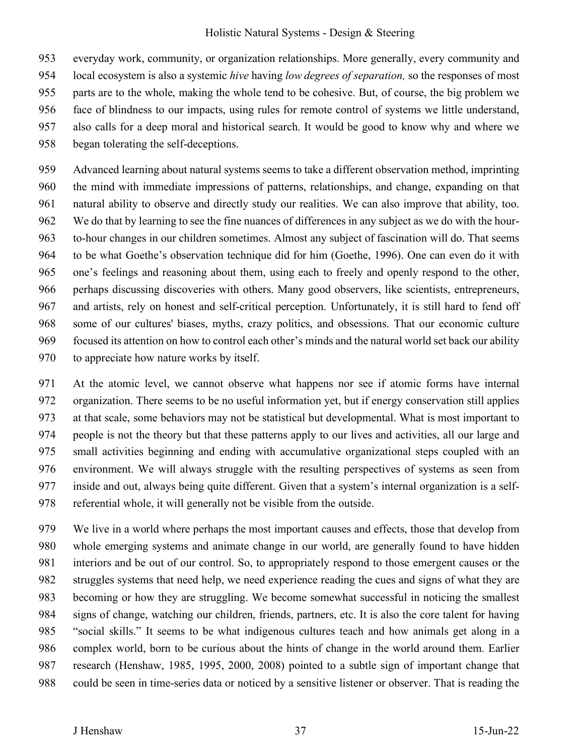everyday work, community, or organization relationships. More generally, every community and local ecosystem is also a systemic *hive* having *low degrees of separation,* so the responses of most parts are to the whole, making the whole tend to be cohesive. But, of course, the big problem we face of blindness to our impacts, using rules for remote control of systems we little understand, also calls for a deep moral and historical search. It would be good to know why and where we began tolerating the self-deceptions.

Advanced learning about natural systems seems to take a different observation method, imprinting the mind with immediate impressions of patterns, relationships, and change, expanding on that natural ability to observe and directly study our realities. We can also improve that ability, too. We do that by learning to see the fine nuances of differences in any subject as we do with the hour-to-hour changes in our children sometimes. Almost any subject of fascination will do. That seems to be what Goethe's observation technique did for him (Goethe, 1996). One can even do it with one's feelings and reasoning about them, using each to freely and openly respond to the other, perhaps discussing discoveries with others. Many good observers, like scientists, entrepreneurs, and artists, rely on honest and self-critical perception. Unfortunately, it is still hard to fend off some of our cultures' biases, myths, crazy politics, and obsessions. That our economic culture focused its attention on how to control each other's minds and the natural world set back our ability to appreciate how nature works by itself.

At the atomic level, we cannot observe what happens nor see if atomic forms have internal organization. There seems to be no useful information yet, but if energy conservation still applies at that scale, some behaviors may not be statistical but developmental. What is most important to people is not the theory but that these patterns apply to our lives and activities, all our large and small activities beginning and ending with accumulative organizational steps coupled with an environment. We will always struggle with the resulting perspectives of systems as seen from inside and out, always being quite different. Given that a system's internal organization is a self-referential whole, it will generally not be visible from the outside.

We live in a world where perhaps the most important causes and effects, those that develop from whole emerging systems and animate change in our world, are generally found to have hidden interiors and be out of our control. So, to appropriately respond to those emergent causes or the struggles systems that need help, we need experience reading the cues and signs of what they are becoming or how they are struggling. We become somewhat successful in noticing the smallest signs of change, watching our children, friends, partners, etc. It is also the core talent for having "social skills." It seems to be what indigenous cultures teach and how animals get along in a complex world, born to be curious about the hints of change in the world around them. Earlier research (Henshaw, 1985, 1995, 2000, 2008) pointed to a subtle sign of important change that could be seen in time-series data or noticed by a sensitive listener or observer. That is reading the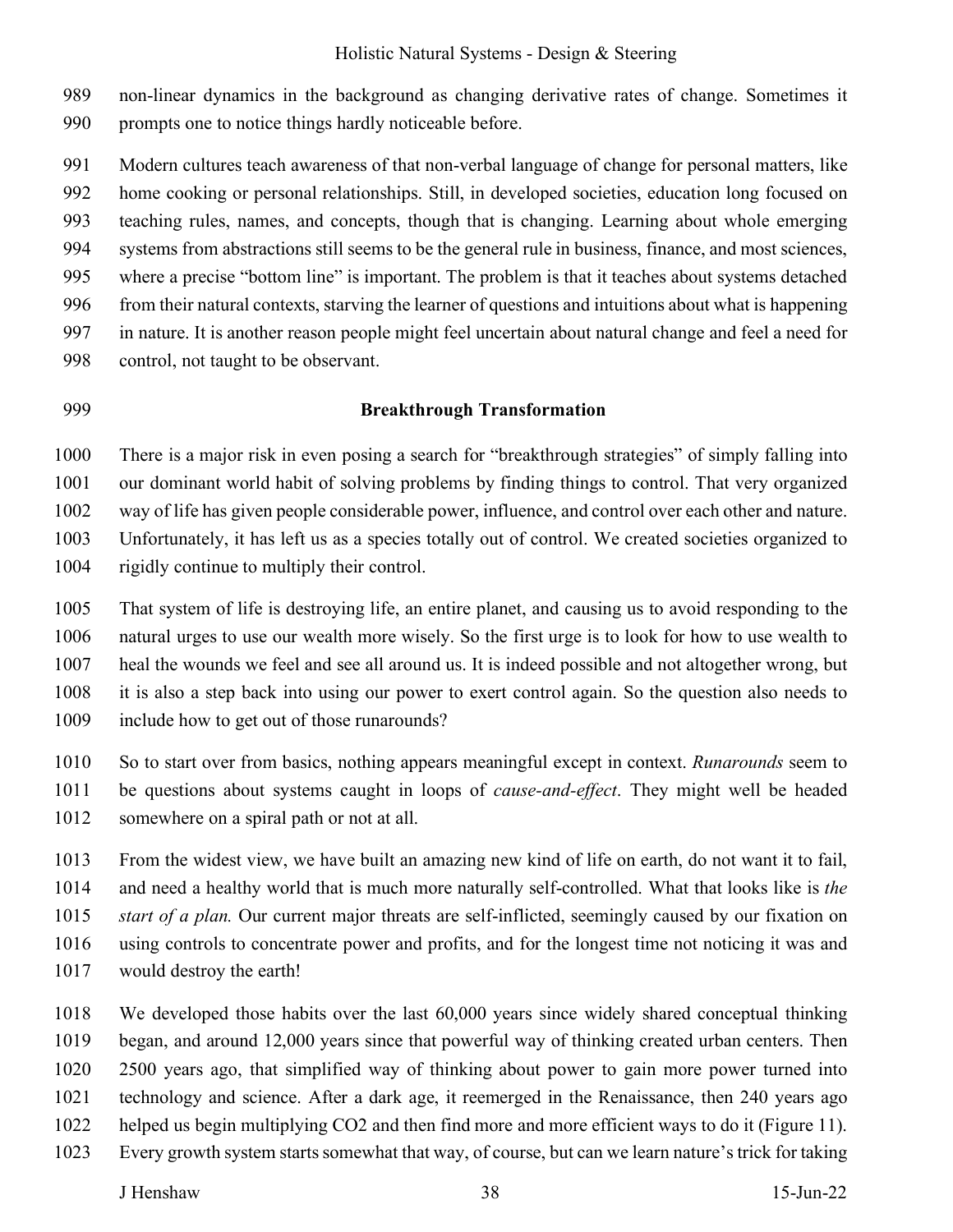non-linear dynamics in the background as changing derivative rates of change. Sometimes it prompts one to notice things hardly noticeable before.

Modern cultures teach awareness of that non-verbal language of change for personal matters, like home cooking or personal relationships. Still, in developed societies, education long focused on teaching rules, names, and concepts, though that is changing. Learning about whole emerging systems from abstractions still seems to be the general rule in business, finance, and most sciences, where a precise "bottom line" is important. The problem is that it teaches about systems detached from their natural contexts, starving the learner of questions and intuitions about what is happening in nature. It is another reason people might feel uncertain about natural change and feel a need for control, not taught to be observant.

## Breakthrough Transformation

There is a major risk in even posing a search for "breakthrough strategies" of simply falling into our dominant world habit of solving problems by finding things to control. That very organized way of life has given people considerable power, influence, and control over each other and nature. Unfortunately, it has left us as a species totally out of control. We created societies organized to rigidly continue to multiply their control.

That system of life is destroying life, an entire planet, and causing us to avoid responding to the natural urges to use our wealth more wisely. So the first urge is to look for how to use wealth to heal the wounds we feel and see all around us. It is indeed possible and not altogether wrong, but it is also a step back into using our power to exert control again. So the question also needs to include how to get out of those runarounds?

So to start over from basics, nothing appears meaningful except in context. *Runarounds* seem to be questions about systems caught in loops of *cause-and-effect*. They might well be headed somewhere on a spiral path or not at all.

From the widest view, we have built an amazing new kind of life on earth, do not want it to fail, and need a healthy world that is much more naturally self-controlled. What that looks like is *the start of a plan.* Our current major threats are self-inflicted, seemingly caused by our fixation on using controls to concentrate power and profits, and for the longest time not noticing it was and would destroy the earth!

We developed those habits over the last 60,000 years since widely shared conceptual thinking began, and around 12,000 years since that powerful way of thinking created urban centers. Then 2500 years ago, that simplified way of thinking about power to gain more power turned into technology and science. After a dark age, it reemerged in the Renaissance, then 240 years ago helped us begin multiplying $CO_2$ and then find more and more efficient ways to do it (Figure 11). Every growth system starts somewhat that way, of course, but can we learn nature's trick for taking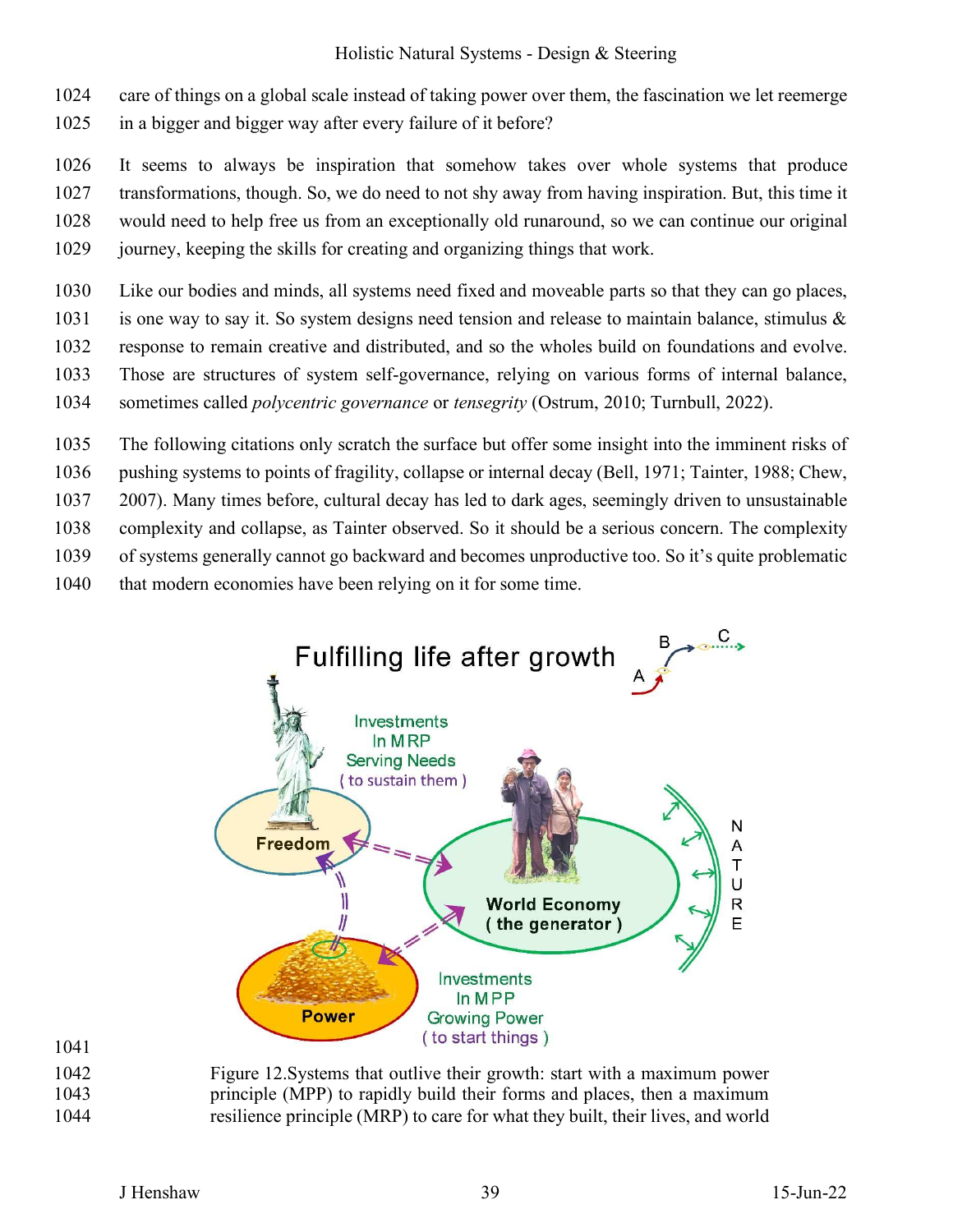care of things on a global scale instead of taking power over them, the fascination we let reemerge in a bigger and bigger way after every failure of it before?

It seems to always be inspiration that somehow takes over whole systems that produce transformations, though. So, we do need to not shy away from having inspiration. But, this time it would need to help free us from an exceptionally old runaround, so we can continue our original journey, keeping the skills for creating and organizing things that work.

Like our bodies and minds, all systems need fixed and moveable parts so that they can go places, is one way to say it. So system designs need tension and release to maintain balance, stimulus & response to remain creative and distributed, and so the wholes build on foundations and evolve. Those are structures of system self-governance, relying on various forms of internal balance, sometimes called *polycentric governance* or *tensegrity* (Ostrum, 2010; Turnbull, 2022).

The following citations only scratch the surface but offer some insight into the imminent risks of pushing systems to points of fragility, collapse or internal decay (Bell, 1971; Tainter, 1988; Chew, 2007). Many times before, cultural decay has led to dark ages, seemingly driven to unsustainable complexity and collapse, as Tainter observed. So it should be a serious concern. The complexity of systems generally cannot go backward and becomes unproductive too. So it's quite problematic that modern economies have been relying on it for some time.

Figure 12.Systems that outlive their growth: start with a maximum power principle (MPP) to rapidly build their forms and places, then a maximum resilience principle (MRP) to care for what they built, their lives, and world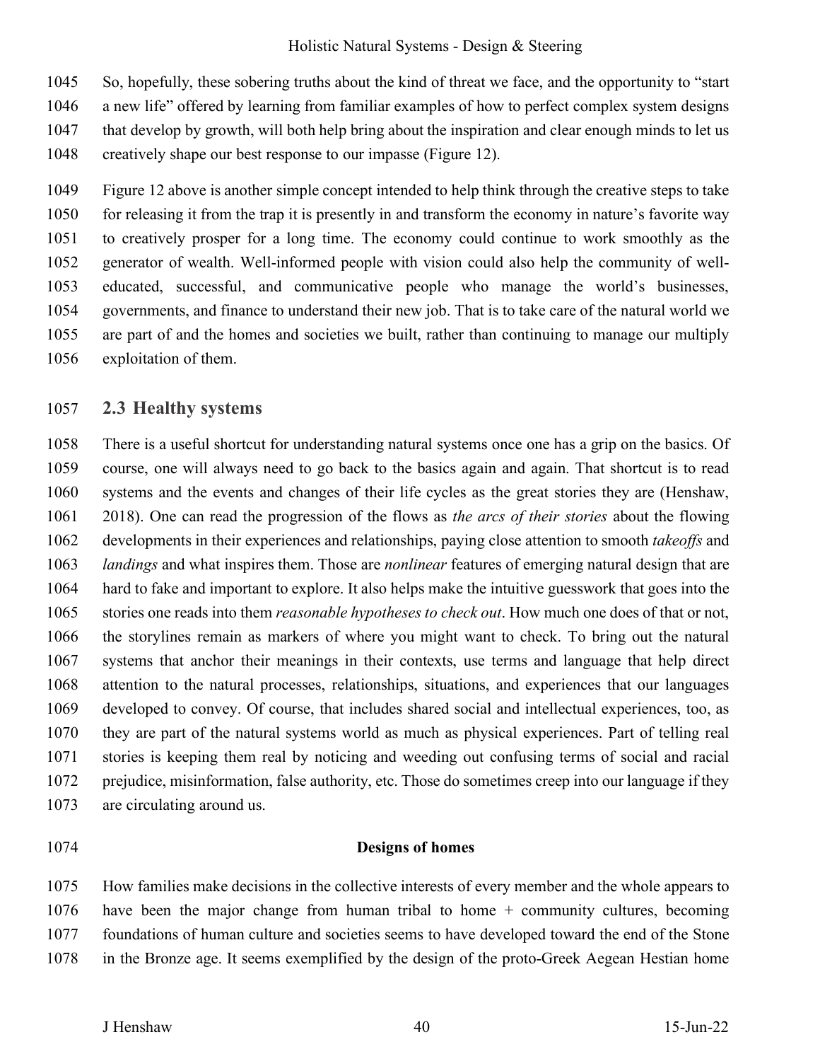So, hopefully, these sobering truths about the kind of threat we face, and the opportunity to "start a new life" offered by learning from familiar examples of how to perfect complex system designs that develop by growth, will both help bring about the inspiration and clear enough minds to let us creatively shape our best response to our impasse (Figure 12).

Figure 12 above is another simple concept intended to help think through the creative steps to take for releasing it from the trap it is presently in and transform the economy in nature's favorite way to creatively prosper for a long time. The economy could continue to work smoothly as the generator of wealth. Well-informed people with vision could also help the community of well-educated, successful, and communicative people who manage the world's businesses, governments, and finance to understand their new job. That is to take care of the natural world we are part of and the homes and societies we built, rather than continuing to manage our multiply exploitation of them.

## 2.3 Healthy systems

There is a useful shortcut for understanding natural systems once one has a grip on the basics. Of course, one will always need to go back to the basics again and again. That shortcut is to read systems and the events and changes of their life cycles as the great stories they are (Henshaw, 2018). One can read the progression of the flows as *the arcs of their stories* about the flowing developments in their experiences and relationships, paying close attention to smooth *takeoffs* and *landings* and what inspires them. Those are *nonlinear* features of emerging natural design that are hard to fake and important to explore. It also helps make the intuitive guesswork that goes into the stories one reads into them *reasonable hypotheses to check out*. How much one does of that or not, the storylines remain as markers of where you might want to check. To bring out the natural systems that anchor their meanings in their contexts, use terms and language that help direct attention to the natural processes, relationships, situations, and experiences that our languages developed to convey. Of course, that includes shared social and intellectual experiences, too, as they are part of the natural systems world as much as physical experiences. Part of telling real stories is keeping them real by noticing and weeding out confusing terms of social and racial prejudice, misinformation, false authority, etc. Those do sometimes creep into our language if they are circulating around us.

**Designs of homes**

How families make decisions in the collective interests of every member and the whole appears to have been the major change from human tribal to home + community cultures, becoming foundations of human culture and societies seems to have developed toward the end of the Stone in the Bronze age. It seems exemplified by the design of the proto-Greek Aegean Hestian home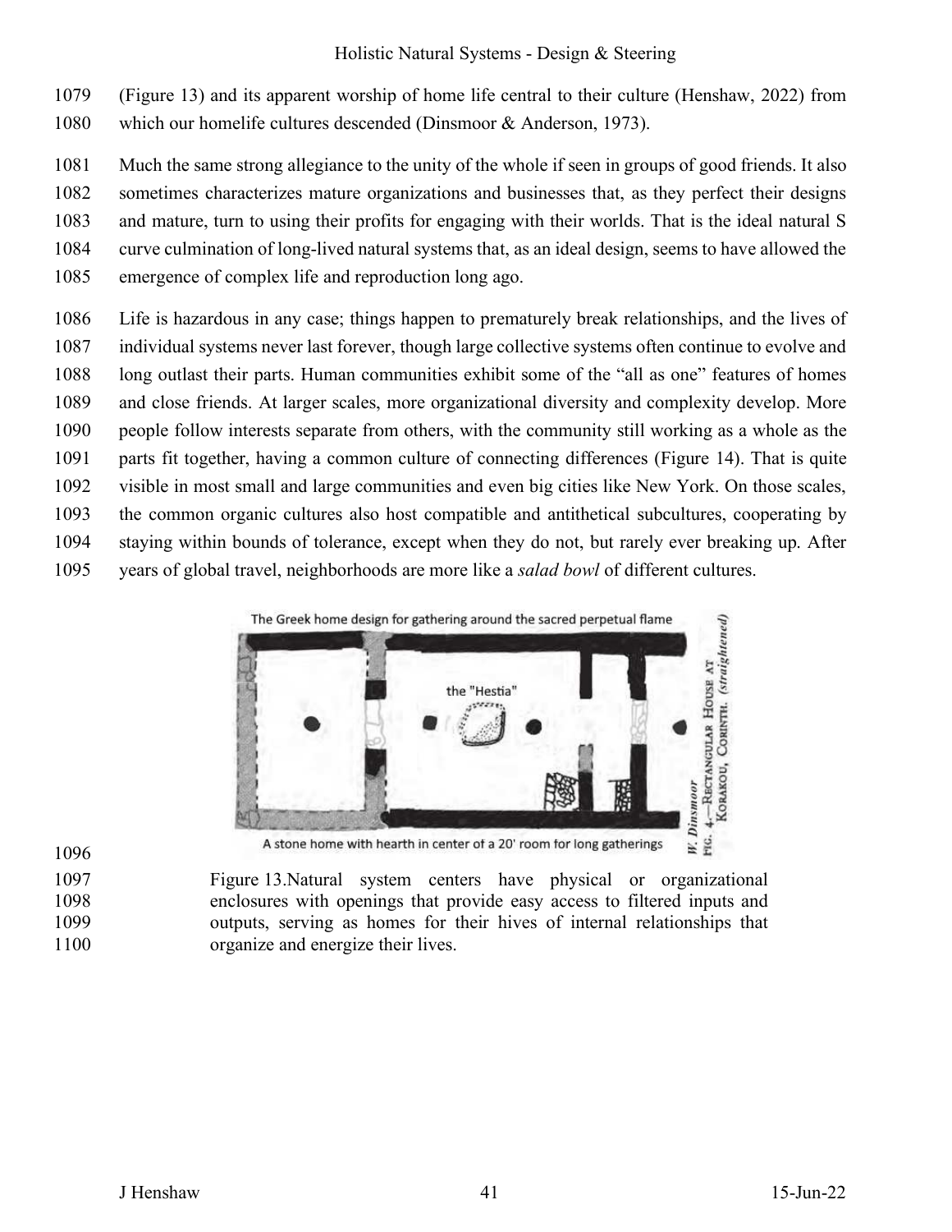(Figure 13) and its apparent worship of home life central to their culture (Henshaw, 2022) from which our homelife cultures descended (Dinsmoor & Anderson, 1973).

Much the same strong allegiance to the unity of the whole if seen in groups of good friends. It also sometimes characterizes mature organizations and businesses that, as they perfect their designs and mature, turn to using their profits for engaging with their worlds. That is the ideal natural S curve culmination of long-lived natural systems that, as an ideal design, seems to have allowed the emergence of complex life and reproduction long ago.

Life is hazardous in any case; things happen to prematurely break relationships, and the lives of individual systems never last forever, though large collective systems often continue to evolve and long outlast their parts. Human communities exhibit some of the "all as one" features of homes and close friends. At larger scales, more organizational diversity and complexity develop. More people follow interests separate from others, with the community still working as a whole as the parts fit together, having a common culture of connecting differences (Figure 14). That is quite visible in most small and large communities and even big cities like New York. On those scales, the common organic cultures also host compatible and antithetical subcultures, cooperating by staying within bounds of tolerance, except when they do not, but rarely ever breaking up. After years of global travel, neighborhoods are more like a *salad bowl* of different cultures.

The Greek home design for gathering around the sacred perpetual flame

the "Hestia"

A stone home with hearth in center of a 20' room for long gatherings

W. Dinsmoor FIG. 4.—Rectangular House at Korakou, Corinth. (straightened)

Figure 13. Natural system centers have physical or organizational enclosures with openings that provide easy access to filtered inputs and outputs, serving as homes for their hives of internal relationships that organize and energize their lives.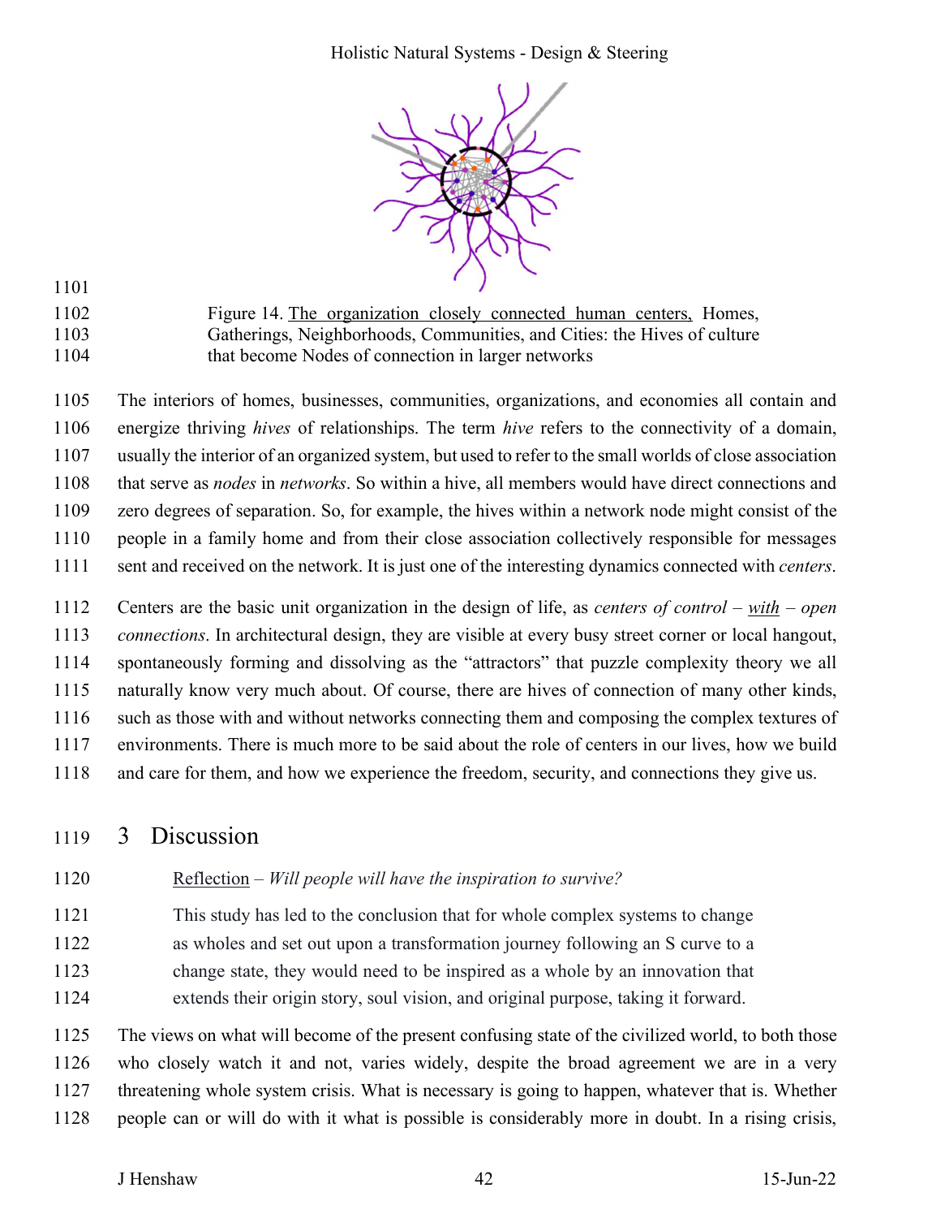Figure 14. The organization closely connected human centers, Homes, Gatherings, Neighborhoods, Communities, and Cities: the Hives of culture that become Nodes of connection in larger networks

The interiors of homes, businesses, communities, organizations, and economies all contain and energize thriving *hives* of relationships. The term *hive* refers to the connectivity of a domain, usually the interior of an organized system, but used to refer to the small worlds of close association that serve as *nodes* in *networks*. So within a hive, all members would have direct connections and zero degrees of separation. So, for example, the hives within a network node might consist of the people in a family home and from their close association collectively responsible for messages sent and received on the network. It is just one of the interesting dynamics connected with *centers*.

Centers are the basic unit organization in the design of life, as *centers of control – with – open connections*. In architectural design, they are visible at every busy street corner or local hangout, spontaneously forming and dissolving as the "attractors" that puzzle complexity theory we all naturally know very much about. Of course, there are hives of connection of many other kinds, such as those with and without networks connecting them and composing the complex textures of environments. There is much more to be said about the role of centers in our lives, how we build and care for them, and how we experience the freedom, security, and connections they give us.

# 3 Discussion

> Reflection – *Will people will have the inspiration to survive?*
>
> This study has led to the conclusion that for whole complex systems to change as wholes and set out upon a transformation journey following an S curve to a change state, they would need to be inspired as a whole by an innovation that extends their origin story, soul vision, and original purpose, taking it forward.

The views on what will become of the present confusing state of the civilized world, to both those who closely watch it and not, varies widely, despite the broad agreement we are in a very threatening whole system crisis. What is necessary is going to happen, whatever that is. Whether people can or will do with it what is possible is considerably more in doubt. In a rising crisis,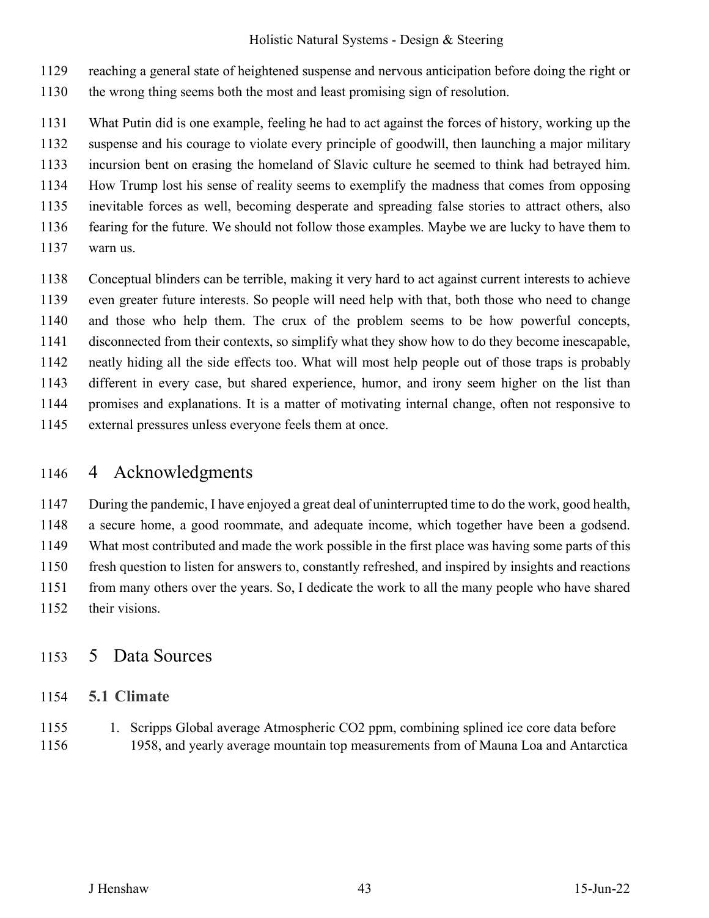reaching a general state of heightened suspense and nervous anticipation before doing the right or the wrong thing seems both the most and least promising sign of resolution.

What Putin did is one example, feeling he had to act against the forces of history, working up the suspense and his courage to violate every principle of goodwill, then launching a major military incursion bent on erasing the homeland of Slavic culture he seemed to think had betrayed him. How Trump lost his sense of reality seems to exemplify the madness that comes from opposing inevitable forces as well, becoming desperate and spreading false stories to attract others, also fearing for the future. We should not follow those examples. Maybe we are lucky to have them to warn us.

Conceptual blinders can be terrible, making it very hard to act against current interests to achieve even greater future interests. So people will need help with that, both those who need to change and those who help them. The crux of the problem seems to be how powerful concepts, disconnected from their contexts, so simplify what they show how to do they become inescapable, neatly hiding all the side effects too. What will most help people out of those traps is probably different in every case, but shared experience, humor, and irony seem higher on the list than promises and explanations. It is a matter of motivating internal change, often not responsive to external pressures unless everyone feels them at once.

# 4 Acknowledgments

During the pandemic, I have enjoyed a great deal of uninterrupted time to do the work, good health, a secure home, a good roommate, and adequate income, which together have been a godsend. What most contributed and made the work possible in the first place was having some parts of this fresh question to listen for answers to, constantly refreshed, and inspired by insights and reactions from many others over the years. So, I dedicate the work to all the many people who have shared their visions.

# 5 Data Sources

## 5.1 Climate

1. Scripps Global average Atmospheric CO2 ppm, combining splined ice core data before 1958, and yearly average mountain top measurements from of Mauna Loa and Antarctica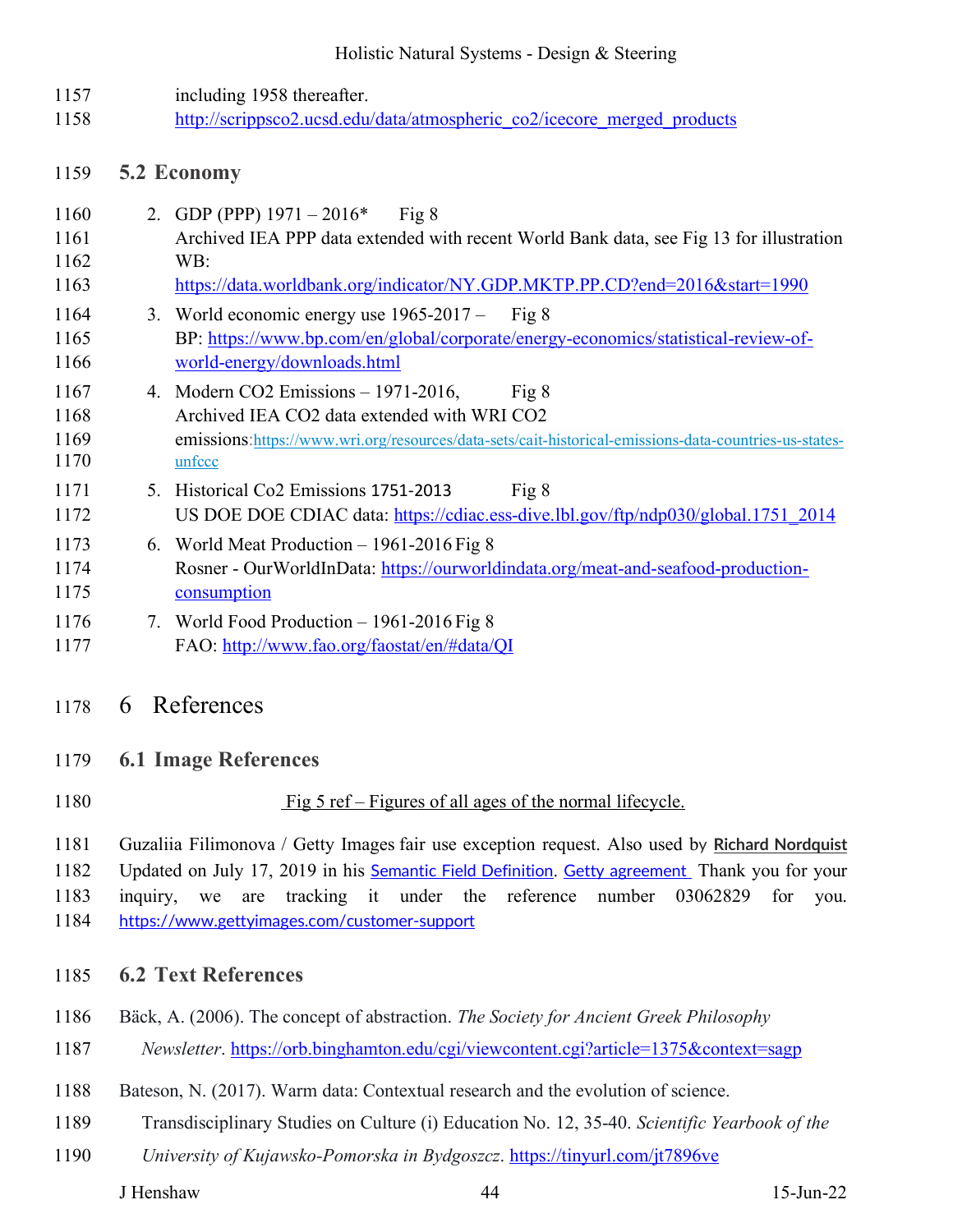including 1958 thereafter.
http://scrippsco2.ucsd.edu/data/atmospheric_co2/icecore_merged_products

## 5.2 Economy

2. GDP (PPP) 1971 – 2016* Fig 8
   Archived IEA PPP data extended with recent World Bank data, see Fig 13 for illustration
   WB:
   https://data.worldbank.org/indicator/NY.GDP.MKTP.PP.CD?end=2016&start=1990
3. World economic energy use 1965-2017 – Fig 8
   BP: https://www.bp.com/en/global/corporate/energy-economics/statistical-review-of-world-energy/downloads.html
4. Modern CO2 Emissions – 1971-2016, Fig 8
   Archived IEA CO2 data extended with WRI CO2 emissions:https://www.wri.org/resources/data-sets/cait-historical-emissions-data-countries-us-states-unfccc
5. Historical Co2 Emissions 1751-2013 Fig 8
   US DOE DOE CDIAC data: https://cdiac.ess-dive.lbl.gov/ftp/ndp030/global.1751_2014
6. World Meat Production – 1961-2016 Fig 8
   Rosner - OurWorldInData: https://ourworldindata.org/meat-and-seafood-production-consumption
7. World Food Production – 1961-2016 Fig 8
   FAO: http://www.fao.org/faostat/en/#data/QI

# 6 References

## 6.1 Image References

Fig 5 ref – Figures of all ages of the normal lifecycle.

Guzaliia Filimonova / Getty Images fair use exception request. Also used by **Richard Nordquist** Updated on July 17, 2019 in his Semantic Field Definition. Getty agreement Thank you for your inquiry, we are tracking it under the reference number 03062829 for you. https://www.gettyimages.com/customer-support

## 6.2 Text References

Bäck, A. (2006). The concept of abstraction. *The Society for Ancient Greek Philosophy Newsletter*. https://orb.binghamton.edu/cgi/viewcontent.cgi?article=1375&context=sagp

Bateson, N. (2017). Warm data: Contextual research and the evolution of science. Transdisciplinary Studies on Culture (i) Education No. 12, 35-40. *Scientific Yearbook of the University of Kujawsko-Pomorska in Bydgoszcz*. https://tinyurl.com/jt7896ve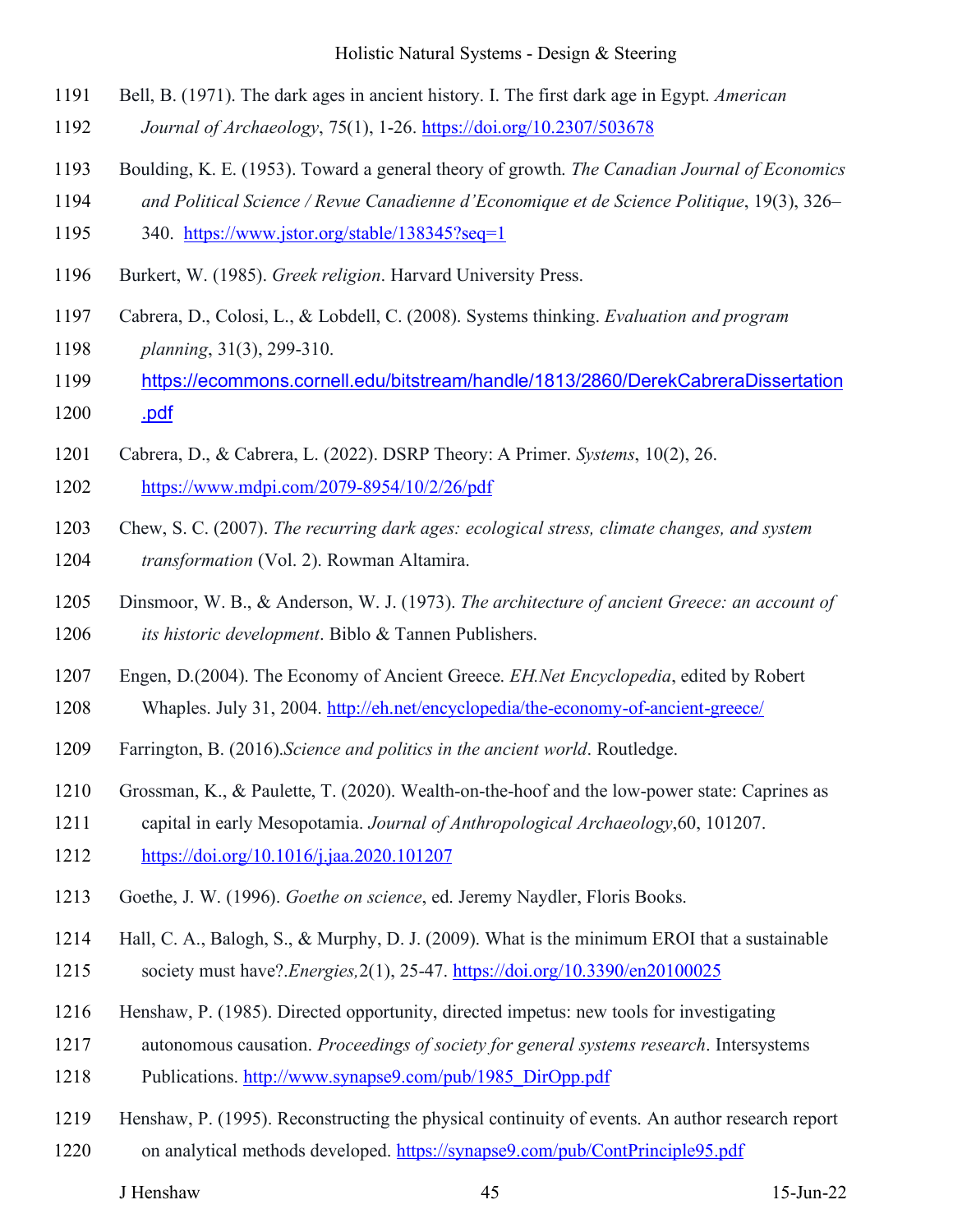Bell, B. (1971). The dark ages in ancient history. I. The first dark age in Egypt. *American Journal of Archaeology*, 75(1), 1-26. https://doi.org/10.2307/503678

Boulding, K. E. (1953). Toward a general theory of growth. *The Canadian Journal of Economics and Political Science / Revue Canadienne d'Economique et de Science Politique*, 19(3), 326–340. https://www.jstor.org/stable/138345?seq=1

Burkert, W. (1985). *Greek religion*. Harvard University Press.

Cabrera, D., Colosi, L., & Lobdell, C. (2008). Systems thinking. *Evaluation and program planning*, 31(3), 299-310. https://ecommons.cornell.edu/bitstream/handle/1813/2860/DerekCabreraDissertation.pdf

Cabrera, D., & Cabrera, L. (2022). DSRP Theory: A Primer. *Systems*, 10(2), 26. https://www.mdpi.com/2079-8954/10/2/26/pdf

Chew, S. C. (2007). *The recurring dark ages: ecological stress, climate changes, and system transformation* (Vol. 2). Rowman Altamira.

Dinsmoor, W. B., & Anderson, W. J. (1973). *The architecture of ancient Greece: an account of its historic development*. Biblo & Tannen Publishers.

Engen, D.(2004). The Economy of Ancient Greece. *EH.Net Encyclopedia*, edited by Robert Whaples. July 31, 2004. http://eh.net/encyclopedia/the-economy-of-ancient-greece/

Farrington, B. (2016).*Science and politics in the ancient world*. Routledge.

Grossman, K., & Paulette, T. (2020). Wealth-on-the-hoof and the low-power state: Caprines as capital in early Mesopotamia. *Journal of Anthropological Archaeology*,60, 101207. https://doi.org/10.1016/j.jaa.2020.101207

Goethe, J. W. (1996). *Goethe on science*, ed. Jeremy Naydler, Floris Books.

Hall, C. A., Balogh, S., & Murphy, D. J. (2009). What is the minimum EROI that a sustainable society must have?.*Energies,*2(1), 25-47. https://doi.org/10.3390/en20100025

Henshaw, P. (1985). Directed opportunity, directed impetus: new tools for investigating autonomous causation. *Proceedings of society for general systems research*. Intersystems Publications. http://www.synapse9.com/pub/1985_DirOpp.pdf

Henshaw, P. (1995). Reconstructing the physical continuity of events. An author research report on analytical methods developed. https://synapse9.com/pub/ContPrinciple95.pdf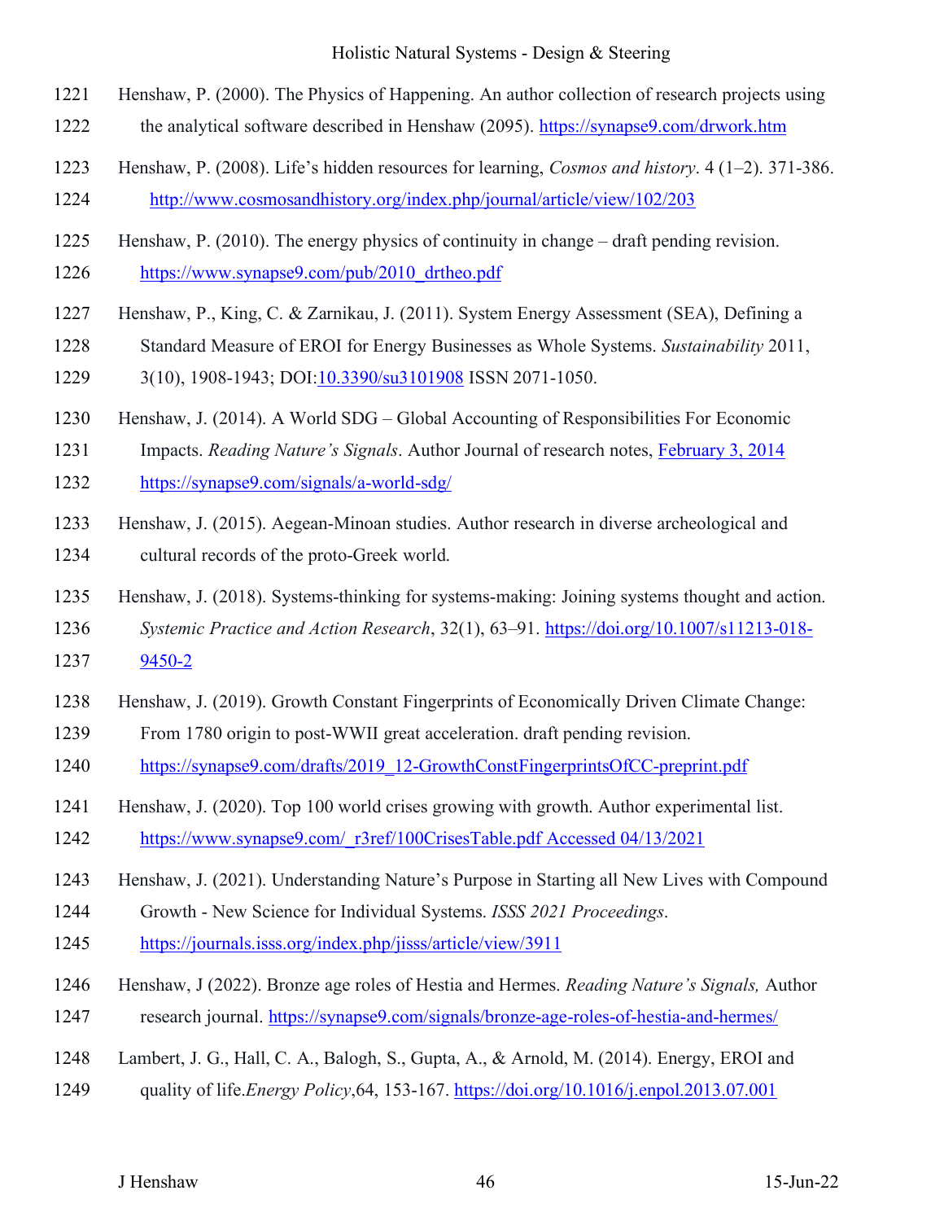Henshaw, P. (2000). The Physics of Happening. An author collection of research projects using the analytical software described in Henshaw (2095). https://synapse9.com/drwork.htm

Henshaw, P. (2008). Life's hidden resources for learning, *Cosmos and history*. 4 (1–2). 371-386. http://www.cosmosandhistory.org/index.php/journal/article/view/102/203

Henshaw, P. (2010). The energy physics of continuity in change – draft pending revision. https://www.synapse9.com/pub/2010_drtheo.pdf

Henshaw, P., King, C. & Zarnikau, J. (2011). System Energy Assessment (SEA), Defining a Standard Measure of EROI for Energy Businesses as Whole Systems. *Sustainability* 2011, 3(10), 1908-1943; DOI:10.3390/su3101908 ISSN 2071-1050.

Henshaw, J. (2014). A World SDG – Global Accounting of Responsibilities For Economic Impacts. *Reading Nature's Signals*. Author Journal of research notes, February 3, 2014 https://synapse9.com/signals/a-world-sdg/

Henshaw, J. (2015). Aegean-Minoan studies. Author research in diverse archeological and cultural records of the proto-Greek world.

Henshaw, J. (2018). Systems-thinking for systems-making: Joining systems thought and action. *Systemic Practice and Action Research*, 32(1), 63–91. https://doi.org/10.1007/s11213-018-9450-2

Henshaw, J. (2019). Growth Constant Fingerprints of Economically Driven Climate Change: From 1780 origin to post-WWII great acceleration. draft pending revision. https://synapse9.com/drafts/2019_12-GrowthConstFingerprintsOfCC-preprint.pdf

Henshaw, J. (2020). Top 100 world crises growing with growth. Author experimental list. https://www.synapse9.com/_r3ref/100CrisesTable.pdf Accessed 04/13/2021

Henshaw, J. (2021). Understanding Nature's Purpose in Starting all New Lives with Compound Growth - New Science for Individual Systems. *ISSS 2021 Proceedings*. https://journals.isss.org/index.php/jisss/article/view/3911

Henshaw, J (2022). Bronze age roles of Hestia and Hermes. *Reading Nature's Signals,* Author research journal. https://synapse9.com/signals/bronze-age-roles-of-hestia-and-hermes/

Lambert, J. G., Hall, C. A., Balogh, S., Gupta, A., & Arnold, M. (2014). Energy, EROI and quality of life.*Energy Policy*,64, 153-167. https://doi.org/10.1016/j.enpol.2013.07.001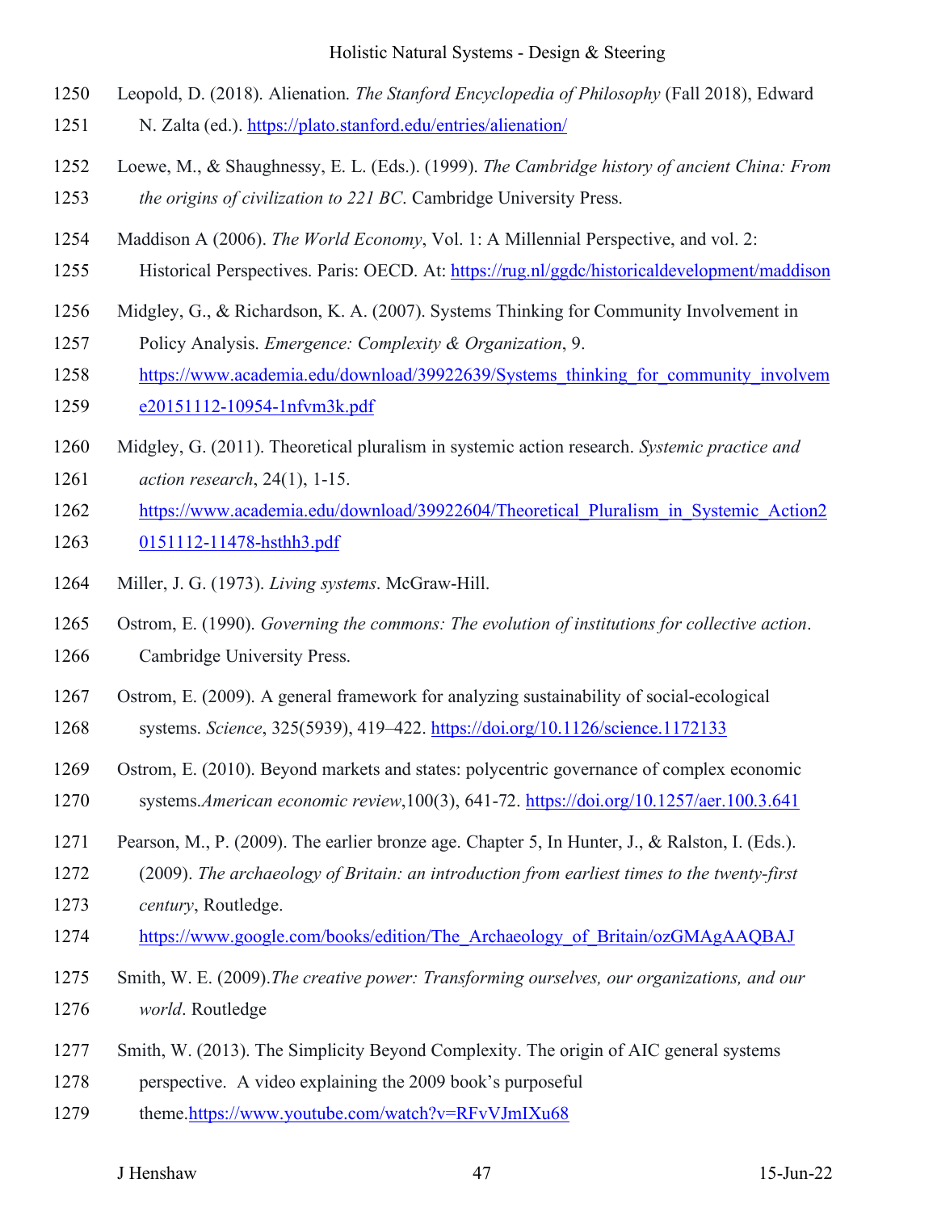Leopold, D. (2018). Alienation. *The Stanford Encyclopedia of Philosophy* (Fall 2018), Edward N. Zalta (ed.). https://plato.stanford.edu/entries/alienation/

Loewe, M., & Shaughnessy, E. L. (Eds.). (1999). *The Cambridge history of ancient China: From the origins of civilization to 221 BC*. Cambridge University Press.

Maddison A (2006). *The World Economy*, Vol. 1: A Millennial Perspective, and vol. 2: Historical Perspectives. Paris: OECD. At: https://rug.nl/ggdc/historicaldevelopment/maddison

Midgley, G., & Richardson, K. A. (2007). Systems Thinking for Community Involvement in Policy Analysis. *Emergence: Complexity & Organization*, 9. https://www.academia.edu/download/39922639/Systems_thinking_for_community_involveme20151112-10954-1nfvm3k.pdf

Midgley, G. (2011). Theoretical pluralism in systemic action research. *Systemic practice and action research*, 24(1), 1-15. https://www.academia.edu/download/39922604/Theoretical_Pluralism_in_Systemic_Action20151112-11478-hsthh3.pdf

Miller, J. G. (1973). *Living systems*. McGraw-Hill.

Ostrom, E. (1990). *Governing the commons: The evolution of institutions for collective action*. Cambridge University Press.

Ostrom, E. (2009). A general framework for analyzing sustainability of social-ecological systems. *Science*, 325(5939), 419–422. https://doi.org/10.1126/science.1172133

Ostrom, E. (2010). Beyond markets and states: polycentric governance of complex economic systems.*American economic review*,100(3), 641-72. https://doi.org/10.1257/aer.100.3.641

Pearson, M., P. (2009). The earlier bronze age. Chapter 5, In Hunter, J., & Ralston, I. (Eds.). (2009). *The archaeology of Britain: an introduction from earliest times to the twenty-first century*, Routledge. https://www.google.com/books/edition/The_Archaeology_of_Britain/ozGMAgAAQBAJ

Smith, W. E. (2009).*The creative power: Transforming ourselves, our organizations, and our world*. Routledge

Smith, W. (2013). The Simplicity Beyond Complexity. The origin of AIC general systems perspective. A video explaining the 2009 book's purposeful theme.https://www.youtube.com/watch?v=RFvVJmIXu68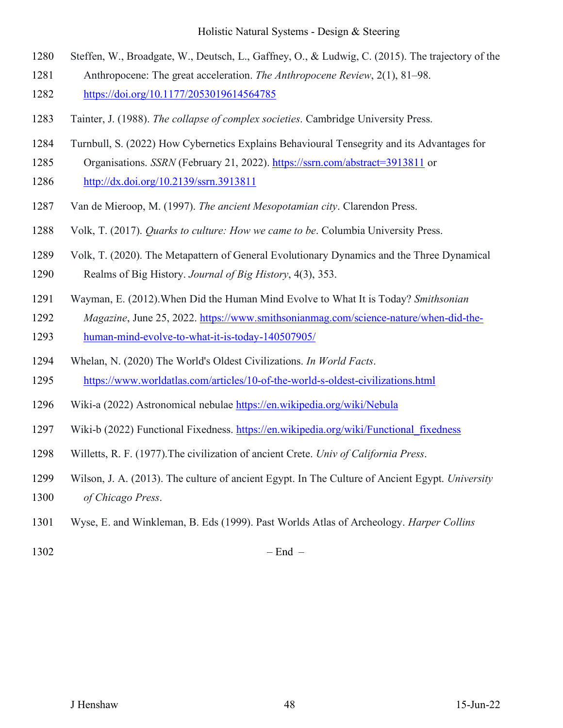Steffen, W., Broadgate, W., Deutsch, L., Gaffney, O., & Ludwig, C. (2015). The trajectory of the Anthropocene: The great acceleration. *The Anthropocene Review*, 2(1), 81–98. https://doi.org/10.1177/2053019614564785

Tainter, J. (1988). *The collapse of complex societies*. Cambridge University Press.

Turnbull, S. (2022) How Cybernetics Explains Behavioural Tensegrity and its Advantages for Organisations. *SSRN* (February 21, 2022). https://ssrn.com/abstract=3913811 or http://dx.doi.org/10.2139/ssrn.3913811

Van de Mieroop, M. (1997). *The ancient Mesopotamian city*. Clarendon Press.

Volk, T. (2017). *Quarks to culture: How we came to be*. Columbia University Press.

Volk, T. (2020). The Metapattern of General Evolutionary Dynamics and the Three Dynamical Realms of Big History. *Journal of Big History*, 4(3), 353.

Wayman, E. (2012).When Did the Human Mind Evolve to What It is Today? *Smithsonian Magazine*, June 25, 2022. https://www.smithsonianmag.com/science-nature/when-did-the-human-mind-evolve-to-what-it-is-today-140507905/

Whelan, N. (2020) The World's Oldest Civilizations. *In World Facts*. https://www.worldatlas.com/articles/10-of-the-world-s-oldest-civilizations.html

Wiki-a (2022) Astronomical nebulae https://en.wikipedia.org/wiki/Nebula

Wiki-b (2022) Functional Fixedness. https://en.wikipedia.org/wiki/Functional_fixedness

Willetts, R. F. (1977).The civilization of ancient Crete. *Univ of California Press*.

Wilson, J. A. (2013). The culture of ancient Egypt. In The Culture of Ancient Egypt. *University of Chicago Press*.

Wyse, E. and Winkleman, B. Eds (1999). Past Worlds Atlas of Archeology. *Harper Collins*

– End –